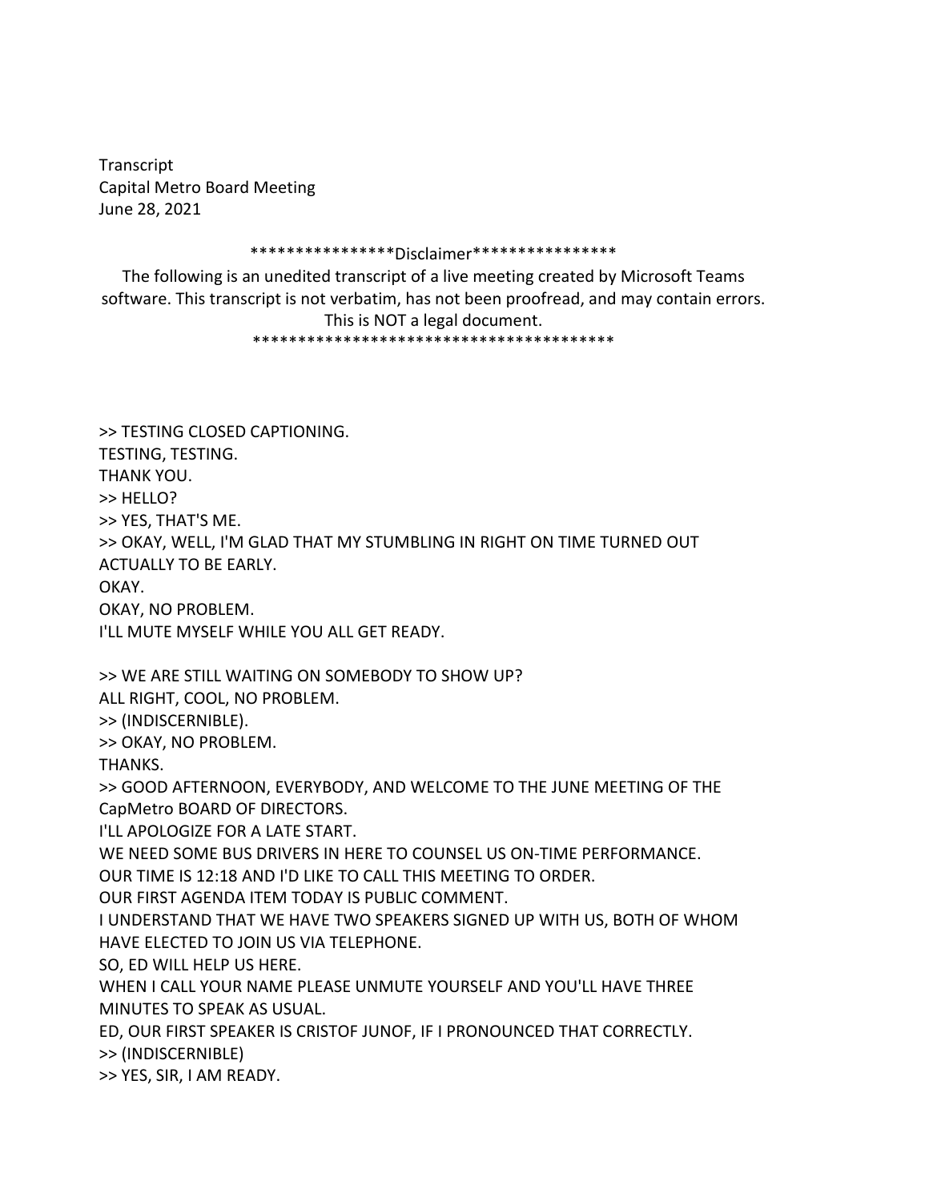Transcript
Capital Metro Board Meeting
June 28, 2021

****************Disclaimer****************

The following is an unedited transcript of a live meeting created by Microsoft Teams software. This transcript is not verbatim, has not been proofread, and may contain errors. This is NOT a legal document.

******************************************

>> TESTING CLOSED CAPTIONING.
TESTING, TESTING.
THANK YOU.
>> HELLO?
>> YES, THAT'S ME.
>> OKAY, WELL, I'M GLAD THAT MY STUMBLING IN RIGHT ON TIME TURNED OUT ACTUALLY TO BE EARLY.
OKAY.
OKAY, NO PROBLEM.
I'LL MUTE MYSELF WHILE YOU ALL GET READY.

>> WE ARE STILL WAITING ON SOMEBODY TO SHOW UP?
ALL RIGHT, COOL, NO PROBLEM.
>> (INDISCERNIBLE).
>> OKAY, NO PROBLEM.
THANKS.
>> GOOD AFTERNOON, EVERYBODY, AND WELCOME TO THE JUNE MEETING OF THE CapMetro BOARD OF DIRECTORS.
I'LL APOLOGIZE FOR A LATE START.
WE NEED SOME BUS DRIVERS IN HERE TO COUNSEL US ON-TIME PERFORMANCE.
OUR TIME IS 12:18 AND I'D LIKE TO CALL THIS MEETING TO ORDER.
OUR FIRST AGENDA ITEM TODAY IS PUBLIC COMMENT.
I UNDERSTAND THAT WE HAVE TWO SPEAKERS SIGNED UP WITH US, BOTH OF WHOM HAVE ELECTED TO JOIN US VIA TELEPHONE.
SO, ED WILL HELP US HERE.
WHEN I CALL YOUR NAME PLEASE UNMUTE YOURSELF AND YOU'LL HAVE THREE MINUTES TO SPEAK AS USUAL.
ED, OUR FIRST SPEAKER IS CRISTOF JUNOF, IF I PRONOUNCED THAT CORRECTLY.
>> (INDISCERNIBLE)
>> YES, SIR, I AM READY.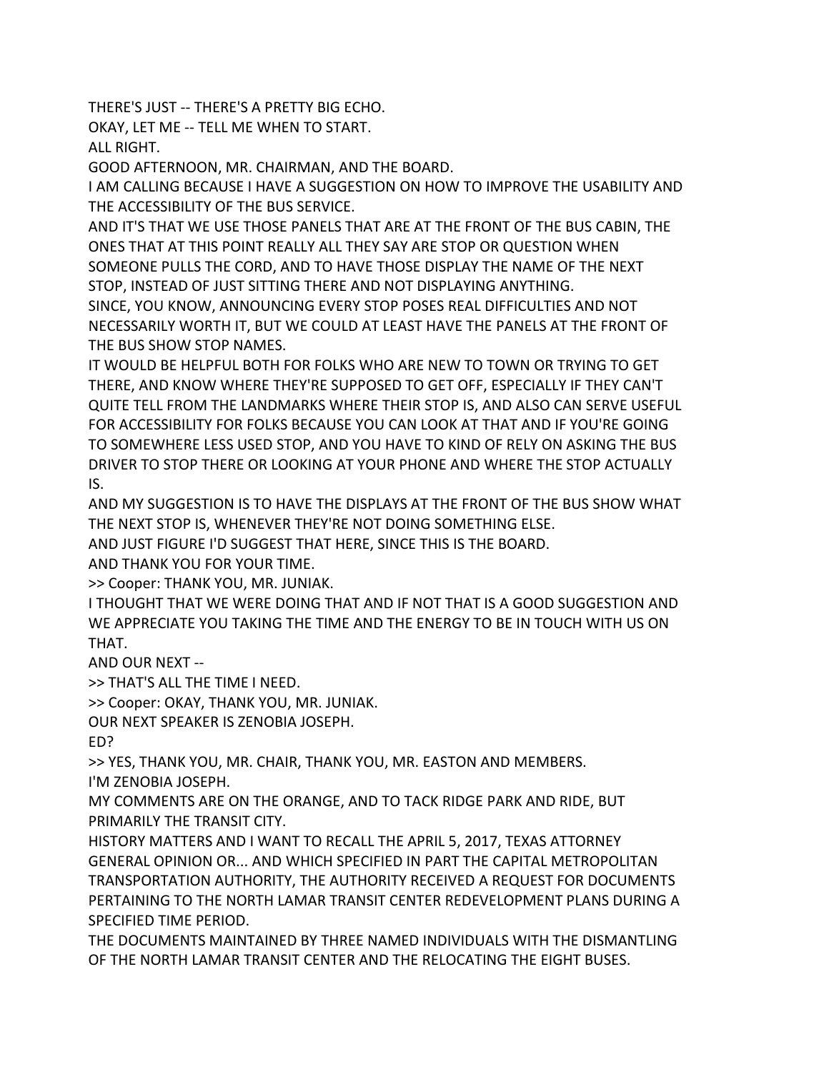THERE'S JUST -- THERE'S A PRETTY BIG ECHO.

OKAY, LET ME -- TELL ME WHEN TO START.

ALL RIGHT.

GOOD AFTERNOON, MR. CHAIRMAN, AND THE BOARD.

I AM CALLING BECAUSE I HAVE A SUGGESTION ON HOW TO IMPROVE THE USABILITY AND THE ACCESSIBILITY OF THE BUS SERVICE.

AND IT'S THAT WE USE THOSE PANELS THAT ARE AT THE FRONT OF THE BUS CABIN, THE ONES THAT AT THIS POINT REALLY ALL THEY SAY ARE STOP OR QUESTION WHEN SOMEONE PULLS THE CORD, AND TO HAVE THOSE DISPLAY THE NAME OF THE NEXT STOP, INSTEAD OF JUST SITTING THERE AND NOT DISPLAYING ANYTHING.

SINCE, YOU KNOW, ANNOUNCING EVERY STOP POSES REAL DIFFICULTIES AND NOT NECESSARILY WORTH IT, BUT WE COULD AT LEAST HAVE THE PANELS AT THE FRONT OF THE BUS SHOW STOP NAMES.

IT WOULD BE HELPFUL BOTH FOR FOLKS WHO ARE NEW TO TOWN OR TRYING TO GET THERE, AND KNOW WHERE THEY'RE SUPPOSED TO GET OFF, ESPECIALLY IF THEY CAN'T QUITE TELL FROM THE LANDMARKS WHERE THEIR STOP IS, AND ALSO CAN SERVE USEFUL FOR ACCESSIBILITY FOR FOLKS BECAUSE YOU CAN LOOK AT THAT AND IF YOU'RE GOING TO SOMEWHERE LESS USED STOP, AND YOU HAVE TO KIND OF RELY ON ASKING THE BUS DRIVER TO STOP THERE OR LOOKING AT YOUR PHONE AND WHERE THE STOP ACTUALLY IS.

AND MY SUGGESTION IS TO HAVE THE DISPLAYS AT THE FRONT OF THE BUS SHOW WHAT THE NEXT STOP IS, WHENEVER THEY'RE NOT DOING SOMETHING ELSE.

AND JUST FIGURE I'D SUGGEST THAT HERE, SINCE THIS IS THE BOARD.

AND THANK YOU FOR YOUR TIME.

>> Cooper: THANK YOU, MR. JUNIAK.

I THOUGHT THAT WE WERE DOING THAT AND IF NOT THAT IS A GOOD SUGGESTION AND WE APPRECIATE YOU TAKING THE TIME AND THE ENERGY TO BE IN TOUCH WITH US ON THAT.

AND OUR NEXT --

>> THAT'S ALL THE TIME I NEED.

>> Cooper: OKAY, THANK YOU, MR. JUNIAK.

OUR NEXT SPEAKER IS ZENOBIA JOSEPH.

ED?

>> YES, THANK YOU, MR. CHAIR, THANK YOU, MR. EASTON AND MEMBERS.

I'M ZENOBIA JOSEPH.

MY COMMENTS ARE ON THE ORANGE, AND TO TACK RIDGE PARK AND RIDE, BUT PRIMARILY THE TRANSIT CITY.

HISTORY MATTERS AND I WANT TO RECALL THE APRIL 5, 2017, TEXAS ATTORNEY GENERAL OPINION OR... AND WHICH SPECIFIED IN PART THE CAPITAL METROPOLITAN TRANSPORTATION AUTHORITY, THE AUTHORITY RECEIVED A REQUEST FOR DOCUMENTS PERTAINING TO THE NORTH LAMAR TRANSIT CENTER REDEVELOPMENT PLANS DURING A SPECIFIED TIME PERIOD.

THE DOCUMENTS MAINTAINED BY THREE NAMED INDIVIDUALS WITH THE DISMANTLING OF THE NORTH LAMAR TRANSIT CENTER AND THE RELOCATING THE EIGHT BUSES.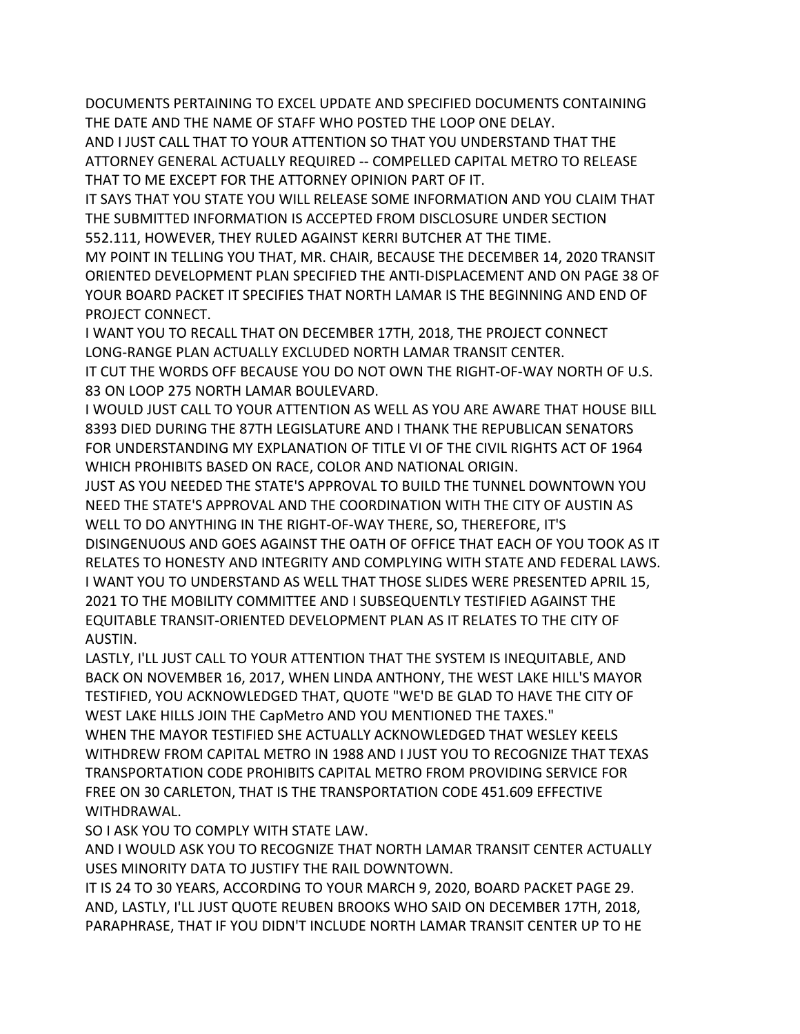DOCUMENTS PERTAINING TO EXCEL UPDATE AND SPECIFIED DOCUMENTS CONTAINING THE DATE AND THE NAME OF STAFF WHO POSTED THE LOOP ONE DELAY.

AND I JUST CALL THAT TO YOUR ATTENTION SO THAT YOU UNDERSTAND THAT THE ATTORNEY GENERAL ACTUALLY REQUIRED -- COMPELLED CAPITAL METRO TO RELEASE THAT TO ME EXCEPT FOR THE ATTORNEY OPINION PART OF IT.

IT SAYS THAT YOU STATE YOU WILL RELEASE SOME INFORMATION AND YOU CLAIM THAT THE SUBMITTED INFORMATION IS ACCEPTED FROM DISCLOSURE UNDER SECTION 552.111, HOWEVER, THEY RULED AGAINST KERRI BUTCHER AT THE TIME.

MY POINT IN TELLING YOU THAT, MR. CHAIR, BECAUSE THE DECEMBER 14, 2020 TRANSIT ORIENTED DEVELOPMENT PLAN SPECIFIED THE ANTI-DISPLACEMENT AND ON PAGE 38 OF YOUR BOARD PACKET IT SPECIFIES THAT NORTH LAMAR IS THE BEGINNING AND END OF PROJECT CONNECT.

I WANT YOU TO RECALL THAT ON DECEMBER 17TH, 2018, THE PROJECT CONNECT LONG-RANGE PLAN ACTUALLY EXCLUDED NORTH LAMAR TRANSIT CENTER.

IT CUT THE WORDS OFF BECAUSE YOU DO NOT OWN THE RIGHT-OF-WAY NORTH OF U.S. 83 ON LOOP 275 NORTH LAMAR BOULEVARD.

I WOULD JUST CALL TO YOUR ATTENTION AS WELL AS YOU ARE AWARE THAT HOUSE BILL 8393 DIED DURING THE 87TH LEGISLATURE AND I THANK THE REPUBLICAN SENATORS FOR UNDERSTANDING MY EXPLANATION OF TITLE VI OF THE CIVIL RIGHTS ACT OF 1964 WHICH PROHIBITS BASED ON RACE, COLOR AND NATIONAL ORIGIN.

JUST AS YOU NEEDED THE STATE'S APPROVAL TO BUILD THE TUNNEL DOWNTOWN YOU NEED THE STATE'S APPROVAL AND THE COORDINATION WITH THE CITY OF AUSTIN AS WELL TO DO ANYTHING IN THE RIGHT-OF-WAY THERE, SO, THEREFORE, IT'S DISINGENUOUS AND GOES AGAINST THE OATH OF OFFICE THAT EACH OF YOU TOOK AS IT RELATES TO HONESTY AND INTEGRITY AND COMPLYING WITH STATE AND FEDERAL LAWS.

I WANT YOU TO UNDERSTAND AS WELL THAT THOSE SLIDES WERE PRESENTED APRIL 15, 2021 TO THE MOBILITY COMMITTEE AND I SUBSEQUENTLY TESTIFIED AGAINST THE EQUITABLE TRANSIT-ORIENTED DEVELOPMENT PLAN AS IT RELATES TO THE CITY OF AUSTIN.

LASTLY, I'LL JUST CALL TO YOUR ATTENTION THAT THE SYSTEM IS INEQUITABLE, AND BACK ON NOVEMBER 16, 2017, WHEN LINDA ANTHONY, THE WEST LAKE HILL'S MAYOR TESTIFIED, YOU ACKNOWLEDGED THAT, QUOTE "WE'D BE GLAD TO HAVE THE CITY OF WEST LAKE HILLS JOIN THE CapMetro AND YOU MENTIONED THE TAXES."

WHEN THE MAYOR TESTIFIED SHE ACTUALLY ACKNOWLEDGED THAT WESLEY KEELS WITHDREW FROM CAPITAL METRO IN 1988 AND I JUST YOU TO RECOGNIZE THAT TEXAS TRANSPORTATION CODE PROHIBITS CAPITAL METRO FROM PROVIDING SERVICE FOR FREE ON 30 CARLETON, THAT IS THE TRANSPORTATION CODE 451.609 EFFECTIVE WITHDRAWAL.

SO I ASK YOU TO COMPLY WITH STATE LAW.

AND I WOULD ASK YOU TO RECOGNIZE THAT NORTH LAMAR TRANSIT CENTER ACTUALLY USES MINORITY DATA TO JUSTIFY THE RAIL DOWNTOWN.

IT IS 24 TO 30 YEARS, ACCORDING TO YOUR MARCH 9, 2020, BOARD PACKET PAGE 29.

AND, LASTLY, I'LL JUST QUOTE REUBEN BROOKS WHO SAID ON DECEMBER 17TH, 2018, PARAPHRASE, THAT IF YOU DIDN'T INCLUDE NORTH LAMAR TRANSIT CENTER UP TO HE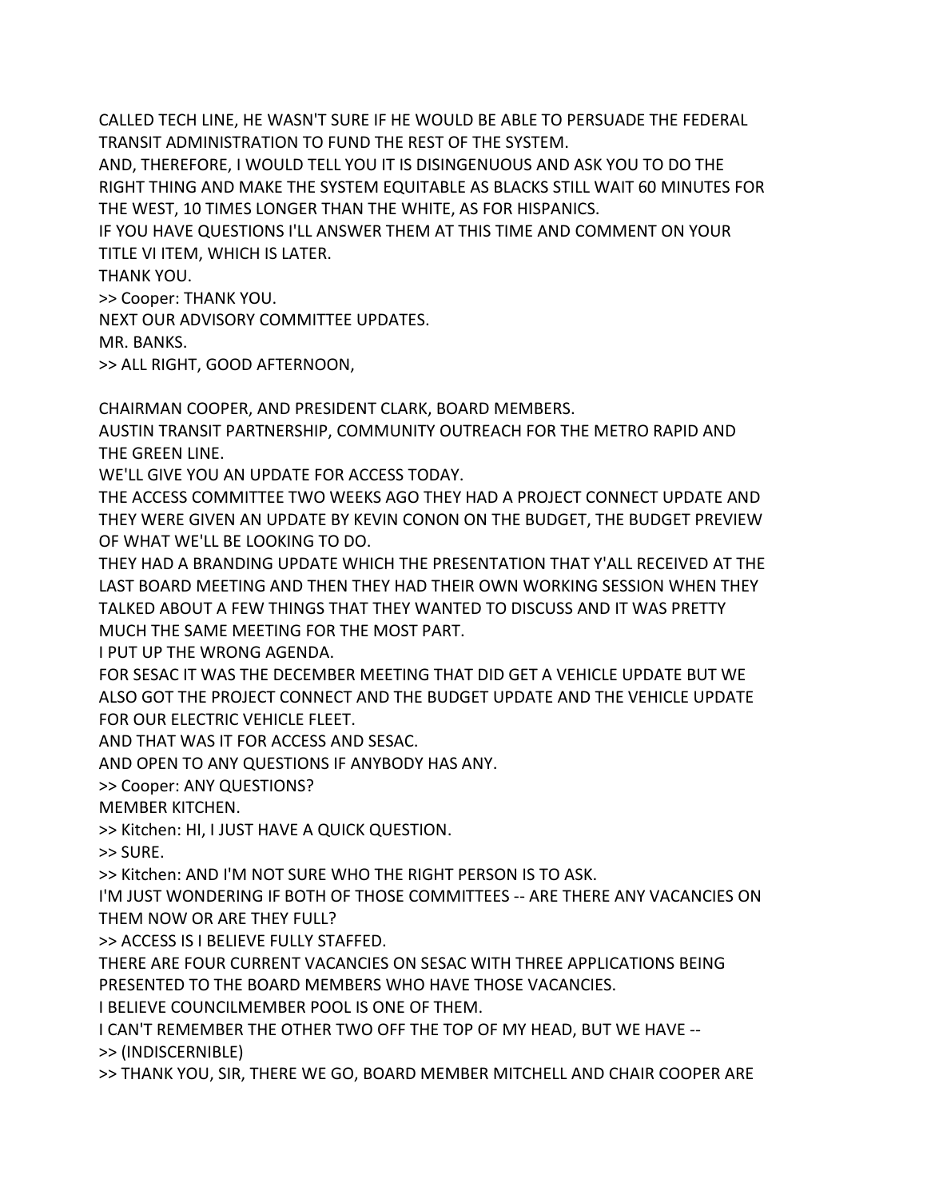CALLED TECH LINE, HE WASN'T SURE IF HE WOULD BE ABLE TO PERSUADE THE FEDERAL TRANSIT ADMINISTRATION TO FUND THE REST OF THE SYSTEM.
AND, THEREFORE, I WOULD TELL YOU IT IS DISINGENUOUS AND ASK YOU TO DO THE RIGHT THING AND MAKE THE SYSTEM EQUITABLE AS BLACKS STILL WAIT 60 MINUTES FOR THE WEST, 10 TIMES LONGER THAN THE WHITE, AS FOR HISPANICS.
IF YOU HAVE QUESTIONS I'LL ANSWER THEM AT THIS TIME AND COMMENT ON YOUR TITLE VI ITEM, WHICH IS LATER.
THANK YOU.
>> Cooper: THANK YOU.
NEXT OUR ADVISORY COMMITTEE UPDATES.
MR. BANKS.
>> ALL RIGHT, GOOD AFTERNOON,

CHAIRMAN COOPER, AND PRESIDENT CLARK, BOARD MEMBERS.
AUSTIN TRANSIT PARTNERSHIP, COMMUNITY OUTREACH FOR THE METRO RAPID AND THE GREEN LINE.
WE'LL GIVE YOU AN UPDATE FOR ACCESS TODAY.
THE ACCESS COMMITTEE TWO WEEKS AGO THEY HAD A PROJECT CONNECT UPDATE AND THEY WERE GIVEN AN UPDATE BY KEVIN CONON ON THE BUDGET, THE BUDGET PREVIEW OF WHAT WE'LL BE LOOKING TO DO.
THEY HAD A BRANDING UPDATE WHICH THE PRESENTATION THAT Y'ALL RECEIVED AT THE LAST BOARD MEETING AND THEN THEY HAD THEIR OWN WORKING SESSION WHEN THEY TALKED ABOUT A FEW THINGS THAT THEY WANTED TO DISCUSS AND IT WAS PRETTY MUCH THE SAME MEETING FOR THE MOST PART.
I PUT UP THE WRONG AGENDA.
FOR SESAC IT WAS THE DECEMBER MEETING THAT DID GET A VEHICLE UPDATE BUT WE ALSO GOT THE PROJECT CONNECT AND THE BUDGET UPDATE AND THE VEHICLE UPDATE FOR OUR ELECTRIC VEHICLE FLEET.
AND THAT WAS IT FOR ACCESS AND SESAC.
AND OPEN TO ANY QUESTIONS IF ANYBODY HAS ANY.
>> Cooper: ANY QUESTIONS?
MEMBER KITCHEN.
>> Kitchen: HI, I JUST HAVE A QUICK QUESTION.
>> SURE.
>> Kitchen: AND I'M NOT SURE WHO THE RIGHT PERSON IS TO ASK.
I'M JUST WONDERING IF BOTH OF THOSE COMMITTEES -- ARE THERE ANY VACANCIES ON THEM NOW OR ARE THEY FULL?
>> ACCESS IS I BELIEVE FULLY STAFFED.
THERE ARE FOUR CURRENT VACANCIES ON SESAC WITH THREE APPLICATIONS BEING PRESENTED TO THE BOARD MEMBERS WHO HAVE THOSE VACANCIES.
I BELIEVE COUNCILMEMBER POOL IS ONE OF THEM.
I CAN'T REMEMBER THE OTHER TWO OFF THE TOP OF MY HEAD, BUT WE HAVE --
>> (INDISCERNIBLE)
>> THANK YOU, SIR, THERE WE GO, BOARD MEMBER MITCHELL AND CHAIR COOPER ARE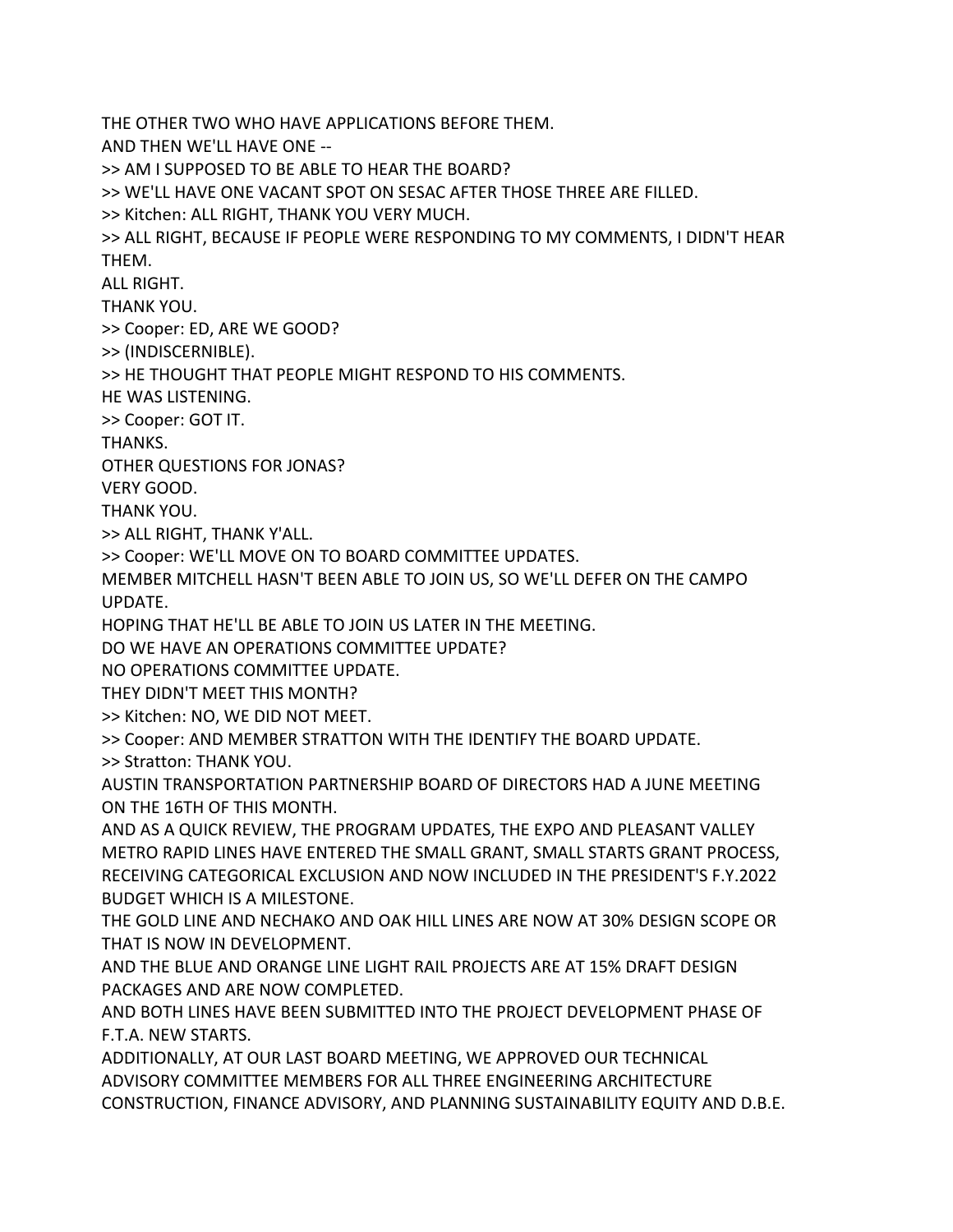THE OTHER TWO WHO HAVE APPLICATIONS BEFORE THEM.

AND THEN WE'LL HAVE ONE --

>> AM I SUPPOSED TO BE ABLE TO HEAR THE BOARD?

>> WE'LL HAVE ONE VACANT SPOT ON SESAC AFTER THOSE THREE ARE FILLED.

>> Kitchen: ALL RIGHT, THANK YOU VERY MUCH.

>> ALL RIGHT, BECAUSE IF PEOPLE WERE RESPONDING TO MY COMMENTS, I DIDN'T HEAR THEM.

ALL RIGHT.

THANK YOU.

>> Cooper: ED, ARE WE GOOD?

>> (INDISCERNIBLE).

>> HE THOUGHT THAT PEOPLE MIGHT RESPOND TO HIS COMMENTS.

HE WAS LISTENING.

>> Cooper: GOT IT.

THANKS.

OTHER QUESTIONS FOR JONAS?

VERY GOOD.

THANK YOU.

>> ALL RIGHT, THANK Y'ALL.

>> Cooper: WE'LL MOVE ON TO BOARD COMMITTEE UPDATES.

MEMBER MITCHELL HASN'T BEEN ABLE TO JOIN US, SO WE'LL DEFER ON THE CAMPO UPDATE.

HOPING THAT HE'LL BE ABLE TO JOIN US LATER IN THE MEETING.

DO WE HAVE AN OPERATIONS COMMITTEE UPDATE?

NO OPERATIONS COMMITTEE UPDATE.

THEY DIDN'T MEET THIS MONTH?

>> Kitchen: NO, WE DID NOT MEET.

>> Cooper: AND MEMBER STRATTON WITH THE IDENTIFY THE BOARD UPDATE.

>> Stratton: THANK YOU.

AUSTIN TRANSPORTATION PARTNERSHIP BOARD OF DIRECTORS HAD A JUNE MEETING ON THE 16TH OF THIS MONTH.

AND AS A QUICK REVIEW, THE PROGRAM UPDATES, THE EXPO AND PLEASANT VALLEY METRO RAPID LINES HAVE ENTERED THE SMALL GRANT, SMALL STARTS GRANT PROCESS, RECEIVING CATEGORICAL EXCLUSION AND NOW INCLUDED IN THE PRESIDENT'S F.Y.2022 BUDGET WHICH IS A MILESTONE.

THE GOLD LINE AND NECHAKO AND OAK HILL LINES ARE NOW AT 30% DESIGN SCOPE OR THAT IS NOW IN DEVELOPMENT.

AND THE BLUE AND ORANGE LINE LIGHT RAIL PROJECTS ARE AT 15% DRAFT DESIGN PACKAGES AND ARE NOW COMPLETED.

AND BOTH LINES HAVE BEEN SUBMITTED INTO THE PROJECT DEVELOPMENT PHASE OF F.T.A. NEW STARTS.

ADDITIONALLY, AT OUR LAST BOARD MEETING, WE APPROVED OUR TECHNICAL ADVISORY COMMITTEE MEMBERS FOR ALL THREE ENGINEERING ARCHITECTURE CONSTRUCTION, FINANCE ADVISORY, AND PLANNING SUSTAINABILITY EQUITY AND D.B.E.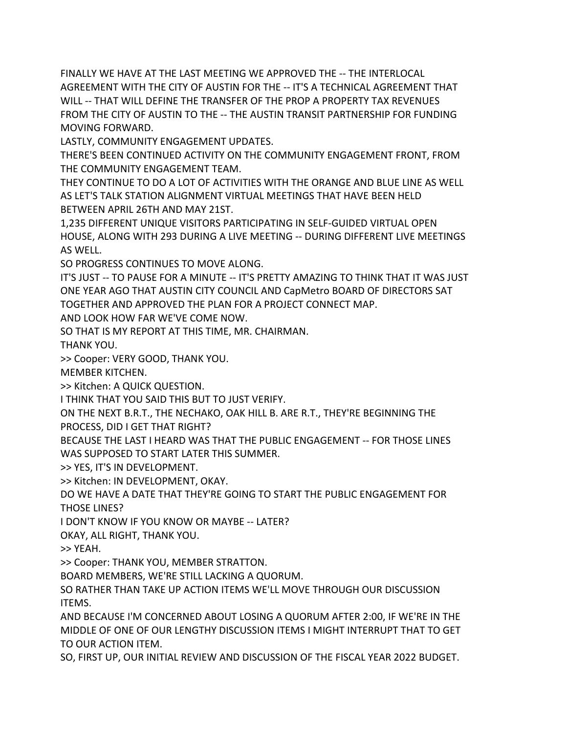FINALLY WE HAVE AT THE LAST MEETING WE APPROVED THE -- THE INTERLOCAL AGREEMENT WITH THE CITY OF AUSTIN FOR THE -- IT'S A TECHNICAL AGREEMENT THAT WILL -- THAT WILL DEFINE THE TRANSFER OF THE PROP A PROPERTY TAX REVENUES FROM THE CITY OF AUSTIN TO THE -- THE AUSTIN TRANSIT PARTNERSHIP FOR FUNDING MOVING FORWARD.

LASTLY, COMMUNITY ENGAGEMENT UPDATES.

THERE'S BEEN CONTINUED ACTIVITY ON THE COMMUNITY ENGAGEMENT FRONT, FROM THE COMMUNITY ENGAGEMENT TEAM.

THEY CONTINUE TO DO A LOT OF ACTIVITIES WITH THE ORANGE AND BLUE LINE AS WELL AS LET'S TALK STATION ALIGNMENT VIRTUAL MEETINGS THAT HAVE BEEN HELD BETWEEN APRIL 26TH AND MAY 21ST.

1,235 DIFFERENT UNIQUE VISITORS PARTICIPATING IN SELF-GUIDED VIRTUAL OPEN HOUSE, ALONG WITH 293 DURING A LIVE MEETING -- DURING DIFFERENT LIVE MEETINGS AS WELL.

SO PROGRESS CONTINUES TO MOVE ALONG.

IT'S JUST -- TO PAUSE FOR A MINUTE -- IT'S PRETTY AMAZING TO THINK THAT IT WAS JUST ONE YEAR AGO THAT AUSTIN CITY COUNCIL AND CapMetro BOARD OF DIRECTORS SAT TOGETHER AND APPROVED THE PLAN FOR A PROJECT CONNECT MAP.

AND LOOK HOW FAR WE'VE COME NOW.

SO THAT IS MY REPORT AT THIS TIME, MR. CHAIRMAN.

THANK YOU.

>> Cooper: VERY GOOD, THANK YOU.

MEMBER KITCHEN.

>> Kitchen: A QUICK QUESTION.

I THINK THAT YOU SAID THIS BUT TO JUST VERIFY.

ON THE NEXT B.R.T., THE NECHAKO, OAK HILL B. ARE R.T., THEY'RE BEGINNING THE PROCESS, DID I GET THAT RIGHT?

BECAUSE THE LAST I HEARD WAS THAT THE PUBLIC ENGAGEMENT -- FOR THOSE LINES WAS SUPPOSED TO START LATER THIS SUMMER.

>> YES, IT'S IN DEVELOPMENT.

>> Kitchen: IN DEVELOPMENT, OKAY.

DO WE HAVE A DATE THAT THEY'RE GOING TO START THE PUBLIC ENGAGEMENT FOR THOSE LINES?

I DON'T KNOW IF YOU KNOW OR MAYBE -- LATER?

OKAY, ALL RIGHT, THANK YOU.

>> YEAH.

>> Cooper: THANK YOU, MEMBER STRATTON.

BOARD MEMBERS, WE'RE STILL LACKING A QUORUM.

SO RATHER THAN TAKE UP ACTION ITEMS WE'LL MOVE THROUGH OUR DISCUSSION ITEMS.

AND BECAUSE I'M CONCERNED ABOUT LOSING A QUORUM AFTER 2:00, IF WE'RE IN THE MIDDLE OF ONE OF OUR LENGTHY DISCUSSION ITEMS I MIGHT INTERRUPT THAT TO GET TO OUR ACTION ITEM.

SO, FIRST UP, OUR INITIAL REVIEW AND DISCUSSION OF THE FISCAL YEAR 2022 BUDGET.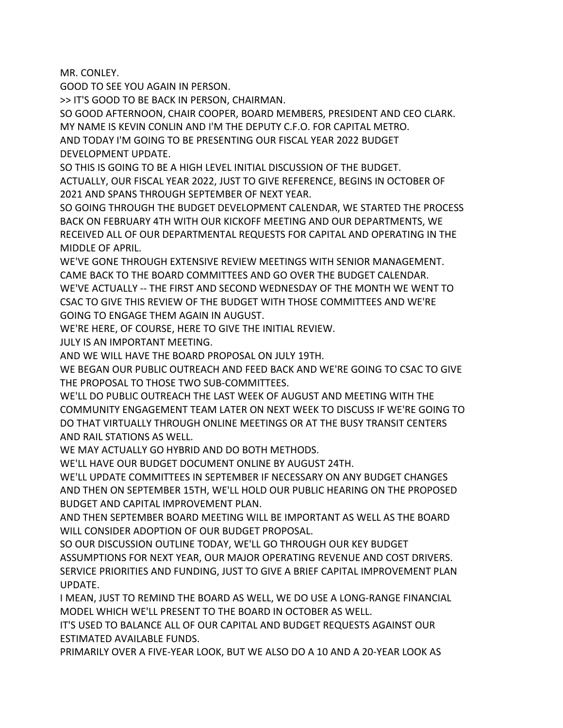MR. CONLEY.

GOOD TO SEE YOU AGAIN IN PERSON.

>> IT'S GOOD TO BE BACK IN PERSON, CHAIRMAN.

SO GOOD AFTERNOON, CHAIR COOPER, BOARD MEMBERS, PRESIDENT AND CEO CLARK.

MY NAME IS KEVIN CONLIN AND I'M THE DEPUTY C.F.O. FOR CAPITAL METRO.

AND TODAY I'M GOING TO BE PRESENTING OUR FISCAL YEAR 2022 BUDGET DEVELOPMENT UPDATE.

SO THIS IS GOING TO BE A HIGH LEVEL INITIAL DISCUSSION OF THE BUDGET.

ACTUALLY, OUR FISCAL YEAR 2022, JUST TO GIVE REFERENCE, BEGINS IN OCTOBER OF 2021 AND SPANS THROUGH SEPTEMBER OF NEXT YEAR.

SO GOING THROUGH THE BUDGET DEVELOPMENT CALENDAR, WE STARTED THE PROCESS BACK ON FEBRUARY 4TH WITH OUR KICKOFF MEETING AND OUR DEPARTMENTS, WE RECEIVED ALL OF OUR DEPARTMENTAL REQUESTS FOR CAPITAL AND OPERATING IN THE MIDDLE OF APRIL.

WE'VE GONE THROUGH EXTENSIVE REVIEW MEETINGS WITH SENIOR MANAGEMENT.

CAME BACK TO THE BOARD COMMITTEES AND GO OVER THE BUDGET CALENDAR.

WE'VE ACTUALLY -- THE FIRST AND SECOND WEDNESDAY OF THE MONTH WE WENT TO CSAC TO GIVE THIS REVIEW OF THE BUDGET WITH THOSE COMMITTEES AND WE'RE GOING TO ENGAGE THEM AGAIN IN AUGUST.

WE'RE HERE, OF COURSE, HERE TO GIVE THE INITIAL REVIEW.

JULY IS AN IMPORTANT MEETING.

AND WE WILL HAVE THE BOARD PROPOSAL ON JULY 19TH.

WE BEGAN OUR PUBLIC OUTREACH AND FEED BACK AND WE'RE GOING TO CSAC TO GIVE THE PROPOSAL TO THOSE TWO SUB-COMMITTEES.

WE'LL DO PUBLIC OUTREACH THE LAST WEEK OF AUGUST AND MEETING WITH THE COMMUNITY ENGAGEMENT TEAM LATER ON NEXT WEEK TO DISCUSS IF WE'RE GOING TO DO THAT VIRTUALLY THROUGH ONLINE MEETINGS OR AT THE BUSY TRANSIT CENTERS AND RAIL STATIONS AS WELL.

WE MAY ACTUALLY GO HYBRID AND DO BOTH METHODS.

WE'LL HAVE OUR BUDGET DOCUMENT ONLINE BY AUGUST 24TH.

WE'LL UPDATE COMMITTEES IN SEPTEMBER IF NECESSARY ON ANY BUDGET CHANGES AND THEN ON SEPTEMBER 15TH, WE'LL HOLD OUR PUBLIC HEARING ON THE PROPOSED BUDGET AND CAPITAL IMPROVEMENT PLAN.

AND THEN SEPTEMBER BOARD MEETING WILL BE IMPORTANT AS WELL AS THE BOARD WILL CONSIDER ADOPTION OF OUR BUDGET PROPOSAL.

SO OUR DISCUSSION OUTLINE TODAY, WE'LL GO THROUGH OUR KEY BUDGET ASSUMPTIONS FOR NEXT YEAR, OUR MAJOR OPERATING REVENUE AND COST DRIVERS. SERVICE PRIORITIES AND FUNDING, JUST TO GIVE A BRIEF CAPITAL IMPROVEMENT PLAN UPDATE.

I MEAN, JUST TO REMIND THE BOARD AS WELL, WE DO USE A LONG-RANGE FINANCIAL MODEL WHICH WE'LL PRESENT TO THE BOARD IN OCTOBER AS WELL.

IT'S USED TO BALANCE ALL OF OUR CAPITAL AND BUDGET REQUESTS AGAINST OUR ESTIMATED AVAILABLE FUNDS.

PRIMARILY OVER A FIVE-YEAR LOOK, BUT WE ALSO DO A 10 AND A 20-YEAR LOOK AS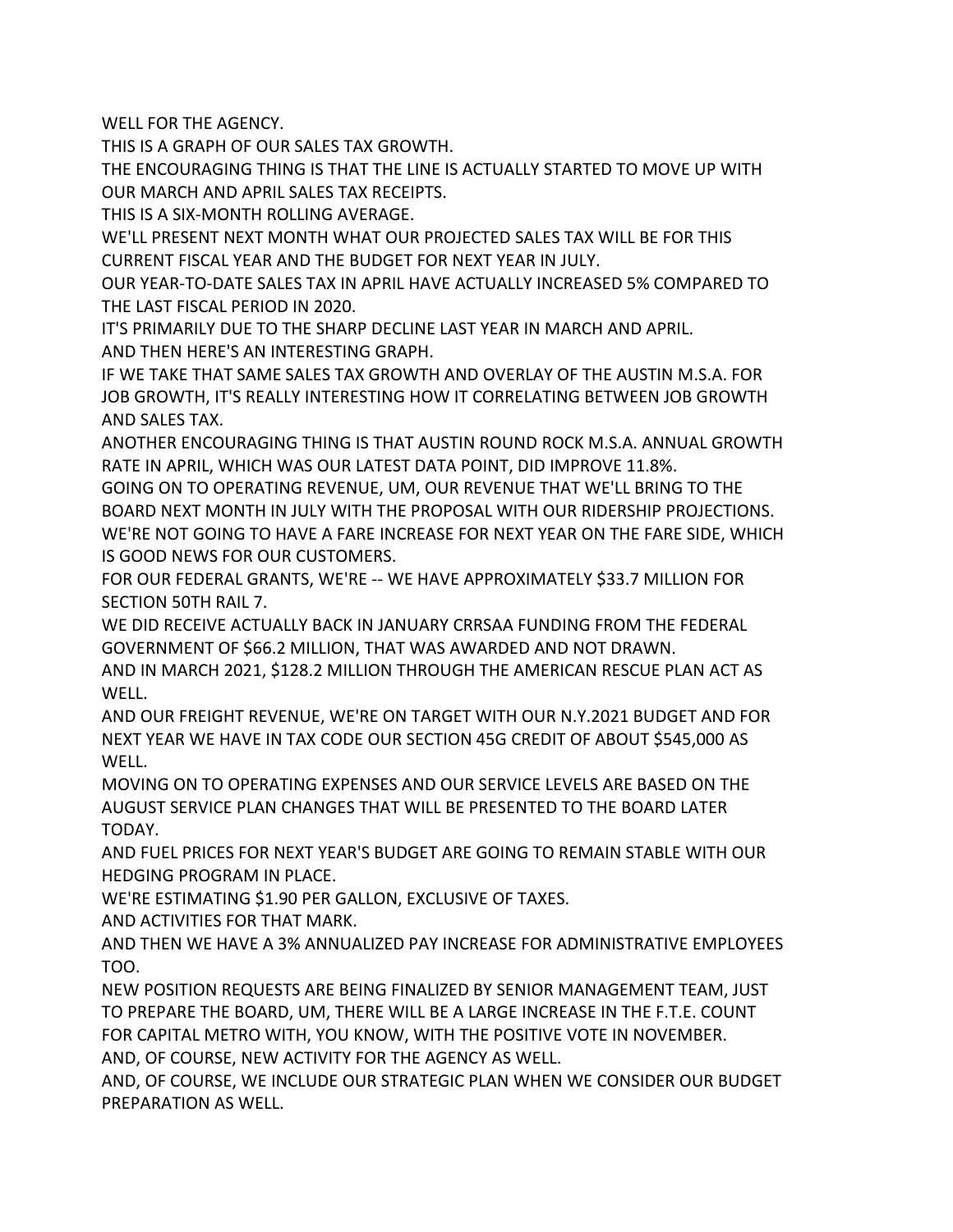WELL FOR THE AGENCY.

THIS IS A GRAPH OF OUR SALES TAX GROWTH.

THE ENCOURAGING THING IS THAT THE LINE IS ACTUALLY STARTED TO MOVE UP WITH OUR MARCH AND APRIL SALES TAX RECEIPTS.

THIS IS A SIX-MONTH ROLLING AVERAGE.

WE'LL PRESENT NEXT MONTH WHAT OUR PROJECTED SALES TAX WILL BE FOR THIS CURRENT FISCAL YEAR AND THE BUDGET FOR NEXT YEAR IN JULY.

OUR YEAR-TO-DATE SALES TAX IN APRIL HAVE ACTUALLY INCREASED 5% COMPARED TO THE LAST FISCAL PERIOD IN 2020.

IT'S PRIMARILY DUE TO THE SHARP DECLINE LAST YEAR IN MARCH AND APRIL.

AND THEN HERE'S AN INTERESTING GRAPH.

IF WE TAKE THAT SAME SALES TAX GROWTH AND OVERLAY OF THE AUSTIN M.S.A. FOR JOB GROWTH, IT'S REALLY INTERESTING HOW IT CORRELATING BETWEEN JOB GROWTH AND SALES TAX.

ANOTHER ENCOURAGING THING IS THAT AUSTIN ROUND ROCK M.S.A. ANNUAL GROWTH RATE IN APRIL, WHICH WAS OUR LATEST DATA POINT, DID IMPROVE 11.8%.

GOING ON TO OPERATING REVENUE, UM, OUR REVENUE THAT WE'LL BRING TO THE BOARD NEXT MONTH IN JULY WITH THE PROPOSAL WITH OUR RIDERSHIP PROJECTIONS.

WE'RE NOT GOING TO HAVE A FARE INCREASE FOR NEXT YEAR ON THE FARE SIDE, WHICH IS GOOD NEWS FOR OUR CUSTOMERS.

FOR OUR FEDERAL GRANTS, WE'RE -- WE HAVE APPROXIMATELY $33.7 MILLION FOR SECTION 50TH RAIL 7.

WE DID RECEIVE ACTUALLY BACK IN JANUARY CRRSAA FUNDING FROM THE FEDERAL GOVERNMENT OF $66.2 MILLION, THAT WAS AWARDED AND NOT DRAWN.

AND IN MARCH 2021, $128.2 MILLION THROUGH THE AMERICAN RESCUE PLAN ACT AS WELL.

AND OUR FREIGHT REVENUE, WE'RE ON TARGET WITH OUR N.Y.2021 BUDGET AND FOR NEXT YEAR WE HAVE IN TAX CODE OUR SECTION 45G CREDIT OF ABOUT $545,000 AS WELL.

MOVING ON TO OPERATING EXPENSES AND OUR SERVICE LEVELS ARE BASED ON THE AUGUST SERVICE PLAN CHANGES THAT WILL BE PRESENTED TO THE BOARD LATER TODAY.

AND FUEL PRICES FOR NEXT YEAR'S BUDGET ARE GOING TO REMAIN STABLE WITH OUR HEDGING PROGRAM IN PLACE.

WE'RE ESTIMATING $1.90 PER GALLON, EXCLUSIVE OF TAXES.

AND ACTIVITIES FOR THAT MARK.

AND THEN WE HAVE A 3% ANNUALIZED PAY INCREASE FOR ADMINISTRATIVE EMPLOYEES TOO.

NEW POSITION REQUESTS ARE BEING FINALIZED BY SENIOR MANAGEMENT TEAM, JUST TO PREPARE THE BOARD, UM, THERE WILL BE A LARGE INCREASE IN THE F.T.E. COUNT FOR CAPITAL METRO WITH, YOU KNOW, WITH THE POSITIVE VOTE IN NOVEMBER.

AND, OF COURSE, NEW ACTIVITY FOR THE AGENCY AS WELL.

AND, OF COURSE, WE INCLUDE OUR STRATEGIC PLAN WHEN WE CONSIDER OUR BUDGET PREPARATION AS WELL.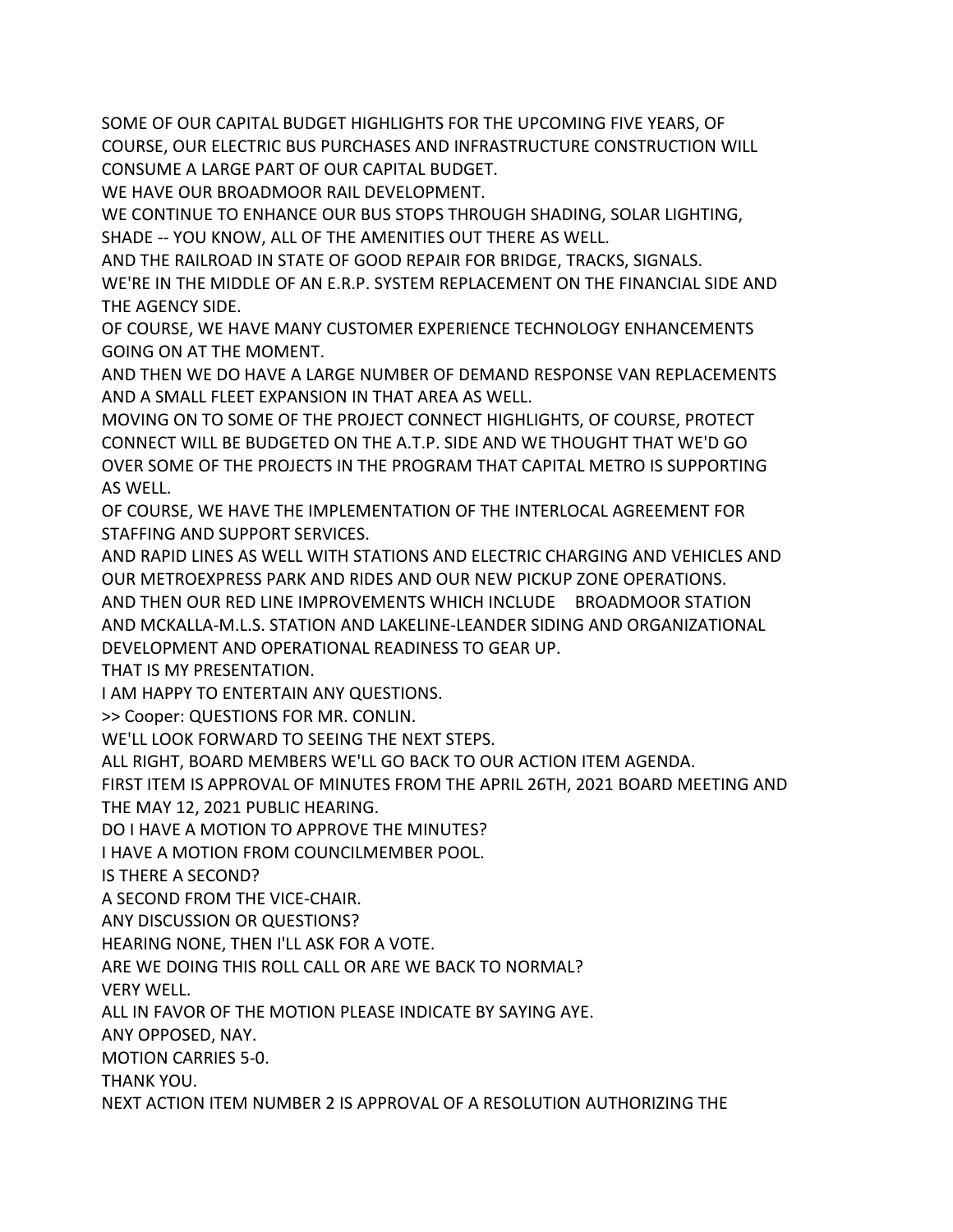SOME OF OUR CAPITAL BUDGET HIGHLIGHTS FOR THE UPCOMING FIVE YEARS, OF COURSE, OUR ELECTRIC BUS PURCHASES AND INFRASTRUCTURE CONSTRUCTION WILL CONSUME A LARGE PART OF OUR CAPITAL BUDGET.

WE HAVE OUR BROADMOOR RAIL DEVELOPMENT.

WE CONTINUE TO ENHANCE OUR BUS STOPS THROUGH SHADING, SOLAR LIGHTING, SHADE -- YOU KNOW, ALL OF THE AMENITIES OUT THERE AS WELL.

AND THE RAILROAD IN STATE OF GOOD REPAIR FOR BRIDGE, TRACKS, SIGNALS.

WE'RE IN THE MIDDLE OF AN E.R.P. SYSTEM REPLACEMENT ON THE FINANCIAL SIDE AND THE AGENCY SIDE.

OF COURSE, WE HAVE MANY CUSTOMER EXPERIENCE TECHNOLOGY ENHANCEMENTS GOING ON AT THE MOMENT.

AND THEN WE DO HAVE A LARGE NUMBER OF DEMAND RESPONSE VAN REPLACEMENTS AND A SMALL FLEET EXPANSION IN THAT AREA AS WELL.

MOVING ON TO SOME OF THE PROJECT CONNECT HIGHLIGHTS, OF COURSE, PROTECT CONNECT WILL BE BUDGETED ON THE A.T.P. SIDE AND WE THOUGHT THAT WE'D GO OVER SOME OF THE PROJECTS IN THE PROGRAM THAT CAPITAL METRO IS SUPPORTING AS WELL.

OF COURSE, WE HAVE THE IMPLEMENTATION OF THE INTERLOCAL AGREEMENT FOR STAFFING AND SUPPORT SERVICES.

AND RAPID LINES AS WELL WITH STATIONS AND ELECTRIC CHARGING AND VEHICLES AND OUR METROEXPRESS PARK AND RIDES AND OUR NEW PICKUP ZONE OPERATIONS.

AND THEN OUR RED LINE IMPROVEMENTS WHICH INCLUDE BROADMOOR STATION AND MCKALLA-M.L.S. STATION AND LAKELINE-LEANDER SIDING AND ORGANIZATIONAL DEVELOPMENT AND OPERATIONAL READINESS TO GEAR UP.

THAT IS MY PRESENTATION.

I AM HAPPY TO ENTERTAIN ANY QUESTIONS.

>> Cooper: QUESTIONS FOR MR. CONLIN.

WE'LL LOOK FORWARD TO SEEING THE NEXT STEPS.

ALL RIGHT, BOARD MEMBERS WE'LL GO BACK TO OUR ACTION ITEM AGENDA.

FIRST ITEM IS APPROVAL OF MINUTES FROM THE APRIL 26TH, 2021 BOARD MEETING AND THE MAY 12, 2021 PUBLIC HEARING.

DO I HAVE A MOTION TO APPROVE THE MINUTES?

I HAVE A MOTION FROM COUNCILMEMBER POOL.

IS THERE A SECOND?

A SECOND FROM THE VICE-CHAIR.

ANY DISCUSSION OR QUESTIONS?

HEARING NONE, THEN I'LL ASK FOR A VOTE.

ARE WE DOING THIS ROLL CALL OR ARE WE BACK TO NORMAL?

VERY WELL.

ALL IN FAVOR OF THE MOTION PLEASE INDICATE BY SAYING AYE.

ANY OPPOSED, NAY.

MOTION CARRIES 5-0.

THANK YOU.

NEXT ACTION ITEM NUMBER 2 IS APPROVAL OF A RESOLUTION AUTHORIZING THE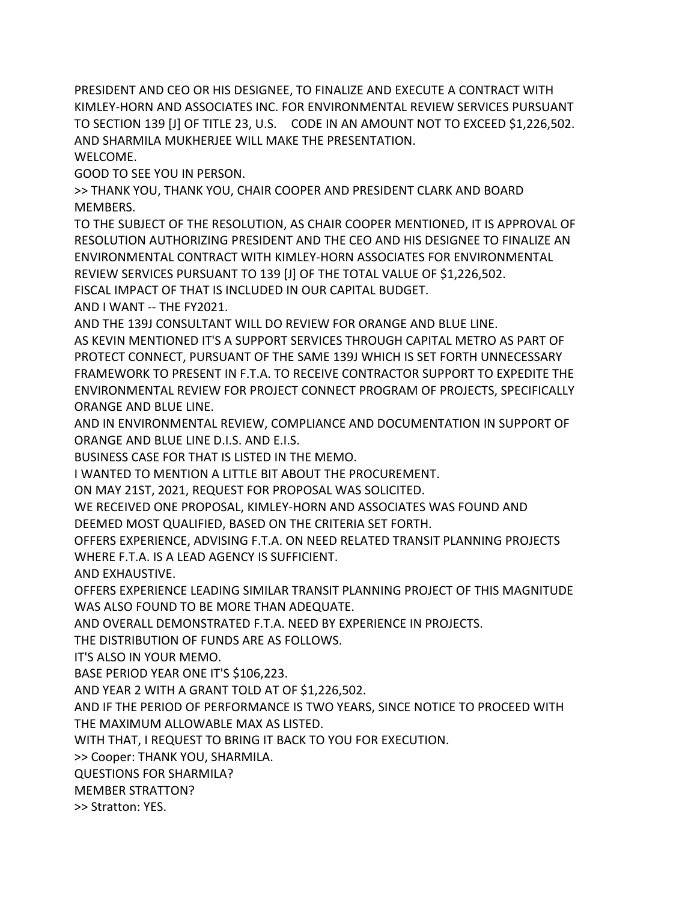PRESIDENT AND CEO OR HIS DESIGNEE, TO FINALIZE AND EXECUTE A CONTRACT WITH KIMLEY-HORN AND ASSOCIATES INC. FOR ENVIRONMENTAL REVIEW SERVICES PURSUANT TO SECTION 139 [J] OF TITLE 23, U.S. CODE IN AN AMOUNT NOT TO EXCEED $1,226,502.
AND SHARMILA MUKHERJEE WILL MAKE THE PRESENTATION.
WELCOME.
GOOD TO SEE YOU IN PERSON.
>> THANK YOU, THANK YOU, CHAIR COOPER AND PRESIDENT CLARK AND BOARD MEMBERS.
TO THE SUBJECT OF THE RESOLUTION, AS CHAIR COOPER MENTIONED, IT IS APPROVAL OF RESOLUTION AUTHORIZING PRESIDENT AND THE CEO AND HIS DESIGNEE TO FINALIZE AN ENVIRONMENTAL CONTRACT WITH KIMLEY-HORN ASSOCIATES FOR ENVIRONMENTAL REVIEW SERVICES PURSUANT TO 139 [J] OF THE TOTAL VALUE OF $1,226,502.
FISCAL IMPACT OF THAT IS INCLUDED IN OUR CAPITAL BUDGET.
AND I WANT -- THE FY2021.
AND THE 139J CONSULTANT WILL DO REVIEW FOR ORANGE AND BLUE LINE.
AS KEVIN MENTIONED IT'S A SUPPORT SERVICES THROUGH CAPITAL METRO AS PART OF PROTECT CONNECT, PURSUANT OF THE SAME 139J WHICH IS SET FORTH UNNECESSARY FRAMEWORK TO PRESENT IN F.T.A. TO RECEIVE CONTRACTOR SUPPORT TO EXPEDITE THE ENVIRONMENTAL REVIEW FOR PROJECT CONNECT PROGRAM OF PROJECTS, SPECIFICALLY ORANGE AND BLUE LINE.
AND IN ENVIRONMENTAL REVIEW, COMPLIANCE AND DOCUMENTATION IN SUPPORT OF ORANGE AND BLUE LINE D.I.S. AND E.I.S.
BUSINESS CASE FOR THAT IS LISTED IN THE MEMO.
I WANTED TO MENTION A LITTLE BIT ABOUT THE PROCUREMENT.
ON MAY 21ST, 2021, REQUEST FOR PROPOSAL WAS SOLICITED.
WE RECEIVED ONE PROPOSAL, KIMLEY-HORN AND ASSOCIATES WAS FOUND AND DEEMED MOST QUALIFIED, BASED ON THE CRITERIA SET FORTH.
OFFERS EXPERIENCE, ADVISING F.T.A. ON NEED RELATED TRANSIT PLANNING PROJECTS WHERE F.T.A. IS A LEAD AGENCY IS SUFFICIENT.
AND EXHAUSTIVE.
OFFERS EXPERIENCE LEADING SIMILAR TRANSIT PLANNING PROJECT OF THIS MAGNITUDE WAS ALSO FOUND TO BE MORE THAN ADEQUATE.
AND OVERALL DEMONSTRATED F.T.A. NEED BY EXPERIENCE IN PROJECTS.
THE DISTRIBUTION OF FUNDS ARE AS FOLLOWS.
IT'S ALSO IN YOUR MEMO.
BASE PERIOD YEAR ONE IT'S $106,223.
AND YEAR 2 WITH A GRANT TOLD AT OF $1,226,502.
AND IF THE PERIOD OF PERFORMANCE IS TWO YEARS, SINCE NOTICE TO PROCEED WITH THE MAXIMUM ALLOWABLE MAX AS LISTED.
WITH THAT, I REQUEST TO BRING IT BACK TO YOU FOR EXECUTION.
>> Cooper: THANK YOU, SHARMILA.
QUESTIONS FOR SHARMILA?
MEMBER STRATTON?
>> Stratton: YES.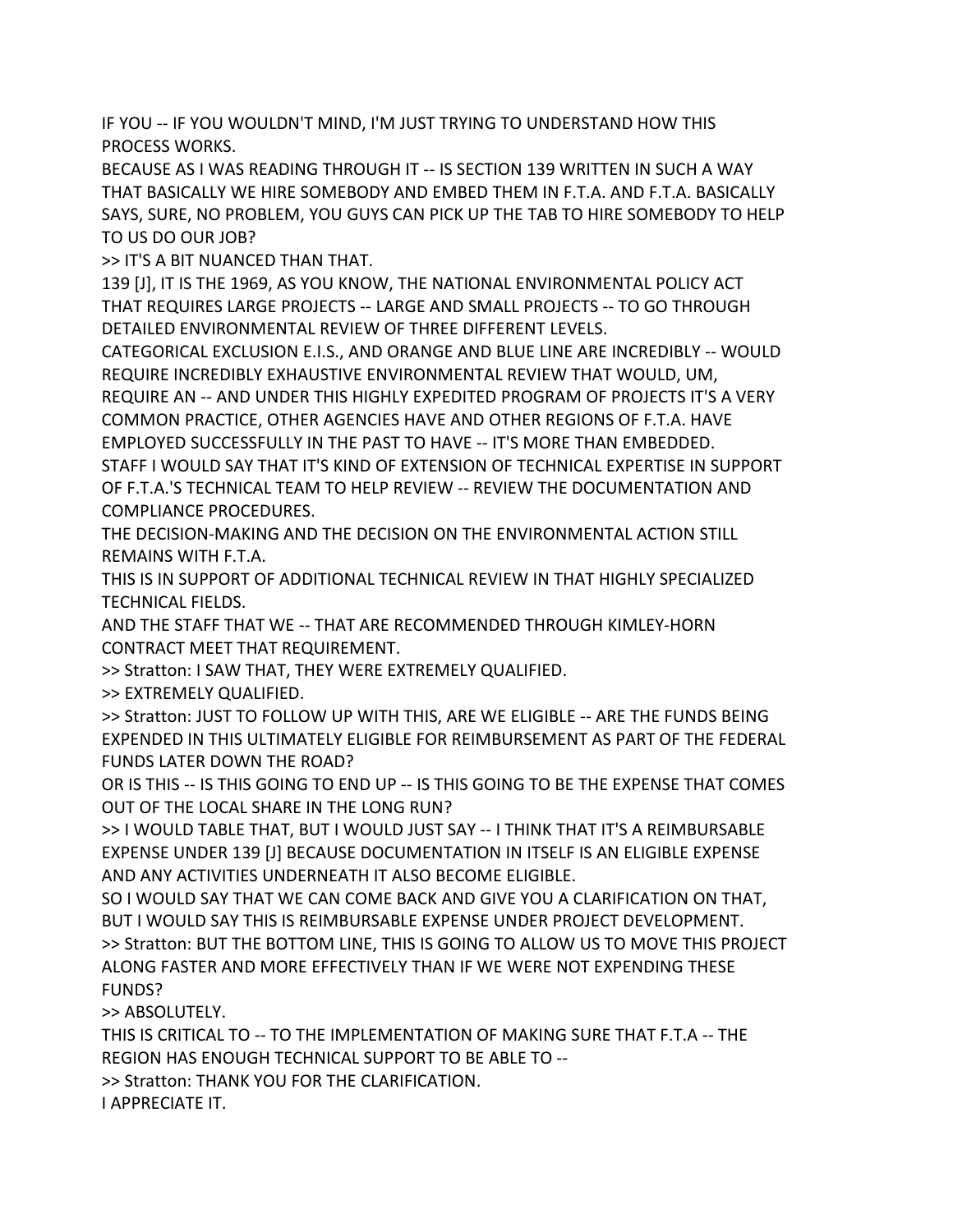IF YOU -- IF YOU WOULDN'T MIND, I'M JUST TRYING TO UNDERSTAND HOW THIS PROCESS WORKS.

BECAUSE AS I WAS READING THROUGH IT -- IS SECTION 139 WRITTEN IN SUCH A WAY THAT BASICALLY WE HIRE SOMEBODY AND EMBED THEM IN F.T.A. AND F.T.A. BASICALLY SAYS, SURE, NO PROBLEM, YOU GUYS CAN PICK UP THE TAB TO HIRE SOMEBODY TO HELP TO US DO OUR JOB?

>> IT'S A BIT NUANCED THAN THAT.

139 [J], IT IS THE 1969, AS YOU KNOW, THE NATIONAL ENVIRONMENTAL POLICY ACT THAT REQUIRES LARGE PROJECTS -- LARGE AND SMALL PROJECTS -- TO GO THROUGH DETAILED ENVIRONMENTAL REVIEW OF THREE DIFFERENT LEVELS.

CATEGORICAL EXCLUSION E.I.S., AND ORANGE AND BLUE LINE ARE INCREDIBLY -- WOULD REQUIRE INCREDIBLY EXHAUSTIVE ENVIRONMENTAL REVIEW THAT WOULD, UM, REQUIRE AN -- AND UNDER THIS HIGHLY EXPEDITED PROGRAM OF PROJECTS IT'S A VERY COMMON PRACTICE, OTHER AGENCIES HAVE AND OTHER REGIONS OF F.T.A. HAVE EMPLOYED SUCCESSFULLY IN THE PAST TO HAVE -- IT'S MORE THAN EMBEDDED.

STAFF I WOULD SAY THAT IT'S KIND OF EXTENSION OF TECHNICAL EXPERTISE IN SUPPORT OF F.T.A.'S TECHNICAL TEAM TO HELP REVIEW -- REVIEW THE DOCUMENTATION AND COMPLIANCE PROCEDURES.

THE DECISION-MAKING AND THE DECISION ON THE ENVIRONMENTAL ACTION STILL REMAINS WITH F.T.A.

THIS IS IN SUPPORT OF ADDITIONAL TECHNICAL REVIEW IN THAT HIGHLY SPECIALIZED TECHNICAL FIELDS.

AND THE STAFF THAT WE -- THAT ARE RECOMMENDED THROUGH KIMLEY-HORN CONTRACT MEET THAT REQUIREMENT.

>> Stratton: I SAW THAT, THEY WERE EXTREMELY QUALIFIED.

>> EXTREMELY QUALIFIED.

>> Stratton: JUST TO FOLLOW UP WITH THIS, ARE WE ELIGIBLE -- ARE THE FUNDS BEING EXPENDED IN THIS ULTIMATELY ELIGIBLE FOR REIMBURSEMENT AS PART OF THE FEDERAL FUNDS LATER DOWN THE ROAD?

OR IS THIS -- IS THIS GOING TO END UP -- IS THIS GOING TO BE THE EXPENSE THAT COMES OUT OF THE LOCAL SHARE IN THE LONG RUN?

>> I WOULD TABLE THAT, BUT I WOULD JUST SAY -- I THINK THAT IT'S A REIMBURSABLE EXPENSE UNDER 139 [J] BECAUSE DOCUMENTATION IN ITSELF IS AN ELIGIBLE EXPENSE AND ANY ACTIVITIES UNDERNEATH IT ALSO BECOME ELIGIBLE.

SO I WOULD SAY THAT WE CAN COME BACK AND GIVE YOU A CLARIFICATION ON THAT, BUT I WOULD SAY THIS IS REIMBURSABLE EXPENSE UNDER PROJECT DEVELOPMENT.

>> Stratton: BUT THE BOTTOM LINE, THIS IS GOING TO ALLOW US TO MOVE THIS PROJECT ALONG FASTER AND MORE EFFECTIVELY THAN IF WE WERE NOT EXPENDING THESE FUNDS?

>> ABSOLUTELY.

THIS IS CRITICAL TO -- TO THE IMPLEMENTATION OF MAKING SURE THAT F.T.A -- THE REGION HAS ENOUGH TECHNICAL SUPPORT TO BE ABLE TO --

>> Stratton: THANK YOU FOR THE CLARIFICATION.

I APPRECIATE IT.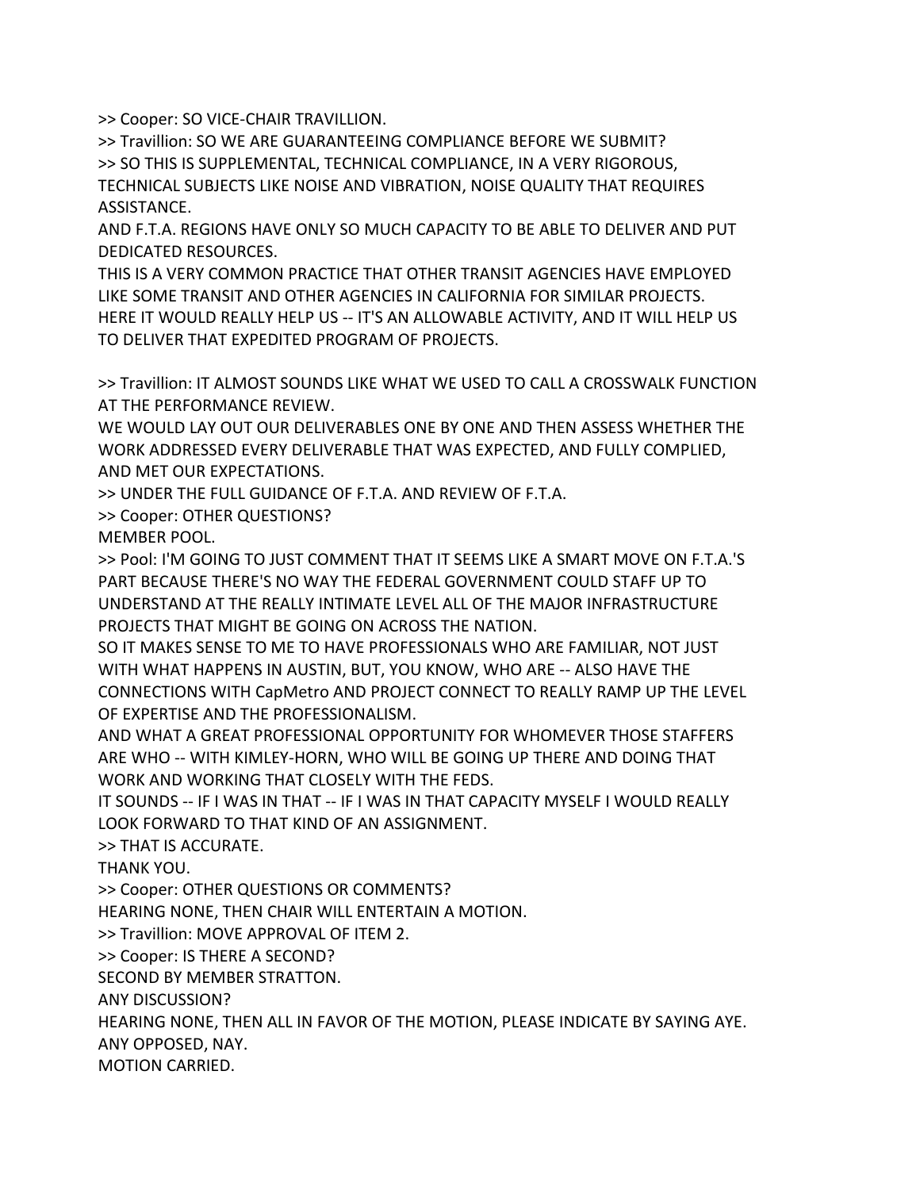>> Cooper: SO VICE-CHAIR TRAVILLION.
>> Travillion: SO WE ARE GUARANTEEING COMPLIANCE BEFORE WE SUBMIT?
>> SO THIS IS SUPPLEMENTAL, TECHNICAL COMPLIANCE, IN A VERY RIGOROUS, TECHNICAL SUBJECTS LIKE NOISE AND VIBRATION, NOISE QUALITY THAT REQUIRES ASSISTANCE.
AND F.T.A. REGIONS HAVE ONLY SO MUCH CAPACITY TO BE ABLE TO DELIVER AND PUT DEDICATED RESOURCES.
THIS IS A VERY COMMON PRACTICE THAT OTHER TRANSIT AGENCIES HAVE EMPLOYED LIKE SOME TRANSIT AND OTHER AGENCIES IN CALIFORNIA FOR SIMILAR PROJECTS.
HERE IT WOULD REALLY HELP US -- IT'S AN ALLOWABLE ACTIVITY, AND IT WILL HELP US TO DELIVER THAT EXPEDITED PROGRAM OF PROJECTS.

>> Travillion: IT ALMOST SOUNDS LIKE WHAT WE USED TO CALL A CROSSWALK FUNCTION AT THE PERFORMANCE REVIEW.
WE WOULD LAY OUT OUR DELIVERABLES ONE BY ONE AND THEN ASSESS WHETHER THE WORK ADDRESSED EVERY DELIVERABLE THAT WAS EXPECTED, AND FULLY COMPLIED, AND MET OUR EXPECTATIONS.
>> UNDER THE FULL GUIDANCE OF F.T.A. AND REVIEW OF F.T.A.
>> Cooper: OTHER QUESTIONS?
MEMBER POOL.
>> Pool: I'M GOING TO JUST COMMENT THAT IT SEEMS LIKE A SMART MOVE ON F.T.A.'S PART BECAUSE THERE'S NO WAY THE FEDERAL GOVERNMENT COULD STAFF UP TO UNDERSTAND AT THE REALLY INTIMATE LEVEL ALL OF THE MAJOR INFRASTRUCTURE PROJECTS THAT MIGHT BE GOING ON ACROSS THE NATION.
SO IT MAKES SENSE TO ME TO HAVE PROFESSIONALS WHO ARE FAMILIAR, NOT JUST WITH WHAT HAPPENS IN AUSTIN, BUT, YOU KNOW, WHO ARE -- ALSO HAVE THE CONNECTIONS WITH CapMetro AND PROJECT CONNECT TO REALLY RAMP UP THE LEVEL OF EXPERTISE AND THE PROFESSIONALISM.
AND WHAT A GREAT PROFESSIONAL OPPORTUNITY FOR WHOMEVER THOSE STAFFERS ARE WHO -- WITH KIMLEY-HORN, WHO WILL BE GOING UP THERE AND DOING THAT WORK AND WORKING THAT CLOSELY WITH THE FEDS.
IT SOUNDS -- IF I WAS IN THAT -- IF I WAS IN THAT CAPACITY MYSELF I WOULD REALLY LOOK FORWARD TO THAT KIND OF AN ASSIGNMENT.
>> THAT IS ACCURATE.
THANK YOU.
>> Cooper: OTHER QUESTIONS OR COMMENTS?
HEARING NONE, THEN CHAIR WILL ENTERTAIN A MOTION.
>> Travillion: MOVE APPROVAL OF ITEM 2.
>> Cooper: IS THERE A SECOND?
SECOND BY MEMBER STRATTON.
ANY DISCUSSION?
HEARING NONE, THEN ALL IN FAVOR OF THE MOTION, PLEASE INDICATE BY SAYING AYE.
ANY OPPOSED, NAY.
MOTION CARRIED.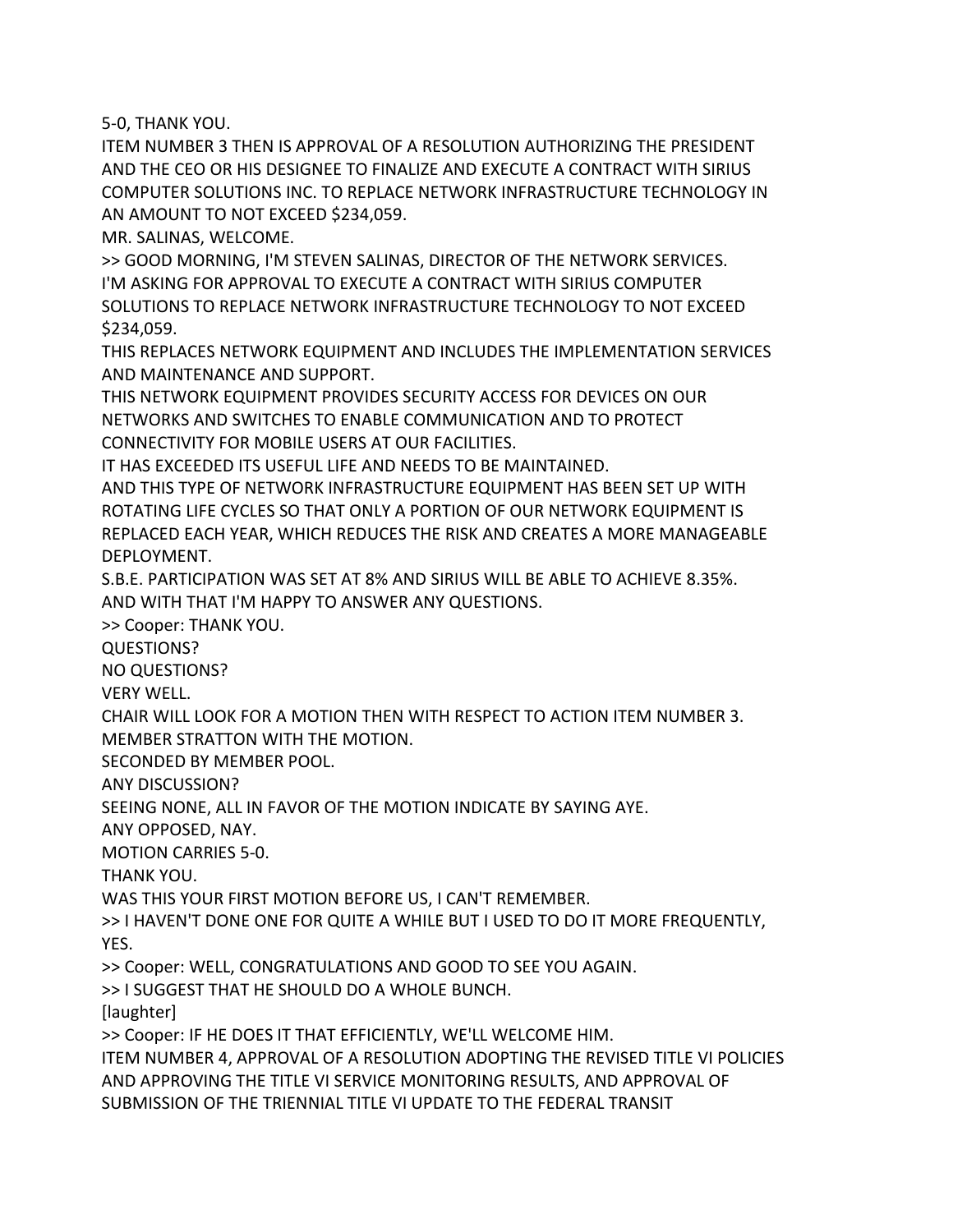5-0, THANK YOU.

ITEM NUMBER 3 THEN IS APPROVAL OF A RESOLUTION AUTHORIZING THE PRESIDENT AND THE CEO OR HIS DESIGNEE TO FINALIZE AND EXECUTE A CONTRACT WITH SIRIUS COMPUTER SOLUTIONS INC. TO REPLACE NETWORK INFRASTRUCTURE TECHNOLOGY IN AN AMOUNT TO NOT EXCEED $234,059.

MR. SALINAS, WELCOME.

>> GOOD MORNING, I'M STEVEN SALINAS, DIRECTOR OF THE NETWORK SERVICES.

I'M ASKING FOR APPROVAL TO EXECUTE A CONTRACT WITH SIRIUS COMPUTER SOLUTIONS TO REPLACE NETWORK INFRASTRUCTURE TECHNOLOGY TO NOT EXCEED $234,059.

THIS REPLACES NETWORK EQUIPMENT AND INCLUDES THE IMPLEMENTATION SERVICES AND MAINTENANCE AND SUPPORT.

THIS NETWORK EQUIPMENT PROVIDES SECURITY ACCESS FOR DEVICES ON OUR NETWORKS AND SWITCHES TO ENABLE COMMUNICATION AND TO PROTECT CONNECTIVITY FOR MOBILE USERS AT OUR FACILITIES.

IT HAS EXCEEDED ITS USEFUL LIFE AND NEEDS TO BE MAINTAINED.

AND THIS TYPE OF NETWORK INFRASTRUCTURE EQUIPMENT HAS BEEN SET UP WITH ROTATING LIFE CYCLES SO THAT ONLY A PORTION OF OUR NETWORK EQUIPMENT IS REPLACED EACH YEAR, WHICH REDUCES THE RISK AND CREATES A MORE MANAGEABLE DEPLOYMENT.

S.B.E. PARTICIPATION WAS SET AT 8% AND SIRIUS WILL BE ABLE TO ACHIEVE 8.35%.

AND WITH THAT I'M HAPPY TO ANSWER ANY QUESTIONS.

>> Cooper: THANK YOU.

QUESTIONS?

NO QUESTIONS?

VERY WELL.

CHAIR WILL LOOK FOR A MOTION THEN WITH RESPECT TO ACTION ITEM NUMBER 3.

MEMBER STRATTON WITH THE MOTION.

SECONDED BY MEMBER POOL.

ANY DISCUSSION?

SEEING NONE, ALL IN FAVOR OF THE MOTION INDICATE BY SAYING AYE.

ANY OPPOSED, NAY.

MOTION CARRIES 5-0.

THANK YOU.

WAS THIS YOUR FIRST MOTION BEFORE US, I CAN'T REMEMBER.

>> I HAVEN'T DONE ONE FOR QUITE A WHILE BUT I USED TO DO IT MORE FREQUENTLY, YES.

>> Cooper: WELL, CONGRATULATIONS AND GOOD TO SEE YOU AGAIN.

>> I SUGGEST THAT HE SHOULD DO A WHOLE BUNCH.

[laughter]

>> Cooper: IF HE DOES IT THAT EFFICIENTLY, WE'LL WELCOME HIM.

ITEM NUMBER 4, APPROVAL OF A RESOLUTION ADOPTING THE REVISED TITLE VI POLICIES AND APPROVING THE TITLE VI SERVICE MONITORING RESULTS, AND APPROVAL OF SUBMISSION OF THE TRIENNIAL TITLE VI UPDATE TO THE FEDERAL TRANSIT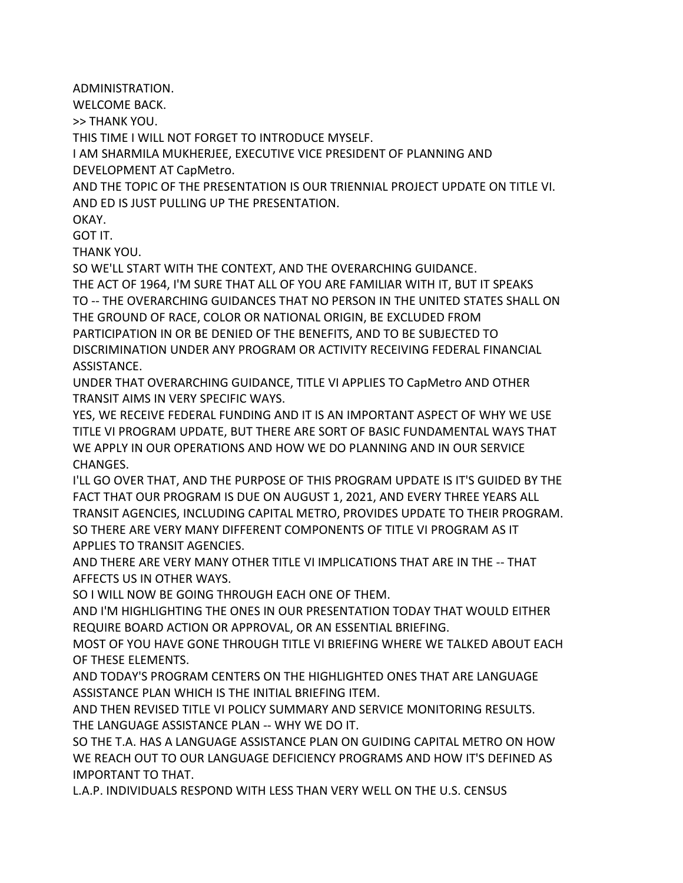ADMINISTRATION.

WELCOME BACK.

>> THANK YOU.

THIS TIME I WILL NOT FORGET TO INTRODUCE MYSELF.

I AM SHARMILA MUKHERJEE, EXECUTIVE VICE PRESIDENT OF PLANNING AND DEVELOPMENT AT CapMetro.

AND THE TOPIC OF THE PRESENTATION IS OUR TRIENNIAL PROJECT UPDATE ON TITLE VI.

AND ED IS JUST PULLING UP THE PRESENTATION.

OKAY.

GOT IT.

THANK YOU.

SO WE'LL START WITH THE CONTEXT, AND THE OVERARCHING GUIDANCE.

THE ACT OF 1964, I'M SURE THAT ALL OF YOU ARE FAMILIAR WITH IT, BUT IT SPEAKS TO -- THE OVERARCHING GUIDANCES THAT NO PERSON IN THE UNITED STATES SHALL ON THE GROUND OF RACE, COLOR OR NATIONAL ORIGIN, BE EXCLUDED FROM PARTICIPATION IN OR BE DENIED OF THE BENEFITS, AND TO BE SUBJECTED TO DISCRIMINATION UNDER ANY PROGRAM OR ACTIVITY RECEIVING FEDERAL FINANCIAL ASSISTANCE.

UNDER THAT OVERARCHING GUIDANCE, TITLE VI APPLIES TO CapMetro AND OTHER TRANSIT AIMS IN VERY SPECIFIC WAYS.

YES, WE RECEIVE FEDERAL FUNDING AND IT IS AN IMPORTANT ASPECT OF WHY WE USE TITLE VI PROGRAM UPDATE, BUT THERE ARE SORT OF BASIC FUNDAMENTAL WAYS THAT WE APPLY IN OUR OPERATIONS AND HOW WE DO PLANNING AND IN OUR SERVICE CHANGES.

I'LL GO OVER THAT, AND THE PURPOSE OF THIS PROGRAM UPDATE IS IT'S GUIDED BY THE FACT THAT OUR PROGRAM IS DUE ON AUGUST 1, 2021, AND EVERY THREE YEARS ALL TRANSIT AGENCIES, INCLUDING CAPITAL METRO, PROVIDES UPDATE TO THEIR PROGRAM.

SO THERE ARE VERY MANY DIFFERENT COMPONENTS OF TITLE VI PROGRAM AS IT APPLIES TO TRANSIT AGENCIES.

AND THERE ARE VERY MANY OTHER TITLE VI IMPLICATIONS THAT ARE IN THE -- THAT AFFECTS US IN OTHER WAYS.

SO I WILL NOW BE GOING THROUGH EACH ONE OF THEM.

AND I'M HIGHLIGHTING THE ONES IN OUR PRESENTATION TODAY THAT WOULD EITHER REQUIRE BOARD ACTION OR APPROVAL, OR AN ESSENTIAL BRIEFING.

MOST OF YOU HAVE GONE THROUGH TITLE VI BRIEFING WHERE WE TALKED ABOUT EACH OF THESE ELEMENTS.

AND TODAY'S PROGRAM CENTERS ON THE HIGHLIGHTED ONES THAT ARE LANGUAGE ASSISTANCE PLAN WHICH IS THE INITIAL BRIEFING ITEM.

AND THEN REVISED TITLE VI POLICY SUMMARY AND SERVICE MONITORING RESULTS.

THE LANGUAGE ASSISTANCE PLAN -- WHY WE DO IT.

SO THE T.A. HAS A LANGUAGE ASSISTANCE PLAN ON GUIDING CAPITAL METRO ON HOW WE REACH OUT TO OUR LANGUAGE DEFICIENCY PROGRAMS AND HOW IT'S DEFINED AS IMPORTANT TO THAT.

L.A.P. INDIVIDUALS RESPOND WITH LESS THAN VERY WELL ON THE U.S. CENSUS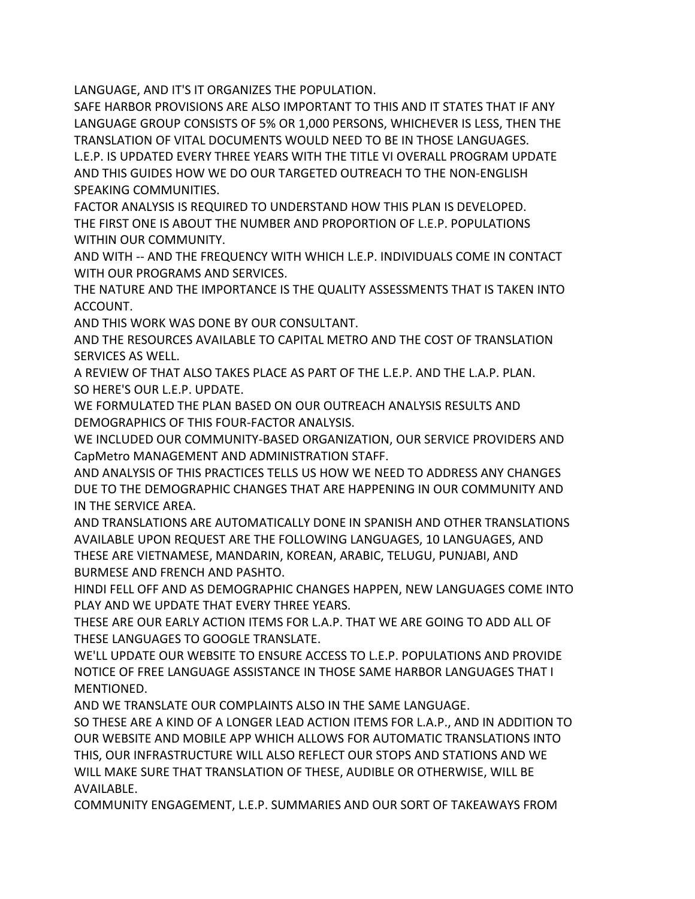LANGUAGE, AND IT'S IT ORGANIZES THE POPULATION.

SAFE HARBOR PROVISIONS ARE ALSO IMPORTANT TO THIS AND IT STATES THAT IF ANY LANGUAGE GROUP CONSISTS OF 5% OR 1,000 PERSONS, WHICHEVER IS LESS, THEN THE TRANSLATION OF VITAL DOCUMENTS WOULD NEED TO BE IN THOSE LANGUAGES.

L.E.P. IS UPDATED EVERY THREE YEARS WITH THE TITLE VI OVERALL PROGRAM UPDATE AND THIS GUIDES HOW WE DO OUR TARGETED OUTREACH TO THE NON-ENGLISH SPEAKING COMMUNITIES.

FACTOR ANALYSIS IS REQUIRED TO UNDERSTAND HOW THIS PLAN IS DEVELOPED.

THE FIRST ONE IS ABOUT THE NUMBER AND PROPORTION OF L.E.P. POPULATIONS WITHIN OUR COMMUNITY.

AND WITH -- AND THE FREQUENCY WITH WHICH L.E.P. INDIVIDUALS COME IN CONTACT WITH OUR PROGRAMS AND SERVICES.

THE NATURE AND THE IMPORTANCE IS THE QUALITY ASSESSMENTS THAT IS TAKEN INTO ACCOUNT.

AND THIS WORK WAS DONE BY OUR CONSULTANT.

AND THE RESOURCES AVAILABLE TO CAPITAL METRO AND THE COST OF TRANSLATION SERVICES AS WELL.

A REVIEW OF THAT ALSO TAKES PLACE AS PART OF THE L.E.P. AND THE L.A.P. PLAN.

SO HERE'S OUR L.E.P. UPDATE.

WE FORMULATED THE PLAN BASED ON OUR OUTREACH ANALYSIS RESULTS AND DEMOGRAPHICS OF THIS FOUR-FACTOR ANALYSIS.

WE INCLUDED OUR COMMUNITY-BASED ORGANIZATION, OUR SERVICE PROVIDERS AND CapMetro MANAGEMENT AND ADMINISTRATION STAFF.

AND ANALYSIS OF THIS PRACTICES TELLS US HOW WE NEED TO ADDRESS ANY CHANGES DUE TO THE DEMOGRAPHIC CHANGES THAT ARE HAPPENING IN OUR COMMUNITY AND IN THE SERVICE AREA.

AND TRANSLATIONS ARE AUTOMATICALLY DONE IN SPANISH AND OTHER TRANSLATIONS AVAILABLE UPON REQUEST ARE THE FOLLOWING LANGUAGES, 10 LANGUAGES, AND THESE ARE VIETNAMESE, MANDARIN, KOREAN, ARABIC, TELUGU, PUNJABI, AND BURMESE AND FRENCH AND PASHTO.

HINDI FELL OFF AND AS DEMOGRAPHIC CHANGES HAPPEN, NEW LANGUAGES COME INTO PLAY AND WE UPDATE THAT EVERY THREE YEARS.

THESE ARE OUR EARLY ACTION ITEMS FOR L.A.P. THAT WE ARE GOING TO ADD ALL OF THESE LANGUAGES TO GOOGLE TRANSLATE.

WE'LL UPDATE OUR WEBSITE TO ENSURE ACCESS TO L.E.P. POPULATIONS AND PROVIDE NOTICE OF FREE LANGUAGE ASSISTANCE IN THOSE SAME HARBOR LANGUAGES THAT I MENTIONED.

AND WE TRANSLATE OUR COMPLAINTS ALSO IN THE SAME LANGUAGE.

SO THESE ARE A KIND OF A LONGER LEAD ACTION ITEMS FOR L.A.P., AND IN ADDITION TO OUR WEBSITE AND MOBILE APP WHICH ALLOWS FOR AUTOMATIC TRANSLATIONS INTO THIS, OUR INFRASTRUCTURE WILL ALSO REFLECT OUR STOPS AND STATIONS AND WE WILL MAKE SURE THAT TRANSLATION OF THESE, AUDIBLE OR OTHERWISE, WILL BE AVAILABLE.

COMMUNITY ENGAGEMENT, L.E.P. SUMMARIES AND OUR SORT OF TAKEAWAYS FROM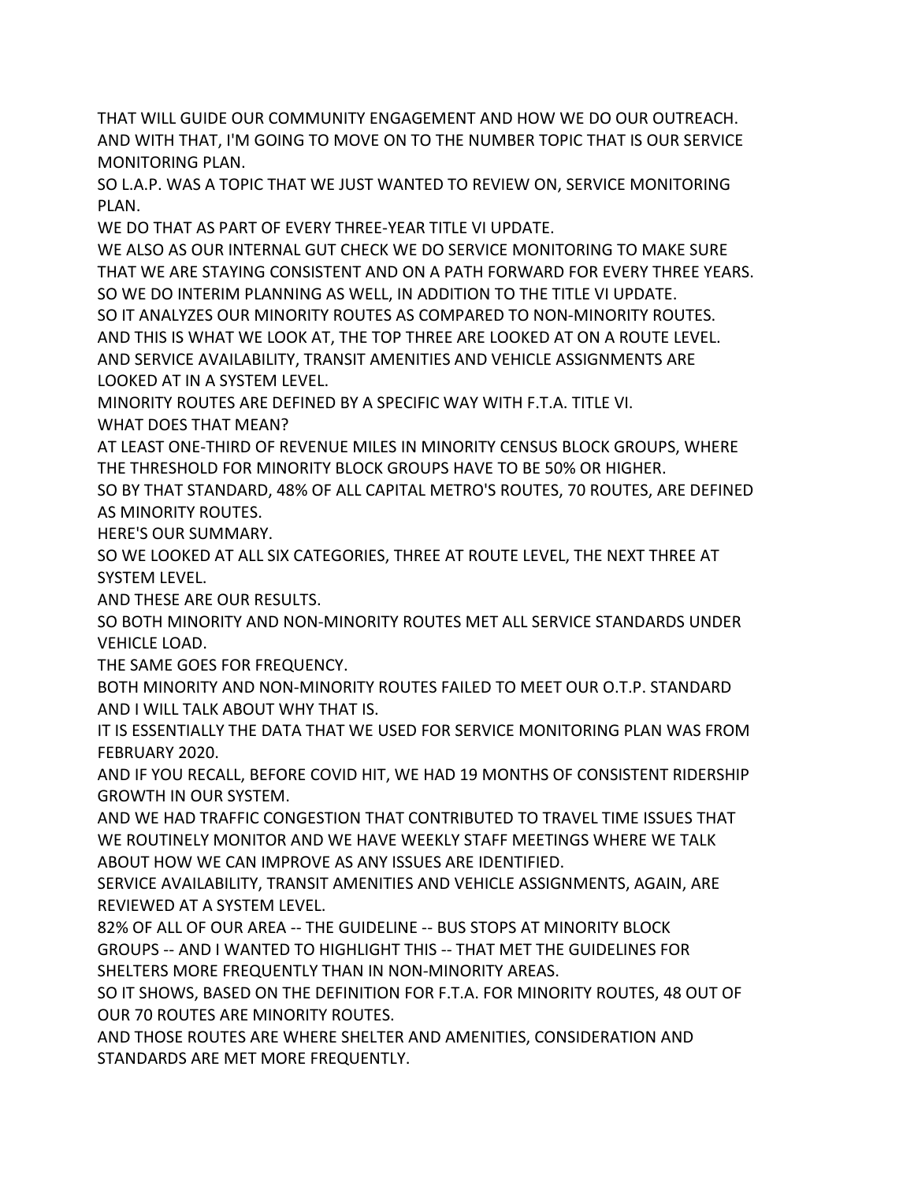THAT WILL GUIDE OUR COMMUNITY ENGAGEMENT AND HOW WE DO OUR OUTREACH.

AND WITH THAT, I'M GOING TO MOVE ON TO THE NUMBER TOPIC THAT IS OUR SERVICE MONITORING PLAN.

SO L.A.P. WAS A TOPIC THAT WE JUST WANTED TO REVIEW ON, SERVICE MONITORING PLAN.

WE DO THAT AS PART OF EVERY THREE-YEAR TITLE VI UPDATE.

WE ALSO AS OUR INTERNAL GUT CHECK WE DO SERVICE MONITORING TO MAKE SURE THAT WE ARE STAYING CONSISTENT AND ON A PATH FORWARD FOR EVERY THREE YEARS.

SO WE DO INTERIM PLANNING AS WELL, IN ADDITION TO THE TITLE VI UPDATE.

SO IT ANALYZES OUR MINORITY ROUTES AS COMPARED TO NON-MINORITY ROUTES.

AND THIS IS WHAT WE LOOK AT, THE TOP THREE ARE LOOKED AT ON A ROUTE LEVEL.

AND SERVICE AVAILABILITY, TRANSIT AMENITIES AND VEHICLE ASSIGNMENTS ARE LOOKED AT IN A SYSTEM LEVEL.

MINORITY ROUTES ARE DEFINED BY A SPECIFIC WAY WITH F.T.A. TITLE VI.

WHAT DOES THAT MEAN?

AT LEAST ONE-THIRD OF REVENUE MILES IN MINORITY CENSUS BLOCK GROUPS, WHERE THE THRESHOLD FOR MINORITY BLOCK GROUPS HAVE TO BE 50% OR HIGHER.

SO BY THAT STANDARD, 48% OF ALL CAPITAL METRO'S ROUTES, 70 ROUTES, ARE DEFINED AS MINORITY ROUTES.

HERE'S OUR SUMMARY.

SO WE LOOKED AT ALL SIX CATEGORIES, THREE AT ROUTE LEVEL, THE NEXT THREE AT SYSTEM LEVEL.

AND THESE ARE OUR RESULTS.

SO BOTH MINORITY AND NON-MINORITY ROUTES MET ALL SERVICE STANDARDS UNDER VEHICLE LOAD.

THE SAME GOES FOR FREQUENCY.

BOTH MINORITY AND NON-MINORITY ROUTES FAILED TO MEET OUR O.T.P. STANDARD AND I WILL TALK ABOUT WHY THAT IS.

IT IS ESSENTIALLY THE DATA THAT WE USED FOR SERVICE MONITORING PLAN WAS FROM FEBRUARY 2020.

AND IF YOU RECALL, BEFORE COVID HIT, WE HAD 19 MONTHS OF CONSISTENT RIDERSHIP GROWTH IN OUR SYSTEM.

AND WE HAD TRAFFIC CONGESTION THAT CONTRIBUTED TO TRAVEL TIME ISSUES THAT WE ROUTINELY MONITOR AND WE HAVE WEEKLY STAFF MEETINGS WHERE WE TALK ABOUT HOW WE CAN IMPROVE AS ANY ISSUES ARE IDENTIFIED.

SERVICE AVAILABILITY, TRANSIT AMENITIES AND VEHICLE ASSIGNMENTS, AGAIN, ARE REVIEWED AT A SYSTEM LEVEL.

82% OF ALL OF OUR AREA -- THE GUIDELINE -- BUS STOPS AT MINORITY BLOCK GROUPS -- AND I WANTED TO HIGHLIGHT THIS -- THAT MET THE GUIDELINES FOR SHELTERS MORE FREQUENTLY THAN IN NON-MINORITY AREAS.

SO IT SHOWS, BASED ON THE DEFINITION FOR F.T.A. FOR MINORITY ROUTES, 48 OUT OF OUR 70 ROUTES ARE MINORITY ROUTES.

AND THOSE ROUTES ARE WHERE SHELTER AND AMENITIES, CONSIDERATION AND STANDARDS ARE MET MORE FREQUENTLY.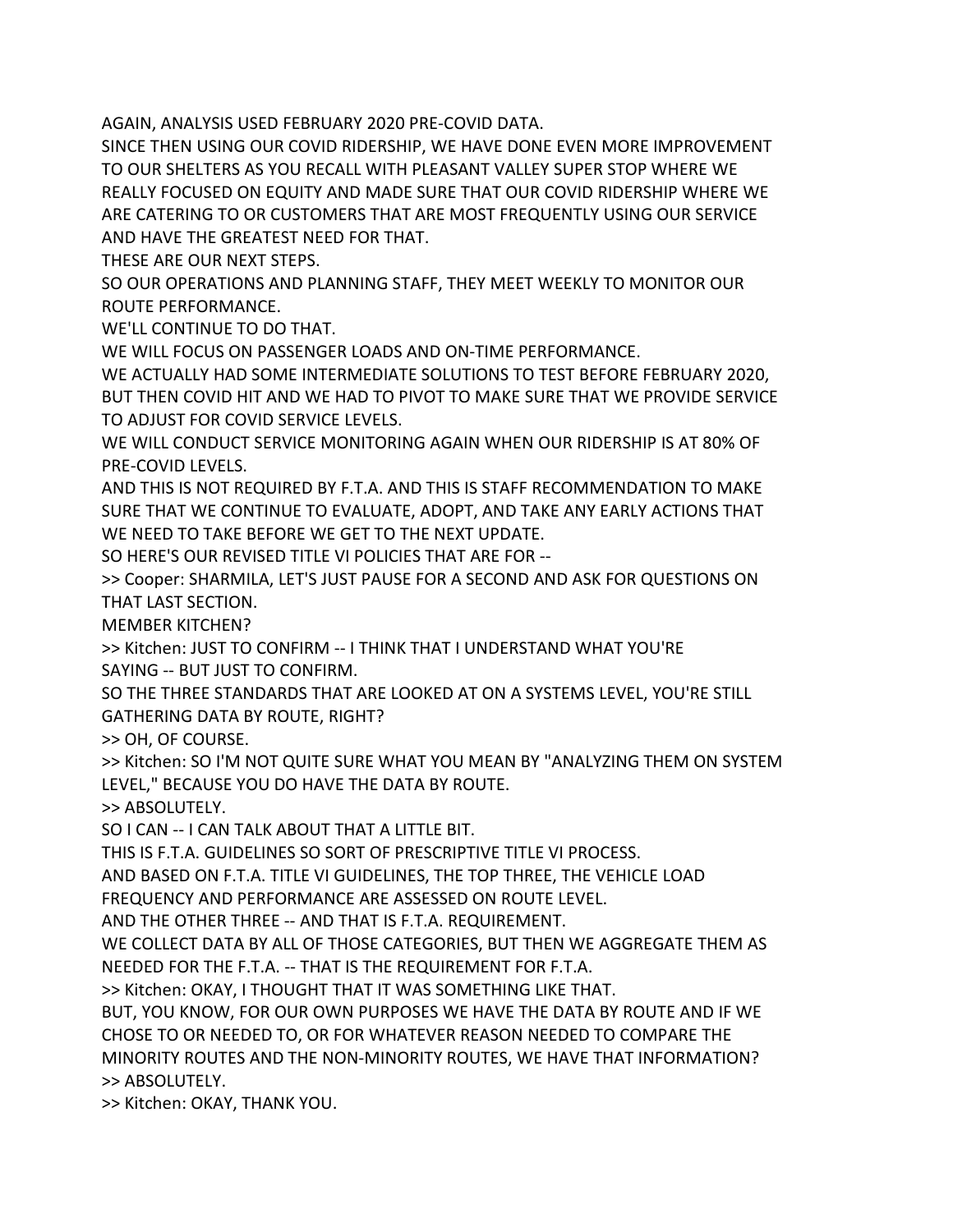AGAIN, ANALYSIS USED FEBRUARY 2020 PRE-COVID DATA.

SINCE THEN USING OUR COVID RIDERSHIP, WE HAVE DONE EVEN MORE IMPROVEMENT TO OUR SHELTERS AS YOU RECALL WITH PLEASANT VALLEY SUPER STOP WHERE WE REALLY FOCUSED ON EQUITY AND MADE SURE THAT OUR COVID RIDERSHIP WHERE WE ARE CATERING TO OR CUSTOMERS THAT ARE MOST FREQUENTLY USING OUR SERVICE AND HAVE THE GREATEST NEED FOR THAT.

THESE ARE OUR NEXT STEPS.

SO OUR OPERATIONS AND PLANNING STAFF, THEY MEET WEEKLY TO MONITOR OUR ROUTE PERFORMANCE.

WE'LL CONTINUE TO DO THAT.

WE WILL FOCUS ON PASSENGER LOADS AND ON-TIME PERFORMANCE.

WE ACTUALLY HAD SOME INTERMEDIATE SOLUTIONS TO TEST BEFORE FEBRUARY 2020, BUT THEN COVID HIT AND WE HAD TO PIVOT TO MAKE SURE THAT WE PROVIDE SERVICE TO ADJUST FOR COVID SERVICE LEVELS.

WE WILL CONDUCT SERVICE MONITORING AGAIN WHEN OUR RIDERSHIP IS AT 80% OF PRE-COVID LEVELS.

AND THIS IS NOT REQUIRED BY F.T.A. AND THIS IS STAFF RECOMMENDATION TO MAKE SURE THAT WE CONTINUE TO EVALUATE, ADOPT, AND TAKE ANY EARLY ACTIONS THAT WE NEED TO TAKE BEFORE WE GET TO THE NEXT UPDATE.

SO HERE'S OUR REVISED TITLE VI POLICIES THAT ARE FOR --

>> Cooper: SHARMILA, LET'S JUST PAUSE FOR A SECOND AND ASK FOR QUESTIONS ON THAT LAST SECTION.

MEMBER KITCHEN?

>> Kitchen: JUST TO CONFIRM -- I THINK THAT I UNDERSTAND WHAT YOU'RE SAYING -- BUT JUST TO CONFIRM.

SO THE THREE STANDARDS THAT ARE LOOKED AT ON A SYSTEMS LEVEL, YOU'RE STILL GATHERING DATA BY ROUTE, RIGHT?

>> OH, OF COURSE.

>> Kitchen: SO I'M NOT QUITE SURE WHAT YOU MEAN BY "ANALYZING THEM ON SYSTEM LEVEL," BECAUSE YOU DO HAVE THE DATA BY ROUTE.

>> ABSOLUTELY.

SO I CAN -- I CAN TALK ABOUT THAT A LITTLE BIT.

THIS IS F.T.A. GUIDELINES SO SORT OF PRESCRIPTIVE TITLE VI PROCESS.

AND BASED ON F.T.A. TITLE VI GUIDELINES, THE TOP THREE, THE VEHICLE LOAD FREQUENCY AND PERFORMANCE ARE ASSESSED ON ROUTE LEVEL.

AND THE OTHER THREE -- AND THAT IS F.T.A. REQUIREMENT.

WE COLLECT DATA BY ALL OF THOSE CATEGORIES, BUT THEN WE AGGREGATE THEM AS NEEDED FOR THE F.T.A. -- THAT IS THE REQUIREMENT FOR F.T.A.

>> Kitchen: OKAY, I THOUGHT THAT IT WAS SOMETHING LIKE THAT.

BUT, YOU KNOW, FOR OUR OWN PURPOSES WE HAVE THE DATA BY ROUTE AND IF WE CHOSE TO OR NEEDED TO, OR FOR WHATEVER REASON NEEDED TO COMPARE THE MINORITY ROUTES AND THE NON-MINORITY ROUTES, WE HAVE THAT INFORMATION?

>> ABSOLUTELY.

>> Kitchen: OKAY, THANK YOU.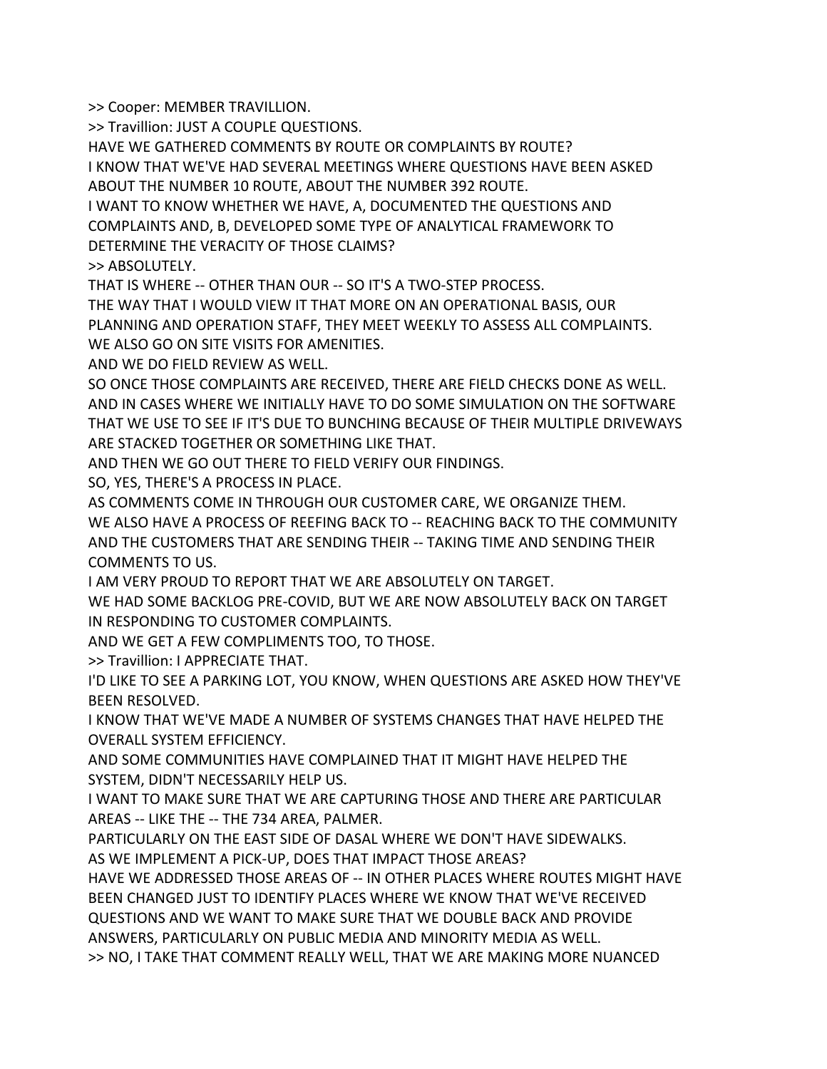>> Cooper: MEMBER TRAVILLION.

>> Travillion: JUST A COUPLE QUESTIONS.

HAVE WE GATHERED COMMENTS BY ROUTE OR COMPLAINTS BY ROUTE?

I KNOW THAT WE'VE HAD SEVERAL MEETINGS WHERE QUESTIONS HAVE BEEN ASKED ABOUT THE NUMBER 10 ROUTE, ABOUT THE NUMBER 392 ROUTE.

I WANT TO KNOW WHETHER WE HAVE, A, DOCUMENTED THE QUESTIONS AND COMPLAINTS AND, B, DEVELOPED SOME TYPE OF ANALYTICAL FRAMEWORK TO DETERMINE THE VERACITY OF THOSE CLAIMS?

>> ABSOLUTELY.

THAT IS WHERE -- OTHER THAN OUR -- SO IT'S A TWO-STEP PROCESS.

THE WAY THAT I WOULD VIEW IT THAT MORE ON AN OPERATIONAL BASIS, OUR PLANNING AND OPERATION STAFF, THEY MEET WEEKLY TO ASSESS ALL COMPLAINTS.

WE ALSO GO ON SITE VISITS FOR AMENITIES.

AND WE DO FIELD REVIEW AS WELL.

SO ONCE THOSE COMPLAINTS ARE RECEIVED, THERE ARE FIELD CHECKS DONE AS WELL.

AND IN CASES WHERE WE INITIALLY HAVE TO DO SOME SIMULATION ON THE SOFTWARE THAT WE USE TO SEE IF IT'S DUE TO BUNCHING BECAUSE OF THEIR MULTIPLE DRIVEWAYS ARE STACKED TOGETHER OR SOMETHING LIKE THAT.

AND THEN WE GO OUT THERE TO FIELD VERIFY OUR FINDINGS.

SO, YES, THERE'S A PROCESS IN PLACE.

AS COMMENTS COME IN THROUGH OUR CUSTOMER CARE, WE ORGANIZE THEM.

WE ALSO HAVE A PROCESS OF REEFING BACK TO -- REACHING BACK TO THE COMMUNITY AND THE CUSTOMERS THAT ARE SENDING THEIR -- TAKING TIME AND SENDING THEIR COMMENTS TO US.

I AM VERY PROUD TO REPORT THAT WE ARE ABSOLUTELY ON TARGET.

WE HAD SOME BACKLOG PRE-COVID, BUT WE ARE NOW ABSOLUTELY BACK ON TARGET IN RESPONDING TO CUSTOMER COMPLAINTS.

AND WE GET A FEW COMPLIMENTS TOO, TO THOSE.

>> Travillion: I APPRECIATE THAT.

I'D LIKE TO SEE A PARKING LOT, YOU KNOW, WHEN QUESTIONS ARE ASKED HOW THEY'VE BEEN RESOLVED.

I KNOW THAT WE'VE MADE A NUMBER OF SYSTEMS CHANGES THAT HAVE HELPED THE OVERALL SYSTEM EFFICIENCY.

AND SOME COMMUNITIES HAVE COMPLAINED THAT IT MIGHT HAVE HELPED THE SYSTEM, DIDN'T NECESSARILY HELP US.

I WANT TO MAKE SURE THAT WE ARE CAPTURING THOSE AND THERE ARE PARTICULAR AREAS -- LIKE THE -- THE 734 AREA, PALMER.

PARTICULARLY ON THE EAST SIDE OF DASAL WHERE WE DON'T HAVE SIDEWALKS.

AS WE IMPLEMENT A PICK-UP, DOES THAT IMPACT THOSE AREAS?

HAVE WE ADDRESSED THOSE AREAS OF -- IN OTHER PLACES WHERE ROUTES MIGHT HAVE BEEN CHANGED JUST TO IDENTIFY PLACES WHERE WE KNOW THAT WE'VE RECEIVED QUESTIONS AND WE WANT TO MAKE SURE THAT WE DOUBLE BACK AND PROVIDE ANSWERS, PARTICULARLY ON PUBLIC MEDIA AND MINORITY MEDIA AS WELL.

>> NO, I TAKE THAT COMMENT REALLY WELL, THAT WE ARE MAKING MORE NUANCED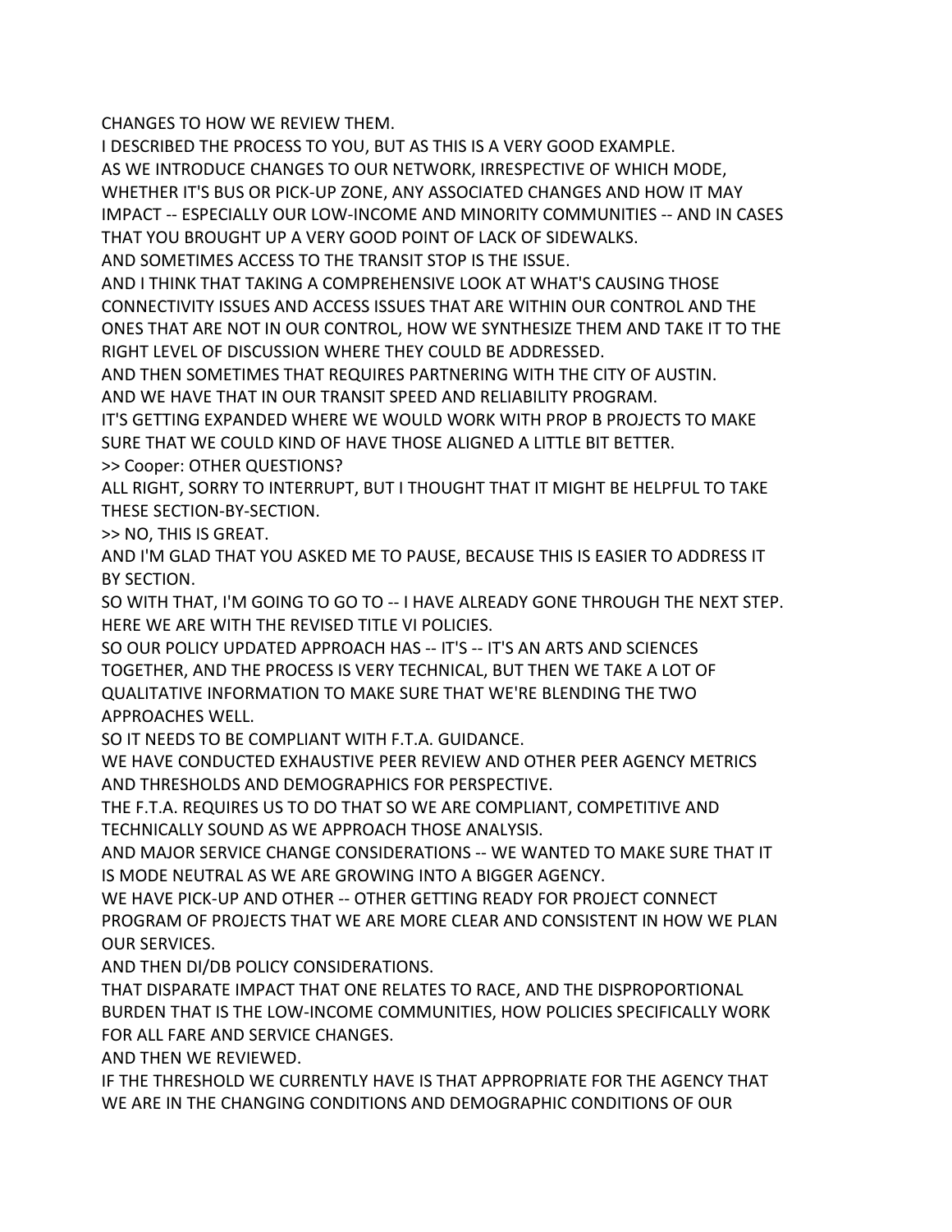CHANGES TO HOW WE REVIEW THEM.

I DESCRIBED THE PROCESS TO YOU, BUT AS THIS IS A VERY GOOD EXAMPLE.

AS WE INTRODUCE CHANGES TO OUR NETWORK, IRRESPECTIVE OF WHICH MODE, WHETHER IT'S BUS OR PICK-UP ZONE, ANY ASSOCIATED CHANGES AND HOW IT MAY IMPACT -- ESPECIALLY OUR LOW-INCOME AND MINORITY COMMUNITIES -- AND IN CASES THAT YOU BROUGHT UP A VERY GOOD POINT OF LACK OF SIDEWALKS.

AND SOMETIMES ACCESS TO THE TRANSIT STOP IS THE ISSUE.

AND I THINK THAT TAKING A COMPREHENSIVE LOOK AT WHAT'S CAUSING THOSE CONNECTIVITY ISSUES AND ACCESS ISSUES THAT ARE WITHIN OUR CONTROL AND THE ONES THAT ARE NOT IN OUR CONTROL, HOW WE SYNTHESIZE THEM AND TAKE IT TO THE RIGHT LEVEL OF DISCUSSION WHERE THEY COULD BE ADDRESSED.

AND THEN SOMETIMES THAT REQUIRES PARTNERING WITH THE CITY OF AUSTIN.

AND WE HAVE THAT IN OUR TRANSIT SPEED AND RELIABILITY PROGRAM.

IT'S GETTING EXPANDED WHERE WE WOULD WORK WITH PROP B PROJECTS TO MAKE SURE THAT WE COULD KIND OF HAVE THOSE ALIGNED A LITTLE BIT BETTER.

>> Cooper: OTHER QUESTIONS?

ALL RIGHT, SORRY TO INTERRUPT, BUT I THOUGHT THAT IT MIGHT BE HELPFUL TO TAKE THESE SECTION-BY-SECTION.

>> NO, THIS IS GREAT.

AND I'M GLAD THAT YOU ASKED ME TO PAUSE, BECAUSE THIS IS EASIER TO ADDRESS IT BY SECTION.

SO WITH THAT, I'M GOING TO GO TO -- I HAVE ALREADY GONE THROUGH THE NEXT STEP.

HERE WE ARE WITH THE REVISED TITLE VI POLICIES.

SO OUR POLICY UPDATED APPROACH HAS -- IT'S -- IT'S AN ARTS AND SCIENCES TOGETHER, AND THE PROCESS IS VERY TECHNICAL, BUT THEN WE TAKE A LOT OF QUALITATIVE INFORMATION TO MAKE SURE THAT WE'RE BLENDING THE TWO APPROACHES WELL.

SO IT NEEDS TO BE COMPLIANT WITH F.T.A. GUIDANCE.

WE HAVE CONDUCTED EXHAUSTIVE PEER REVIEW AND OTHER PEER AGENCY METRICS AND THRESHOLDS AND DEMOGRAPHICS FOR PERSPECTIVE.

THE F.T.A. REQUIRES US TO DO THAT SO WE ARE COMPLIANT, COMPETITIVE AND TECHNICALLY SOUND AS WE APPROACH THOSE ANALYSIS.

AND MAJOR SERVICE CHANGE CONSIDERATIONS -- WE WANTED TO MAKE SURE THAT IT IS MODE NEUTRAL AS WE ARE GROWING INTO A BIGGER AGENCY.

WE HAVE PICK-UP AND OTHER -- OTHER GETTING READY FOR PROJECT CONNECT PROGRAM OF PROJECTS THAT WE ARE MORE CLEAR AND CONSISTENT IN HOW WE PLAN OUR SERVICES.

AND THEN DI/DB POLICY CONSIDERATIONS.

THAT DISPARATE IMPACT THAT ONE RELATES TO RACE, AND THE DISPROPORTIONAL BURDEN THAT IS THE LOW-INCOME COMMUNITIES, HOW POLICIES SPECIFICALLY WORK FOR ALL FARE AND SERVICE CHANGES.

AND THEN WE REVIEWED.

IF THE THRESHOLD WE CURRENTLY HAVE IS THAT APPROPRIATE FOR THE AGENCY THAT WE ARE IN THE CHANGING CONDITIONS AND DEMOGRAPHIC CONDITIONS OF OUR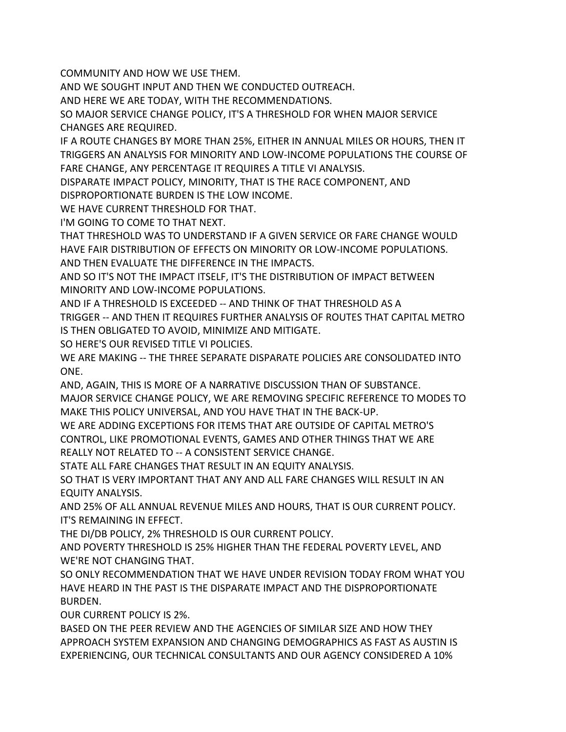COMMUNITY AND HOW WE USE THEM.

AND WE SOUGHT INPUT AND THEN WE CONDUCTED OUTREACH.

AND HERE WE ARE TODAY, WITH THE RECOMMENDATIONS.

SO MAJOR SERVICE CHANGE POLICY, IT'S A THRESHOLD FOR WHEN MAJOR SERVICE CHANGES ARE REQUIRED.

IF A ROUTE CHANGES BY MORE THAN 25%, EITHER IN ANNUAL MILES OR HOURS, THEN IT TRIGGERS AN ANALYSIS FOR MINORITY AND LOW-INCOME POPULATIONS THE COURSE OF FARE CHANGE, ANY PERCENTAGE IT REQUIRES A TITLE VI ANALYSIS.

DISPARATE IMPACT POLICY, MINORITY, THAT IS THE RACE COMPONENT, AND DISPROPORTIONATE BURDEN IS THE LOW INCOME.

WE HAVE CURRENT THRESHOLD FOR THAT.

I'M GOING TO COME TO THAT NEXT.

THAT THRESHOLD WAS TO UNDERSTAND IF A GIVEN SERVICE OR FARE CHANGE WOULD HAVE FAIR DISTRIBUTION OF EFFECTS ON MINORITY OR LOW-INCOME POPULATIONS.

AND THEN EVALUATE THE DIFFERENCE IN THE IMPACTS.

AND SO IT'S NOT THE IMPACT ITSELF, IT'S THE DISTRIBUTION OF IMPACT BETWEEN MINORITY AND LOW-INCOME POPULATIONS.

AND IF A THRESHOLD IS EXCEEDED -- AND THINK OF THAT THRESHOLD AS A TRIGGER -- AND THEN IT REQUIRES FURTHER ANALYSIS OF ROUTES THAT CAPITAL METRO IS THEN OBLIGATED TO AVOID, MINIMIZE AND MITIGATE.

SO HERE'S OUR REVISED TITLE VI POLICIES.

WE ARE MAKING -- THE THREE SEPARATE DISPARATE POLICIES ARE CONSOLIDATED INTO ONE.

AND, AGAIN, THIS IS MORE OF A NARRATIVE DISCUSSION THAN OF SUBSTANCE.

MAJOR SERVICE CHANGE POLICY, WE ARE REMOVING SPECIFIC REFERENCE TO MODES TO MAKE THIS POLICY UNIVERSAL, AND YOU HAVE THAT IN THE BACK-UP.

WE ARE ADDING EXCEPTIONS FOR ITEMS THAT ARE OUTSIDE OF CAPITAL METRO'S CONTROL, LIKE PROMOTIONAL EVENTS, GAMES AND OTHER THINGS THAT WE ARE REALLY NOT RELATED TO -- A CONSISTENT SERVICE CHANGE.

STATE ALL FARE CHANGES THAT RESULT IN AN EQUITY ANALYSIS.

SO THAT IS VERY IMPORTANT THAT ANY AND ALL FARE CHANGES WILL RESULT IN AN EQUITY ANALYSIS.

AND 25% OF ALL ANNUAL REVENUE MILES AND HOURS, THAT IS OUR CURRENT POLICY.

IT'S REMAINING IN EFFECT.

THE DI/DB POLICY, 2% THRESHOLD IS OUR CURRENT POLICY.

AND POVERTY THRESHOLD IS 25% HIGHER THAN THE FEDERAL POVERTY LEVEL, AND WE'RE NOT CHANGING THAT.

SO ONLY RECOMMENDATION THAT WE HAVE UNDER REVISION TODAY FROM WHAT YOU HAVE HEARD IN THE PAST IS THE DISPARATE IMPACT AND THE DISPROPORTIONATE BURDEN.

OUR CURRENT POLICY IS 2%.

BASED ON THE PEER REVIEW AND THE AGENCIES OF SIMILAR SIZE AND HOW THEY APPROACH SYSTEM EXPANSION AND CHANGING DEMOGRAPHICS AS FAST AS AUSTIN IS EXPERIENCING, OUR TECHNICAL CONSULTANTS AND OUR AGENCY CONSIDERED A 10%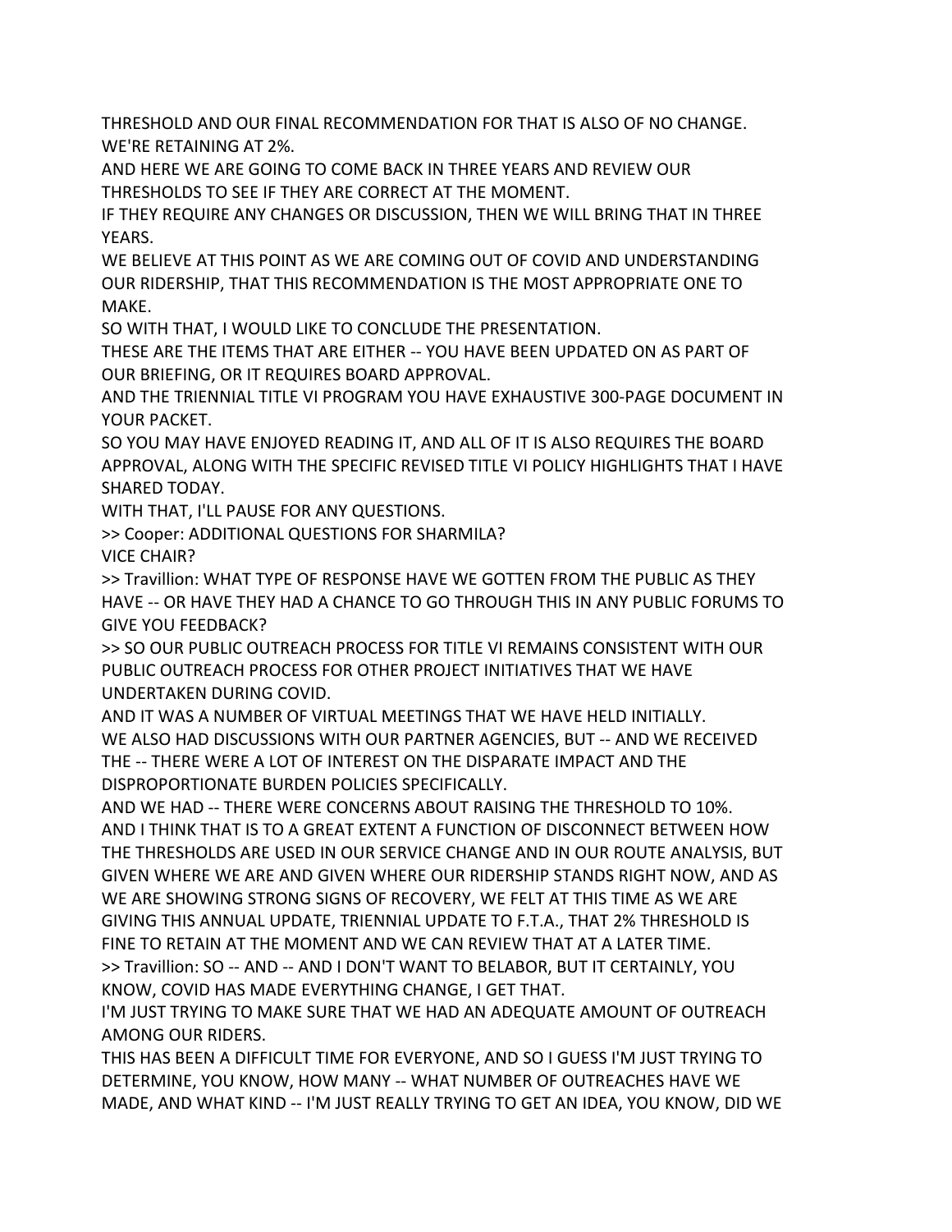THRESHOLD AND OUR FINAL RECOMMENDATION FOR THAT IS ALSO OF NO CHANGE. WE'RE RETAINING AT 2%.

AND HERE WE ARE GOING TO COME BACK IN THREE YEARS AND REVIEW OUR THRESHOLDS TO SEE IF THEY ARE CORRECT AT THE MOMENT.

IF THEY REQUIRE ANY CHANGES OR DISCUSSION, THEN WE WILL BRING THAT IN THREE YEARS.

WE BELIEVE AT THIS POINT AS WE ARE COMING OUT OF COVID AND UNDERSTANDING OUR RIDERSHIP, THAT THIS RECOMMENDATION IS THE MOST APPROPRIATE ONE TO MAKE.

SO WITH THAT, I WOULD LIKE TO CONCLUDE THE PRESENTATION.

THESE ARE THE ITEMS THAT ARE EITHER -- YOU HAVE BEEN UPDATED ON AS PART OF OUR BRIEFING, OR IT REQUIRES BOARD APPROVAL.

AND THE TRIENNIAL TITLE VI PROGRAM YOU HAVE EXHAUSTIVE 300-PAGE DOCUMENT IN YOUR PACKET.

SO YOU MAY HAVE ENJOYED READING IT, AND ALL OF IT IS ALSO REQUIRES THE BOARD APPROVAL, ALONG WITH THE SPECIFIC REVISED TITLE VI POLICY HIGHLIGHTS THAT I HAVE SHARED TODAY.

WITH THAT, I'LL PAUSE FOR ANY QUESTIONS.

>> Cooper: ADDITIONAL QUESTIONS FOR SHARMILA?

VICE CHAIR?

>> Travillion: WHAT TYPE OF RESPONSE HAVE WE GOTTEN FROM THE PUBLIC AS THEY HAVE -- OR HAVE THEY HAD A CHANCE TO GO THROUGH THIS IN ANY PUBLIC FORUMS TO GIVE YOU FEEDBACK?

>> SO OUR PUBLIC OUTREACH PROCESS FOR TITLE VI REMAINS CONSISTENT WITH OUR PUBLIC OUTREACH PROCESS FOR OTHER PROJECT INITIATIVES THAT WE HAVE UNDERTAKEN DURING COVID.

AND IT WAS A NUMBER OF VIRTUAL MEETINGS THAT WE HAVE HELD INITIALLY.

WE ALSO HAD DISCUSSIONS WITH OUR PARTNER AGENCIES, BUT -- AND WE RECEIVED THE -- THERE WERE A LOT OF INTEREST ON THE DISPARATE IMPACT AND THE DISPROPORTIONATE BURDEN POLICIES SPECIFICALLY.

AND WE HAD -- THERE WERE CONCERNS ABOUT RAISING THE THRESHOLD TO 10%.

AND I THINK THAT IS TO A GREAT EXTENT A FUNCTION OF DISCONNECT BETWEEN HOW THE THRESHOLDS ARE USED IN OUR SERVICE CHANGE AND IN OUR ROUTE ANALYSIS, BUT GIVEN WHERE WE ARE AND GIVEN WHERE OUR RIDERSHIP STANDS RIGHT NOW, AND AS WE ARE SHOWING STRONG SIGNS OF RECOVERY, WE FELT AT THIS TIME AS WE ARE GIVING THIS ANNUAL UPDATE, TRIENNIAL UPDATE TO F.T.A., THAT 2% THRESHOLD IS FINE TO RETAIN AT THE MOMENT AND WE CAN REVIEW THAT AT A LATER TIME.

>> Travillion: SO -- AND -- AND I DON'T WANT TO BELABOR, BUT IT CERTAINLY, YOU KNOW, COVID HAS MADE EVERYTHING CHANGE, I GET THAT.

I'M JUST TRYING TO MAKE SURE THAT WE HAD AN ADEQUATE AMOUNT OF OUTREACH AMONG OUR RIDERS.

THIS HAS BEEN A DIFFICULT TIME FOR EVERYONE, AND SO I GUESS I'M JUST TRYING TO DETERMINE, YOU KNOW, HOW MANY -- WHAT NUMBER OF OUTREACHES HAVE WE MADE, AND WHAT KIND -- I'M JUST REALLY TRYING TO GET AN IDEA, YOU KNOW, DID WE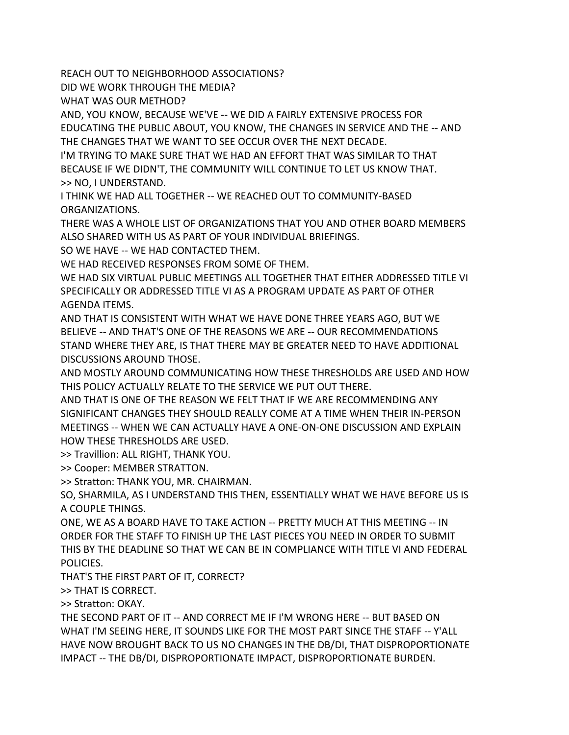REACH OUT TO NEIGHBORHOOD ASSOCIATIONS?
DID WE WORK THROUGH THE MEDIA?
WHAT WAS OUR METHOD?
AND, YOU KNOW, BECAUSE WE'VE -- WE DID A FAIRLY EXTENSIVE PROCESS FOR EDUCATING THE PUBLIC ABOUT, YOU KNOW, THE CHANGES IN SERVICE AND THE -- AND THE CHANGES THAT WE WANT TO SEE OCCUR OVER THE NEXT DECADE.
I'M TRYING TO MAKE SURE THAT WE HAD AN EFFORT THAT WAS SIMILAR TO THAT BECAUSE IF WE DIDN'T, THE COMMUNITY WILL CONTINUE TO LET US KNOW THAT.
>> NO, I UNDERSTAND.
I THINK WE HAD ALL TOGETHER -- WE REACHED OUT TO COMMUNITY-BASED ORGANIZATIONS.
THERE WAS A WHOLE LIST OF ORGANIZATIONS THAT YOU AND OTHER BOARD MEMBERS ALSO SHARED WITH US AS PART OF YOUR INDIVIDUAL BRIEFINGS.
SO WE HAVE -- WE HAD CONTACTED THEM.
WE HAD RECEIVED RESPONSES FROM SOME OF THEM.
WE HAD SIX VIRTUAL PUBLIC MEETINGS ALL TOGETHER THAT EITHER ADDRESSED TITLE VI SPECIFICALLY OR ADDRESSED TITLE VI AS A PROGRAM UPDATE AS PART OF OTHER AGENDA ITEMS.
AND THAT IS CONSISTENT WITH WHAT WE HAVE DONE THREE YEARS AGO, BUT WE BELIEVE -- AND THAT'S ONE OF THE REASONS WE ARE -- OUR RECOMMENDATIONS STAND WHERE THEY ARE, IS THAT THERE MAY BE GREATER NEED TO HAVE ADDITIONAL DISCUSSIONS AROUND THOSE.
AND MOSTLY AROUND COMMUNICATING HOW THESE THRESHOLDS ARE USED AND HOW THIS POLICY ACTUALLY RELATE TO THE SERVICE WE PUT OUT THERE.
AND THAT IS ONE OF THE REASON WE FELT THAT IF WE ARE RECOMMENDING ANY SIGNIFICANT CHANGES THEY SHOULD REALLY COME AT A TIME WHEN THEIR IN-PERSON MEETINGS -- WHEN WE CAN ACTUALLY HAVE A ONE-ON-ONE DISCUSSION AND EXPLAIN HOW THESE THRESHOLDS ARE USED.
>> Travillion: ALL RIGHT, THANK YOU.
>> Cooper: MEMBER STRATTON.
>> Stratton: THANK YOU, MR. CHAIRMAN.
SO, SHARMILA, AS I UNDERSTAND THIS THEN, ESSENTIALLY WHAT WE HAVE BEFORE US IS A COUPLE THINGS.
ONE, WE AS A BOARD HAVE TO TAKE ACTION -- PRETTY MUCH AT THIS MEETING -- IN ORDER FOR THE STAFF TO FINISH UP THE LAST PIECES YOU NEED IN ORDER TO SUBMIT THIS BY THE DEADLINE SO THAT WE CAN BE IN COMPLIANCE WITH TITLE VI AND FEDERAL POLICIES.
THAT'S THE FIRST PART OF IT, CORRECT?
>> THAT IS CORRECT.
>> Stratton: OKAY.
THE SECOND PART OF IT -- AND CORRECT ME IF I'M WRONG HERE -- BUT BASED ON WHAT I'M SEEING HERE, IT SOUNDS LIKE FOR THE MOST PART SINCE THE STAFF -- Y'ALL HAVE NOW BROUGHT BACK TO US NO CHANGES IN THE DB/DI, THAT DISPROPORTIONATE IMPACT -- THE DB/DI, DISPROPORTIONATE IMPACT, DISPROPORTIONATE BURDEN.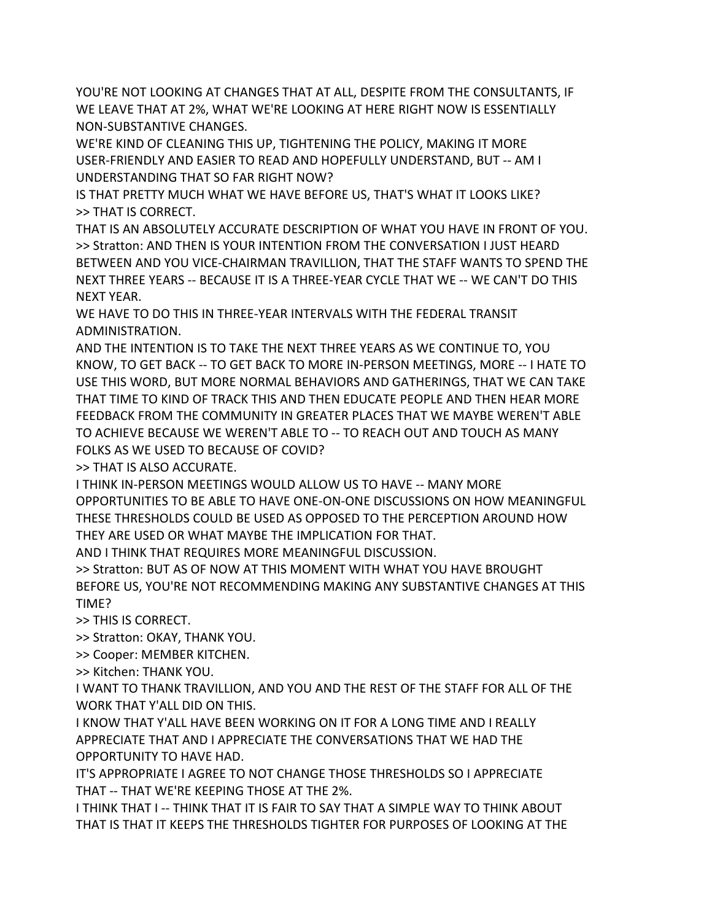YOU'RE NOT LOOKING AT CHANGES THAT AT ALL, DESPITE FROM THE CONSULTANTS, IF WE LEAVE THAT AT 2%, WHAT WE'RE LOOKING AT HERE RIGHT NOW IS ESSENTIALLY NON-SUBSTANTIVE CHANGES.

WE'RE KIND OF CLEANING THIS UP, TIGHTENING THE POLICY, MAKING IT MORE USER-FRIENDLY AND EASIER TO READ AND HOPEFULLY UNDERSTAND, BUT -- AM I UNDERSTANDING THAT SO FAR RIGHT NOW?

IS THAT PRETTY MUCH WHAT WE HAVE BEFORE US, THAT'S WHAT IT LOOKS LIKE?

>> THAT IS CORRECT.

THAT IS AN ABSOLUTELY ACCURATE DESCRIPTION OF WHAT YOU HAVE IN FRONT OF YOU.

>> Stratton: AND THEN IS YOUR INTENTION FROM THE CONVERSATION I JUST HEARD BETWEEN AND YOU VICE-CHAIRMAN TRAVILLION, THAT THE STAFF WANTS TO SPEND THE NEXT THREE YEARS -- BECAUSE IT IS A THREE-YEAR CYCLE THAT WE -- WE CAN'T DO THIS NEXT YEAR.

WE HAVE TO DO THIS IN THREE-YEAR INTERVALS WITH THE FEDERAL TRANSIT ADMINISTRATION.

AND THE INTENTION IS TO TAKE THE NEXT THREE YEARS AS WE CONTINUE TO, YOU KNOW, TO GET BACK -- TO GET BACK TO MORE IN-PERSON MEETINGS, MORE -- I HATE TO USE THIS WORD, BUT MORE NORMAL BEHAVIORS AND GATHERINGS, THAT WE CAN TAKE THAT TIME TO KIND OF TRACK THIS AND THEN EDUCATE PEOPLE AND THEN HEAR MORE FEEDBACK FROM THE COMMUNITY IN GREATER PLACES THAT WE MAYBE WEREN'T ABLE TO ACHIEVE BECAUSE WE WEREN'T ABLE TO -- TO REACH OUT AND TOUCH AS MANY FOLKS AS WE USED TO BECAUSE OF COVID?

>> THAT IS ALSO ACCURATE.

I THINK IN-PERSON MEETINGS WOULD ALLOW US TO HAVE -- MANY MORE OPPORTUNITIES TO BE ABLE TO HAVE ONE-ON-ONE DISCUSSIONS ON HOW MEANINGFUL THESE THRESHOLDS COULD BE USED AS OPPOSED TO THE PERCEPTION AROUND HOW THEY ARE USED OR WHAT MAYBE THE IMPLICATION FOR THAT.

AND I THINK THAT REQUIRES MORE MEANINGFUL DISCUSSION.

>> Stratton: BUT AS OF NOW AT THIS MOMENT WITH WHAT YOU HAVE BROUGHT BEFORE US, YOU'RE NOT RECOMMENDING MAKING ANY SUBSTANTIVE CHANGES AT THIS TIME?

>> THIS IS CORRECT.

>> Stratton: OKAY, THANK YOU.

>> Cooper: MEMBER KITCHEN.

>> Kitchen: THANK YOU.

I WANT TO THANK TRAVILLION, AND YOU AND THE REST OF THE STAFF FOR ALL OF THE WORK THAT Y'ALL DID ON THIS.

I KNOW THAT Y'ALL HAVE BEEN WORKING ON IT FOR A LONG TIME AND I REALLY APPRECIATE THAT AND I APPRECIATE THE CONVERSATIONS THAT WE HAD THE OPPORTUNITY TO HAVE HAD.

IT'S APPROPRIATE I AGREE TO NOT CHANGE THOSE THRESHOLDS SO I APPRECIATE THAT -- THAT WE'RE KEEPING THOSE AT THE 2%.

I THINK THAT I -- THINK THAT IT IS FAIR TO SAY THAT A SIMPLE WAY TO THINK ABOUT THAT IS THAT IT KEEPS THE THRESHOLDS TIGHTER FOR PURPOSES OF LOOKING AT THE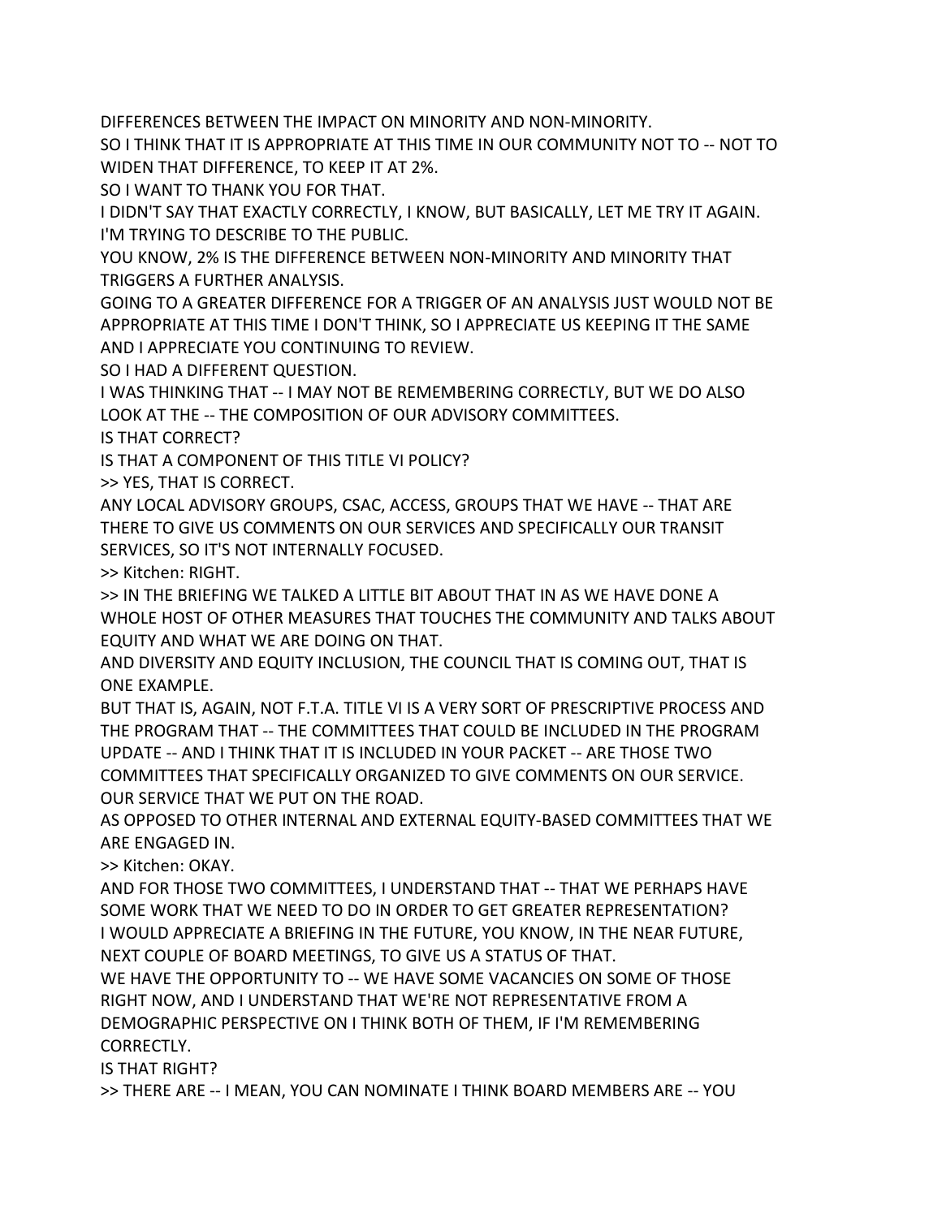DIFFERENCES BETWEEN THE IMPACT ON MINORITY AND NON-MINORITY.

SO I THINK THAT IT IS APPROPRIATE AT THIS TIME IN OUR COMMUNITY NOT TO -- NOT TO WIDEN THAT DIFFERENCE, TO KEEP IT AT 2%.

SO I WANT TO THANK YOU FOR THAT.

I DIDN'T SAY THAT EXACTLY CORRECTLY, I KNOW, BUT BASICALLY, LET ME TRY IT AGAIN.

I'M TRYING TO DESCRIBE TO THE PUBLIC.

YOU KNOW, 2% IS THE DIFFERENCE BETWEEN NON-MINORITY AND MINORITY THAT TRIGGERS A FURTHER ANALYSIS.

GOING TO A GREATER DIFFERENCE FOR A TRIGGER OF AN ANALYSIS JUST WOULD NOT BE APPROPRIATE AT THIS TIME I DON'T THINK, SO I APPRECIATE US KEEPING IT THE SAME AND I APPRECIATE YOU CONTINUING TO REVIEW.

SO I HAD A DIFFERENT QUESTION.

I WAS THINKING THAT -- I MAY NOT BE REMEMBERING CORRECTLY, BUT WE DO ALSO LOOK AT THE -- THE COMPOSITION OF OUR ADVISORY COMMITTEES.

IS THAT CORRECT?

IS THAT A COMPONENT OF THIS TITLE VI POLICY?

>> YES, THAT IS CORRECT.

ANY LOCAL ADVISORY GROUPS, CSAC, ACCESS, GROUPS THAT WE HAVE -- THAT ARE THERE TO GIVE US COMMENTS ON OUR SERVICES AND SPECIFICALLY OUR TRANSIT SERVICES, SO IT'S NOT INTERNALLY FOCUSED.

>> Kitchen: RIGHT.

>> IN THE BRIEFING WE TALKED A LITTLE BIT ABOUT THAT IN AS WE HAVE DONE A WHOLE HOST OF OTHER MEASURES THAT TOUCHES THE COMMUNITY AND TALKS ABOUT EQUITY AND WHAT WE ARE DOING ON THAT.

AND DIVERSITY AND EQUITY INCLUSION, THE COUNCIL THAT IS COMING OUT, THAT IS ONE EXAMPLE.

BUT THAT IS, AGAIN, NOT F.T.A. TITLE VI IS A VERY SORT OF PRESCRIPTIVE PROCESS AND THE PROGRAM THAT -- THE COMMITTEES THAT COULD BE INCLUDED IN THE PROGRAM UPDATE -- AND I THINK THAT IT IS INCLUDED IN YOUR PACKET -- ARE THOSE TWO COMMITTEES THAT SPECIFICALLY ORGANIZED TO GIVE COMMENTS ON OUR SERVICE.

OUR SERVICE THAT WE PUT ON THE ROAD.

AS OPPOSED TO OTHER INTERNAL AND EXTERNAL EQUITY-BASED COMMITTEES THAT WE ARE ENGAGED IN.

>> Kitchen: OKAY.

AND FOR THOSE TWO COMMITTEES, I UNDERSTAND THAT -- THAT WE PERHAPS HAVE SOME WORK THAT WE NEED TO DO IN ORDER TO GET GREATER REPRESENTATION?

I WOULD APPRECIATE A BRIEFING IN THE FUTURE, YOU KNOW, IN THE NEAR FUTURE, NEXT COUPLE OF BOARD MEETINGS, TO GIVE US A STATUS OF THAT.

WE HAVE THE OPPORTUNITY TO -- WE HAVE SOME VACANCIES ON SOME OF THOSE RIGHT NOW, AND I UNDERSTAND THAT WE'RE NOT REPRESENTATIVE FROM A DEMOGRAPHIC PERSPECTIVE ON I THINK BOTH OF THEM, IF I'M REMEMBERING CORRECTLY.

IS THAT RIGHT?

>> THERE ARE -- I MEAN, YOU CAN NOMINATE I THINK BOARD MEMBERS ARE -- YOU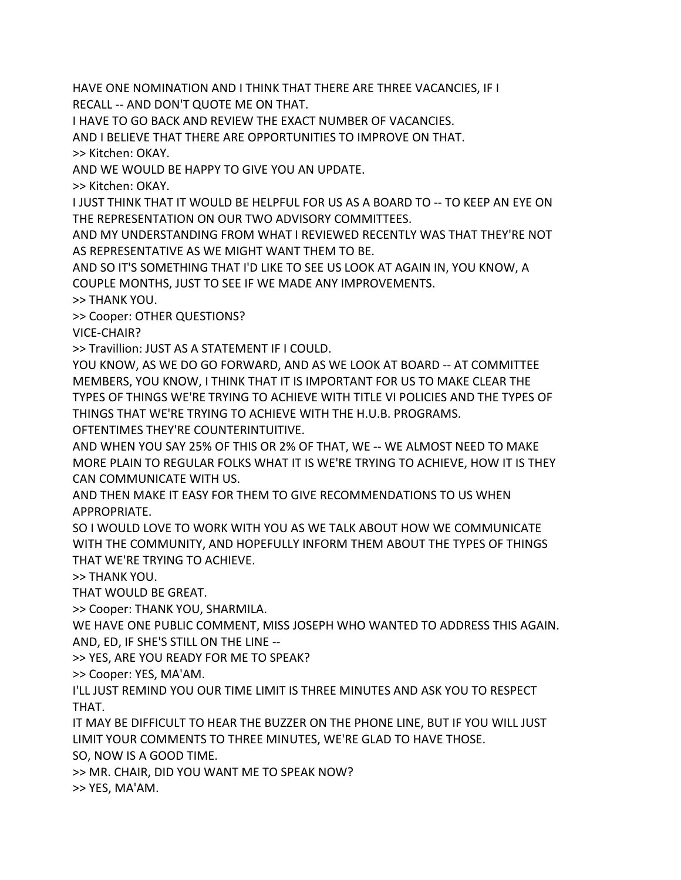HAVE ONE NOMINATION AND I THINK THAT THERE ARE THREE VACANCIES, IF I RECALL -- AND DON'T QUOTE ME ON THAT.

I HAVE TO GO BACK AND REVIEW THE EXACT NUMBER OF VACANCIES.

AND I BELIEVE THAT THERE ARE OPPORTUNITIES TO IMPROVE ON THAT.

>> Kitchen: OKAY.

AND WE WOULD BE HAPPY TO GIVE YOU AN UPDATE.

>> Kitchen: OKAY.

I JUST THINK THAT IT WOULD BE HELPFUL FOR US AS A BOARD TO -- TO KEEP AN EYE ON THE REPRESENTATION ON OUR TWO ADVISORY COMMITTEES.

AND MY UNDERSTANDING FROM WHAT I REVIEWED RECENTLY WAS THAT THEY'RE NOT AS REPRESENTATIVE AS WE MIGHT WANT THEM TO BE.

AND SO IT'S SOMETHING THAT I'D LIKE TO SEE US LOOK AT AGAIN IN, YOU KNOW, A COUPLE MONTHS, JUST TO SEE IF WE MADE ANY IMPROVEMENTS.

>> THANK YOU.

>> Cooper: OTHER QUESTIONS?

VICE-CHAIR?

>> Travillion: JUST AS A STATEMENT IF I COULD.

YOU KNOW, AS WE DO GO FORWARD, AND AS WE LOOK AT BOARD -- AT COMMITTEE MEMBERS, YOU KNOW, I THINK THAT IT IS IMPORTANT FOR US TO MAKE CLEAR THE TYPES OF THINGS WE'RE TRYING TO ACHIEVE WITH TITLE VI POLICIES AND THE TYPES OF THINGS THAT WE'RE TRYING TO ACHIEVE WITH THE H.U.B. PROGRAMS.

OFTENTIMES THEY'RE COUNTERINTUITIVE.

AND WHEN YOU SAY 25% OF THIS OR 2% OF THAT, WE -- WE ALMOST NEED TO MAKE MORE PLAIN TO REGULAR FOLKS WHAT IT IS WE'RE TRYING TO ACHIEVE, HOW IT IS THEY CAN COMMUNICATE WITH US.

AND THEN MAKE IT EASY FOR THEM TO GIVE RECOMMENDATIONS TO US WHEN APPROPRIATE.

SO I WOULD LOVE TO WORK WITH YOU AS WE TALK ABOUT HOW WE COMMUNICATE WITH THE COMMUNITY, AND HOPEFULLY INFORM THEM ABOUT THE TYPES OF THINGS THAT WE'RE TRYING TO ACHIEVE.

>> THANK YOU.

THAT WOULD BE GREAT.

>> Cooper: THANK YOU, SHARMILA.

WE HAVE ONE PUBLIC COMMENT, MISS JOSEPH WHO WANTED TO ADDRESS THIS AGAIN.

AND, ED, IF SHE'S STILL ON THE LINE --

>> YES, ARE YOU READY FOR ME TO SPEAK?

>> Cooper: YES, MA'AM.

I'LL JUST REMIND YOU OUR TIME LIMIT IS THREE MINUTES AND ASK YOU TO RESPECT THAT.

IT MAY BE DIFFICULT TO HEAR THE BUZZER ON THE PHONE LINE, BUT IF YOU WILL JUST LIMIT YOUR COMMENTS TO THREE MINUTES, WE'RE GLAD TO HAVE THOSE.

SO, NOW IS A GOOD TIME.

>> MR. CHAIR, DID YOU WANT ME TO SPEAK NOW?

>> YES, MA'AM.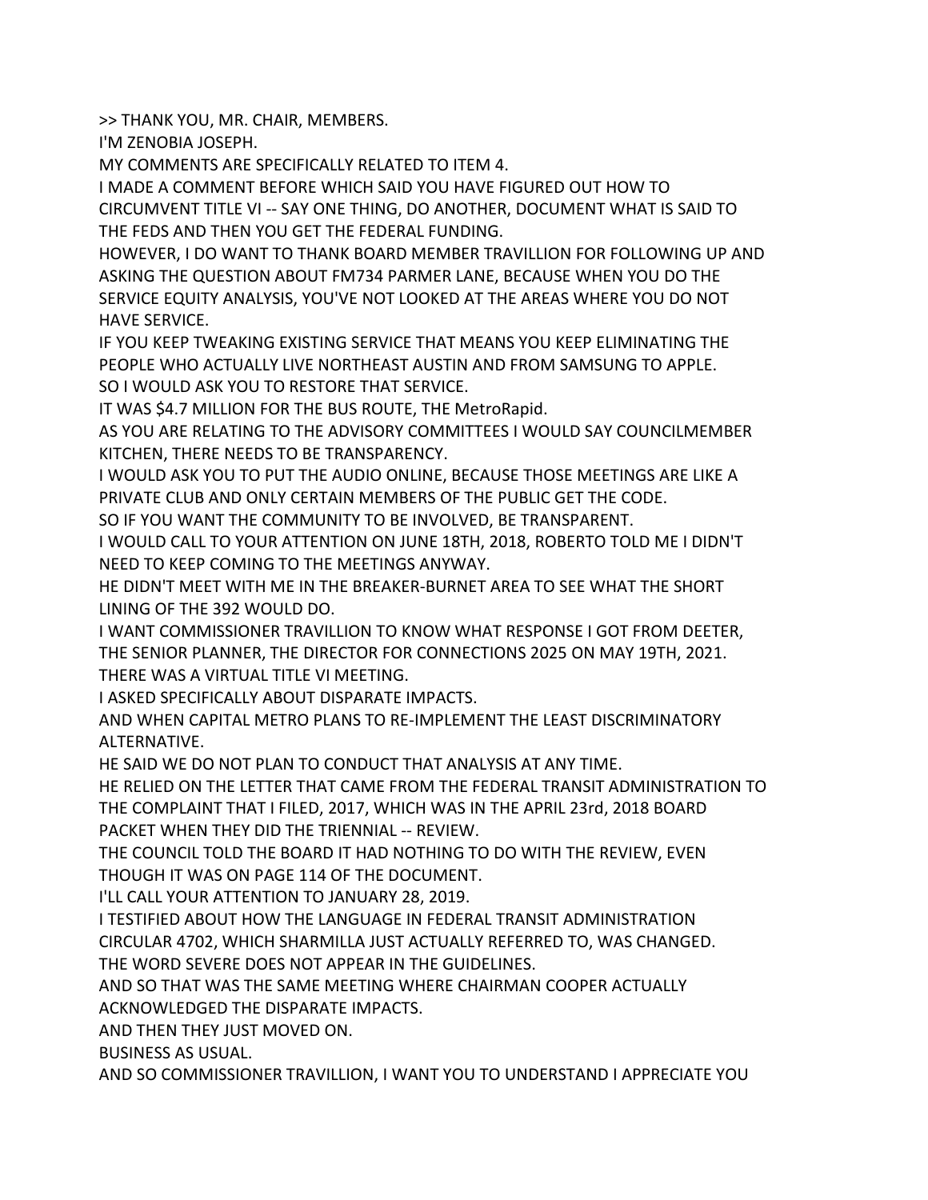>> THANK YOU, MR. CHAIR, MEMBERS.

I'M ZENOBIA JOSEPH.

MY COMMENTS ARE SPECIFICALLY RELATED TO ITEM 4.

I MADE A COMMENT BEFORE WHICH SAID YOU HAVE FIGURED OUT HOW TO CIRCUMVENT TITLE VI -- SAY ONE THING, DO ANOTHER, DOCUMENT WHAT IS SAID TO THE FEDS AND THEN YOU GET THE FEDERAL FUNDING.

HOWEVER, I DO WANT TO THANK BOARD MEMBER TRAVILLION FOR FOLLOWING UP AND ASKING THE QUESTION ABOUT FM734 PARMER LANE, BECAUSE WHEN YOU DO THE SERVICE EQUITY ANALYSIS, YOU'VE NOT LOOKED AT THE AREAS WHERE YOU DO NOT HAVE SERVICE.

IF YOU KEEP TWEAKING EXISTING SERVICE THAT MEANS YOU KEEP ELIMINATING THE PEOPLE WHO ACTUALLY LIVE NORTHEAST AUSTIN AND FROM SAMSUNG TO APPLE.

SO I WOULD ASK YOU TO RESTORE THAT SERVICE.

IT WAS $4.7 MILLION FOR THE BUS ROUTE, THE MetroRapid.

AS YOU ARE RELATING TO THE ADVISORY COMMITTEES I WOULD SAY COUNCILMEMBER KITCHEN, THERE NEEDS TO BE TRANSPARENCY.

I WOULD ASK YOU TO PUT THE AUDIO ONLINE, BECAUSE THOSE MEETINGS ARE LIKE A PRIVATE CLUB AND ONLY CERTAIN MEMBERS OF THE PUBLIC GET THE CODE.

SO IF YOU WANT THE COMMUNITY TO BE INVOLVED, BE TRANSPARENT.

I WOULD CALL TO YOUR ATTENTION ON JUNE 18TH, 2018, ROBERTO TOLD ME I DIDN'T NEED TO KEEP COMING TO THE MEETINGS ANYWAY.

HE DIDN'T MEET WITH ME IN THE BREAKER-BURNET AREA TO SEE WHAT THE SHORT LINING OF THE 392 WOULD DO.

I WANT COMMISSIONER TRAVILLION TO KNOW WHAT RESPONSE I GOT FROM DEETER, THE SENIOR PLANNER, THE DIRECTOR FOR CONNECTIONS 2025 ON MAY 19TH, 2021.

THERE WAS A VIRTUAL TITLE VI MEETING.

I ASKED SPECIFICALLY ABOUT DISPARATE IMPACTS.

AND WHEN CAPITAL METRO PLANS TO RE-IMPLEMENT THE LEAST DISCRIMINATORY ALTERNATIVE.

HE SAID WE DO NOT PLAN TO CONDUCT THAT ANALYSIS AT ANY TIME.

HE RELIED ON THE LETTER THAT CAME FROM THE FEDERAL TRANSIT ADMINISTRATION TO THE COMPLAINT THAT I FILED, 2017, WHICH WAS IN THE APRIL 23rd, 2018 BOARD PACKET WHEN THEY DID THE TRIENNIAL -- REVIEW.

THE COUNCIL TOLD THE BOARD IT HAD NOTHING TO DO WITH THE REVIEW, EVEN THOUGH IT WAS ON PAGE 114 OF THE DOCUMENT.

I'LL CALL YOUR ATTENTION TO JANUARY 28, 2019.

I TESTIFIED ABOUT HOW THE LANGUAGE IN FEDERAL TRANSIT ADMINISTRATION CIRCULAR 4702, WHICH SHARMILLA JUST ACTUALLY REFERRED TO, WAS CHANGED.

THE WORD SEVERE DOES NOT APPEAR IN THE GUIDELINES.

AND SO THAT WAS THE SAME MEETING WHERE CHAIRMAN COOPER ACTUALLY ACKNOWLEDGED THE DISPARATE IMPACTS.

AND THEN THEY JUST MOVED ON.

BUSINESS AS USUAL.

AND SO COMMISSIONER TRAVILLION, I WANT YOU TO UNDERSTAND I APPRECIATE YOU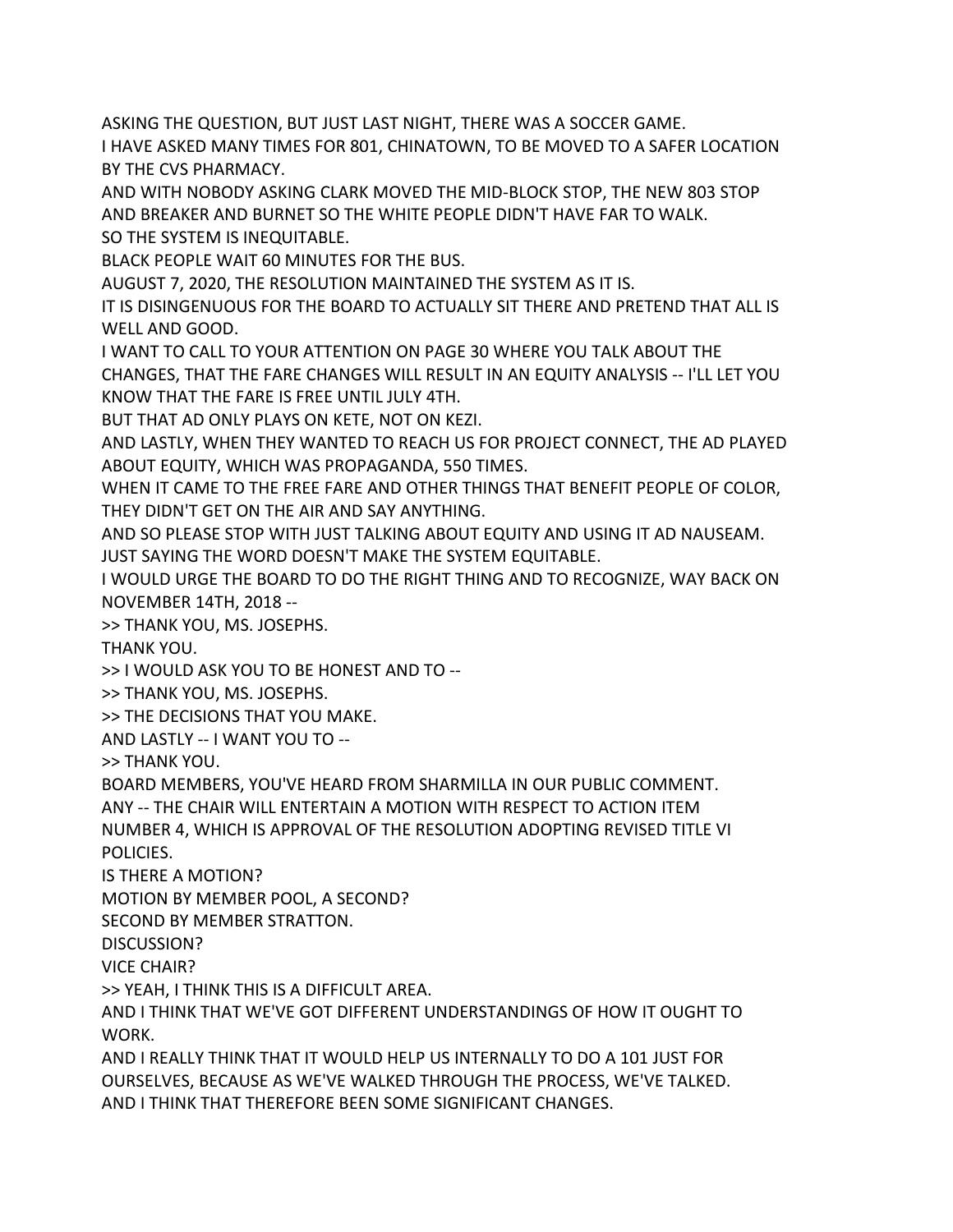ASKING THE QUESTION, BUT JUST LAST NIGHT, THERE WAS A SOCCER GAME.

I HAVE ASKED MANY TIMES FOR 801, CHINATOWN, TO BE MOVED TO A SAFER LOCATION BY THE CVS PHARMACY.

AND WITH NOBODY ASKING CLARK MOVED THE MID-BLOCK STOP, THE NEW 803 STOP AND BREAKER AND BURNET SO THE WHITE PEOPLE DIDN'T HAVE FAR TO WALK.

SO THE SYSTEM IS INEQUITABLE.

BLACK PEOPLE WAIT 60 MINUTES FOR THE BUS.

AUGUST 7, 2020, THE RESOLUTION MAINTAINED THE SYSTEM AS IT IS.

IT IS DISINGENUOUS FOR THE BOARD TO ACTUALLY SIT THERE AND PRETEND THAT ALL IS WELL AND GOOD.

I WANT TO CALL TO YOUR ATTENTION ON PAGE 30 WHERE YOU TALK ABOUT THE CHANGES, THAT THE FARE CHANGES WILL RESULT IN AN EQUITY ANALYSIS -- I'LL LET YOU KNOW THAT THE FARE IS FREE UNTIL JULY 4TH.

BUT THAT AD ONLY PLAYS ON KETE, NOT ON KEZI.

AND LASTLY, WHEN THEY WANTED TO REACH US FOR PROJECT CONNECT, THE AD PLAYED ABOUT EQUITY, WHICH WAS PROPAGANDA, 550 TIMES.

WHEN IT CAME TO THE FREE FARE AND OTHER THINGS THAT BENEFIT PEOPLE OF COLOR, THEY DIDN'T GET ON THE AIR AND SAY ANYTHING.

AND SO PLEASE STOP WITH JUST TALKING ABOUT EQUITY AND USING IT AD NAUSEAM.

JUST SAYING THE WORD DOESN'T MAKE THE SYSTEM EQUITABLE.

I WOULD URGE THE BOARD TO DO THE RIGHT THING AND TO RECOGNIZE, WAY BACK ON NOVEMBER 14TH, 2018 --

>> THANK YOU, MS. JOSEPHS.

THANK YOU.

>> I WOULD ASK YOU TO BE HONEST AND TO --

>> THANK YOU, MS. JOSEPHS.

>> THE DECISIONS THAT YOU MAKE.

AND LASTLY -- I WANT YOU TO --

>> THANK YOU.

BOARD MEMBERS, YOU'VE HEARD FROM SHARMILLA IN OUR PUBLIC COMMENT.

ANY -- THE CHAIR WILL ENTERTAIN A MOTION WITH RESPECT TO ACTION ITEM NUMBER 4, WHICH IS APPROVAL OF THE RESOLUTION ADOPTING REVISED TITLE VI POLICIES.

IS THERE A MOTION?

MOTION BY MEMBER POOL, A SECOND?

SECOND BY MEMBER STRATTON.

DISCUSSION?

VICE CHAIR?

>> YEAH, I THINK THIS IS A DIFFICULT AREA.

AND I THINK THAT WE'VE GOT DIFFERENT UNDERSTANDINGS OF HOW IT OUGHT TO WORK.

AND I REALLY THINK THAT IT WOULD HELP US INTERNALLY TO DO A 101 JUST FOR OURSELVES, BECAUSE AS WE'VE WALKED THROUGH THE PROCESS, WE'VE TALKED.

AND I THINK THAT THEREFORE BEEN SOME SIGNIFICANT CHANGES.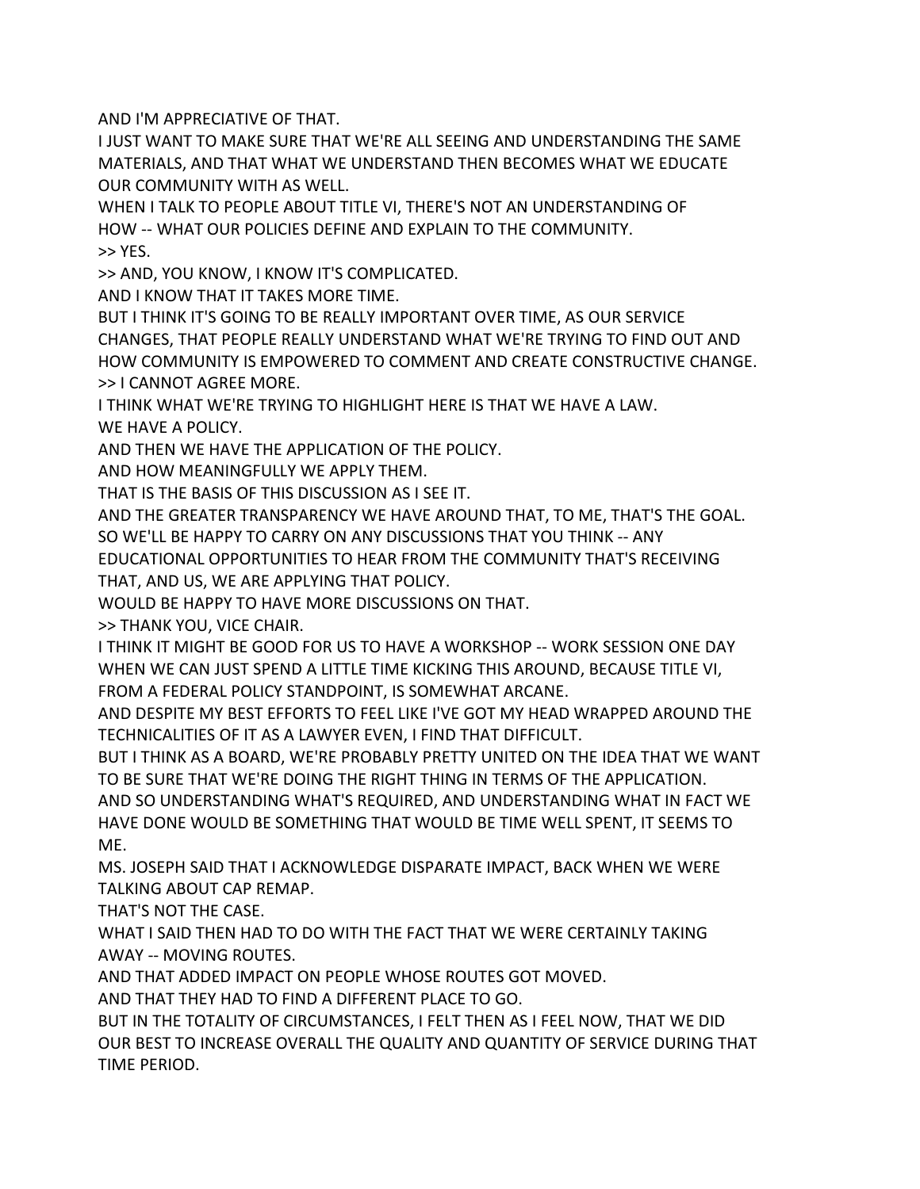AND I'M APPRECIATIVE OF THAT.

I JUST WANT TO MAKE SURE THAT WE'RE ALL SEEING AND UNDERSTANDING THE SAME MATERIALS, AND THAT WHAT WE UNDERSTAND THEN BECOMES WHAT WE EDUCATE OUR COMMUNITY WITH AS WELL.

WHEN I TALK TO PEOPLE ABOUT TITLE VI, THERE'S NOT AN UNDERSTANDING OF HOW -- WHAT OUR POLICIES DEFINE AND EXPLAIN TO THE COMMUNITY.

>> YES.

>> AND, YOU KNOW, I KNOW IT'S COMPLICATED.

AND I KNOW THAT IT TAKES MORE TIME.

BUT I THINK IT'S GOING TO BE REALLY IMPORTANT OVER TIME, AS OUR SERVICE CHANGES, THAT PEOPLE REALLY UNDERSTAND WHAT WE'RE TRYING TO FIND OUT AND HOW COMMUNITY IS EMPOWERED TO COMMENT AND CREATE CONSTRUCTIVE CHANGE.

>> I CANNOT AGREE MORE.

I THINK WHAT WE'RE TRYING TO HIGHLIGHT HERE IS THAT WE HAVE A LAW.

WE HAVE A POLICY.

AND THEN WE HAVE THE APPLICATION OF THE POLICY.

AND HOW MEANINGFULLY WE APPLY THEM.

THAT IS THE BASIS OF THIS DISCUSSION AS I SEE IT.

AND THE GREATER TRANSPARENCY WE HAVE AROUND THAT, TO ME, THAT'S THE GOAL.

SO WE'LL BE HAPPY TO CARRY ON ANY DISCUSSIONS THAT YOU THINK -- ANY EDUCATIONAL OPPORTUNITIES TO HEAR FROM THE COMMUNITY THAT'S RECEIVING THAT, AND US, WE ARE APPLYING THAT POLICY.

WOULD BE HAPPY TO HAVE MORE DISCUSSIONS ON THAT.

>> THANK YOU, VICE CHAIR.

I THINK IT MIGHT BE GOOD FOR US TO HAVE A WORKSHOP -- WORK SESSION ONE DAY WHEN WE CAN JUST SPEND A LITTLE TIME KICKING THIS AROUND, BECAUSE TITLE VI, FROM A FEDERAL POLICY STANDPOINT, IS SOMEWHAT ARCANE.

AND DESPITE MY BEST EFFORTS TO FEEL LIKE I'VE GOT MY HEAD WRAPPED AROUND THE TECHNICALITIES OF IT AS A LAWYER EVEN, I FIND THAT DIFFICULT.

BUT I THINK AS A BOARD, WE'RE PROBABLY PRETTY UNITED ON THE IDEA THAT WE WANT TO BE SURE THAT WE'RE DOING THE RIGHT THING IN TERMS OF THE APPLICATION.

AND SO UNDERSTANDING WHAT'S REQUIRED, AND UNDERSTANDING WHAT IN FACT WE HAVE DONE WOULD BE SOMETHING THAT WOULD BE TIME WELL SPENT, IT SEEMS TO ME.

MS. JOSEPH SAID THAT I ACKNOWLEDGE DISPARATE IMPACT, BACK WHEN WE WERE TALKING ABOUT CAP REMAP.

THAT'S NOT THE CASE.

WHAT I SAID THEN HAD TO DO WITH THE FACT THAT WE WERE CERTAINLY TAKING AWAY -- MOVING ROUTES.

AND THAT ADDED IMPACT ON PEOPLE WHOSE ROUTES GOT MOVED.

AND THAT THEY HAD TO FIND A DIFFERENT PLACE TO GO.

BUT IN THE TOTALITY OF CIRCUMSTANCES, I FELT THEN AS I FEEL NOW, THAT WE DID OUR BEST TO INCREASE OVERALL THE QUALITY AND QUANTITY OF SERVICE DURING THAT TIME PERIOD.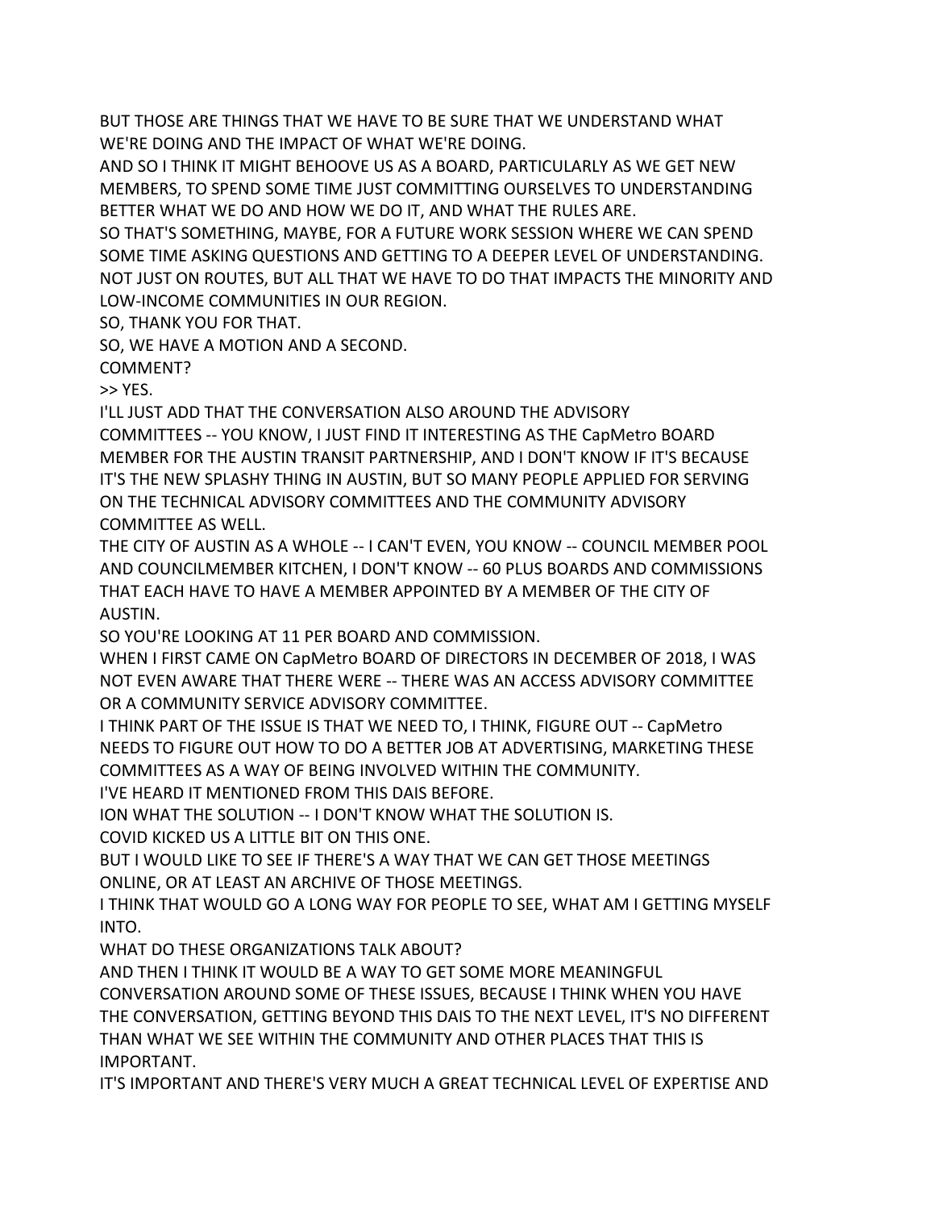BUT THOSE ARE THINGS THAT WE HAVE TO BE SURE THAT WE UNDERSTAND WHAT WE'RE DOING AND THE IMPACT OF WHAT WE'RE DOING.

AND SO I THINK IT MIGHT BEHOOVE US AS A BOARD, PARTICULARLY AS WE GET NEW MEMBERS, TO SPEND SOME TIME JUST COMMITTING OURSELVES TO UNDERSTANDING BETTER WHAT WE DO AND HOW WE DO IT, AND WHAT THE RULES ARE.

SO THAT'S SOMETHING, MAYBE, FOR A FUTURE WORK SESSION WHERE WE CAN SPEND SOME TIME ASKING QUESTIONS AND GETTING TO A DEEPER LEVEL OF UNDERSTANDING.

NOT JUST ON ROUTES, BUT ALL THAT WE HAVE TO DO THAT IMPACTS THE MINORITY AND LOW-INCOME COMMUNITIES IN OUR REGION.

SO, THANK YOU FOR THAT.

SO, WE HAVE A MOTION AND A SECOND.

COMMENT?

>> YES.

I'LL JUST ADD THAT THE CONVERSATION ALSO AROUND THE ADVISORY COMMITTEES -- YOU KNOW, I JUST FIND IT INTERESTING AS THE CapMetro BOARD MEMBER FOR THE AUSTIN TRANSIT PARTNERSHIP, AND I DON'T KNOW IF IT'S BECAUSE IT'S THE NEW SPLASHY THING IN AUSTIN, BUT SO MANY PEOPLE APPLIED FOR SERVING ON THE TECHNICAL ADVISORY COMMITTEES AND THE COMMUNITY ADVISORY COMMITTEE AS WELL.

THE CITY OF AUSTIN AS A WHOLE -- I CAN'T EVEN, YOU KNOW -- COUNCIL MEMBER POOL AND COUNCILMEMBER KITCHEN, I DON'T KNOW -- 60 PLUS BOARDS AND COMMISSIONS THAT EACH HAVE TO HAVE A MEMBER APPOINTED BY A MEMBER OF THE CITY OF AUSTIN.

SO YOU'RE LOOKING AT 11 PER BOARD AND COMMISSION.

WHEN I FIRST CAME ON CapMetro BOARD OF DIRECTORS IN DECEMBER OF 2018, I WAS NOT EVEN AWARE THAT THERE WERE -- THERE WAS AN ACCESS ADVISORY COMMITTEE OR A COMMUNITY SERVICE ADVISORY COMMITTEE.

I THINK PART OF THE ISSUE IS THAT WE NEED TO, I THINK, FIGURE OUT -- CapMetro NEEDS TO FIGURE OUT HOW TO DO A BETTER JOB AT ADVERTISING, MARKETING THESE COMMITTEES AS A WAY OF BEING INVOLVED WITHIN THE COMMUNITY.

I'VE HEARD IT MENTIONED FROM THIS DAIS BEFORE.

ION WHAT THE SOLUTION -- I DON'T KNOW WHAT THE SOLUTION IS.

COVID KICKED US A LITTLE BIT ON THIS ONE.

BUT I WOULD LIKE TO SEE IF THERE'S A WAY THAT WE CAN GET THOSE MEETINGS ONLINE, OR AT LEAST AN ARCHIVE OF THOSE MEETINGS.

I THINK THAT WOULD GO A LONG WAY FOR PEOPLE TO SEE, WHAT AM I GETTING MYSELF INTO.

WHAT DO THESE ORGANIZATIONS TALK ABOUT?

AND THEN I THINK IT WOULD BE A WAY TO GET SOME MORE MEANINGFUL CONVERSATION AROUND SOME OF THESE ISSUES, BECAUSE I THINK WHEN YOU HAVE THE CONVERSATION, GETTING BEYOND THIS DAIS TO THE NEXT LEVEL, IT'S NO DIFFERENT THAN WHAT WE SEE WITHIN THE COMMUNITY AND OTHER PLACES THAT THIS IS IMPORTANT.

IT'S IMPORTANT AND THERE'S VERY MUCH A GREAT TECHNICAL LEVEL OF EXPERTISE AND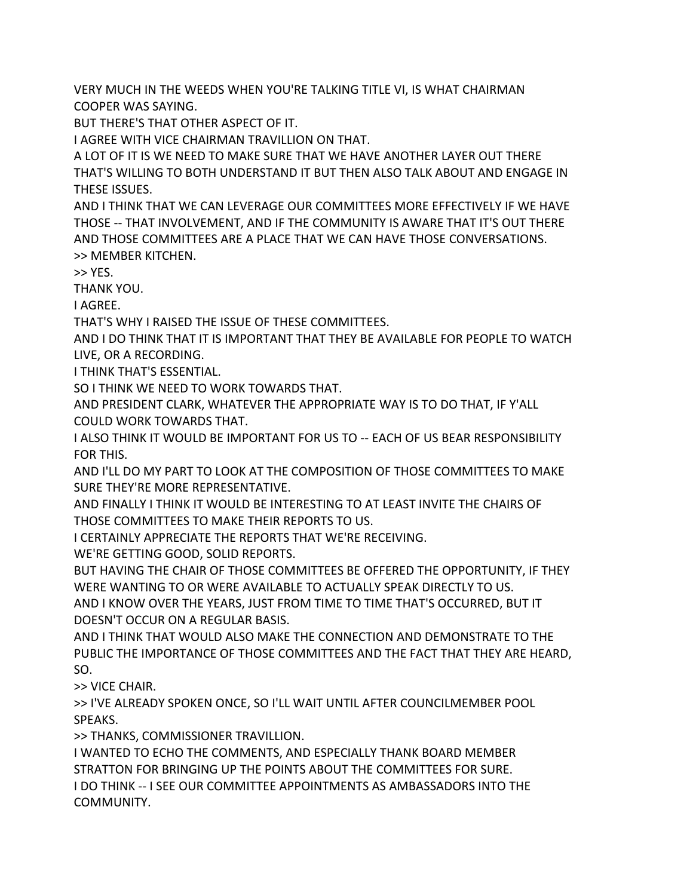VERY MUCH IN THE WEEDS WHEN YOU'RE TALKING TITLE VI, IS WHAT CHAIRMAN COOPER WAS SAYING.

BUT THERE'S THAT OTHER ASPECT OF IT.

I AGREE WITH VICE CHAIRMAN TRAVILLION ON THAT.

A LOT OF IT IS WE NEED TO MAKE SURE THAT WE HAVE ANOTHER LAYER OUT THERE THAT'S WILLING TO BOTH UNDERSTAND IT BUT THEN ALSO TALK ABOUT AND ENGAGE IN THESE ISSUES.

AND I THINK THAT WE CAN LEVERAGE OUR COMMITTEES MORE EFFECTIVELY IF WE HAVE THOSE -- THAT INVOLVEMENT, AND IF THE COMMUNITY IS AWARE THAT IT'S OUT THERE AND THOSE COMMITTEES ARE A PLACE THAT WE CAN HAVE THOSE CONVERSATIONS.

>> MEMBER KITCHEN.

>> YES.

THANK YOU.

I AGREE.

THAT'S WHY I RAISED THE ISSUE OF THESE COMMITTEES.

AND I DO THINK THAT IT IS IMPORTANT THAT THEY BE AVAILABLE FOR PEOPLE TO WATCH LIVE, OR A RECORDING.

I THINK THAT'S ESSENTIAL.

SO I THINK WE NEED TO WORK TOWARDS THAT.

AND PRESIDENT CLARK, WHATEVER THE APPROPRIATE WAY IS TO DO THAT, IF Y'ALL COULD WORK TOWARDS THAT.

I ALSO THINK IT WOULD BE IMPORTANT FOR US TO -- EACH OF US BEAR RESPONSIBILITY FOR THIS.

AND I'LL DO MY PART TO LOOK AT THE COMPOSITION OF THOSE COMMITTEES TO MAKE SURE THEY'RE MORE REPRESENTATIVE.

AND FINALLY I THINK IT WOULD BE INTERESTING TO AT LEAST INVITE THE CHAIRS OF THOSE COMMITTEES TO MAKE THEIR REPORTS TO US.

I CERTAINLY APPRECIATE THE REPORTS THAT WE'RE RECEIVING.

WE'RE GETTING GOOD, SOLID REPORTS.

BUT HAVING THE CHAIR OF THOSE COMMITTEES BE OFFERED THE OPPORTUNITY, IF THEY WERE WANTING TO OR WERE AVAILABLE TO ACTUALLY SPEAK DIRECTLY TO US.

AND I KNOW OVER THE YEARS, JUST FROM TIME TO TIME THAT'S OCCURRED, BUT IT DOESN'T OCCUR ON A REGULAR BASIS.

AND I THINK THAT WOULD ALSO MAKE THE CONNECTION AND DEMONSTRATE TO THE PUBLIC THE IMPORTANCE OF THOSE COMMITTEES AND THE FACT THAT THEY ARE HEARD, SO.

>> VICE CHAIR.

>> I'VE ALREADY SPOKEN ONCE, SO I'LL WAIT UNTIL AFTER COUNCILMEMBER POOL SPEAKS.

>> THANKS, COMMISSIONER TRAVILLION.

I WANTED TO ECHO THE COMMENTS, AND ESPECIALLY THANK BOARD MEMBER STRATTON FOR BRINGING UP THE POINTS ABOUT THE COMMITTEES FOR SURE.

I DO THINK -- I SEE OUR COMMITTEE APPOINTMENTS AS AMBASSADORS INTO THE COMMUNITY.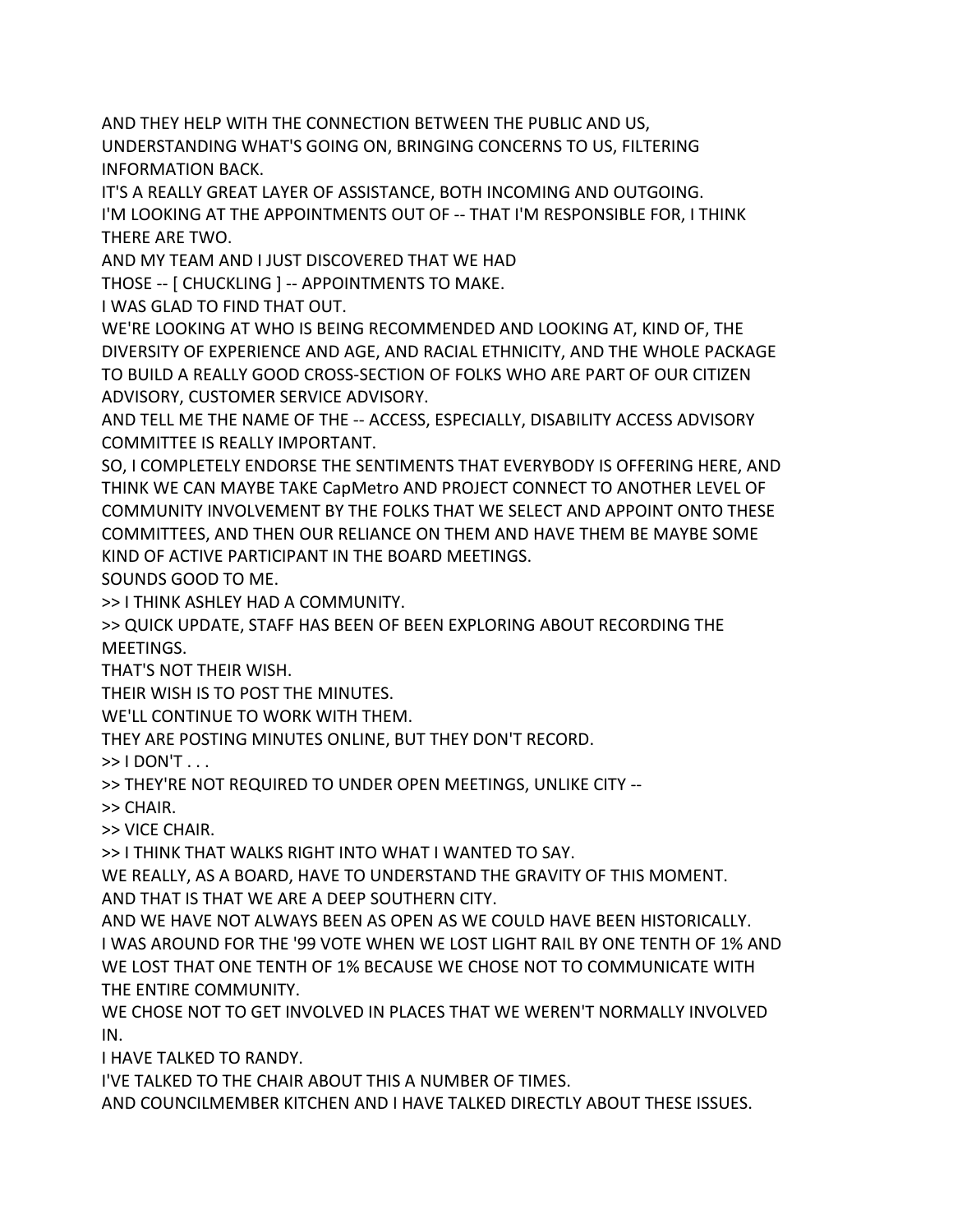AND THEY HELP WITH THE CONNECTION BETWEEN THE PUBLIC AND US, UNDERSTANDING WHAT'S GOING ON, BRINGING CONCERNS TO US, FILTERING INFORMATION BACK.

IT'S A REALLY GREAT LAYER OF ASSISTANCE, BOTH INCOMING AND OUTGOING.

I'M LOOKING AT THE APPOINTMENTS OUT OF -- THAT I'M RESPONSIBLE FOR, I THINK THERE ARE TWO.

AND MY TEAM AND I JUST DISCOVERED THAT WE HAD

THOSE -- [ CHUCKLING ] -- APPOINTMENTS TO MAKE.

I WAS GLAD TO FIND THAT OUT.

WE'RE LOOKING AT WHO IS BEING RECOMMENDED AND LOOKING AT, KIND OF, THE DIVERSITY OF EXPERIENCE AND AGE, AND RACIAL ETHNICITY, AND THE WHOLE PACKAGE TO BUILD A REALLY GOOD CROSS-SECTION OF FOLKS WHO ARE PART OF OUR CITIZEN ADVISORY, CUSTOMER SERVICE ADVISORY.

AND TELL ME THE NAME OF THE -- ACCESS, ESPECIALLY, DISABILITY ACCESS ADVISORY COMMITTEE IS REALLY IMPORTANT.

SO, I COMPLETELY ENDORSE THE SENTIMENTS THAT EVERYBODY IS OFFERING HERE, AND THINK WE CAN MAYBE TAKE CapMetro AND PROJECT CONNECT TO ANOTHER LEVEL OF COMMUNITY INVOLVEMENT BY THE FOLKS THAT WE SELECT AND APPOINT ONTO THESE COMMITTEES, AND THEN OUR RELIANCE ON THEM AND HAVE THEM BE MAYBE SOME KIND OF ACTIVE PARTICIPANT IN THE BOARD MEETINGS.

SOUNDS GOOD TO ME.

>> I THINK ASHLEY HAD A COMMUNITY.

>> QUICK UPDATE, STAFF HAS BEEN OF BEEN EXPLORING ABOUT RECORDING THE MEETINGS.

THAT'S NOT THEIR WISH.

THEIR WISH IS TO POST THE MINUTES.

WE'LL CONTINUE TO WORK WITH THEM.

THEY ARE POSTING MINUTES ONLINE, BUT THEY DON'T RECORD.

>> I DON'T . . .

>> THEY'RE NOT REQUIRED TO UNDER OPEN MEETINGS, UNLIKE CITY --

>> CHAIR.

>> VICE CHAIR.

>> I THINK THAT WALKS RIGHT INTO WHAT I WANTED TO SAY.

WE REALLY, AS A BOARD, HAVE TO UNDERSTAND THE GRAVITY OF THIS MOMENT.

AND THAT IS THAT WE ARE A DEEP SOUTHERN CITY.

AND WE HAVE NOT ALWAYS BEEN AS OPEN AS WE COULD HAVE BEEN HISTORICALLY.

I WAS AROUND FOR THE '99 VOTE WHEN WE LOST LIGHT RAIL BY ONE TENTH OF 1% AND WE LOST THAT ONE TENTH OF 1% BECAUSE WE CHOSE NOT TO COMMUNICATE WITH THE ENTIRE COMMUNITY.

WE CHOSE NOT TO GET INVOLVED IN PLACES THAT WE WEREN'T NORMALLY INVOLVED IN.

I HAVE TALKED TO RANDY.

I'VE TALKED TO THE CHAIR ABOUT THIS A NUMBER OF TIMES.

AND COUNCILMEMBER KITCHEN AND I HAVE TALKED DIRECTLY ABOUT THESE ISSUES.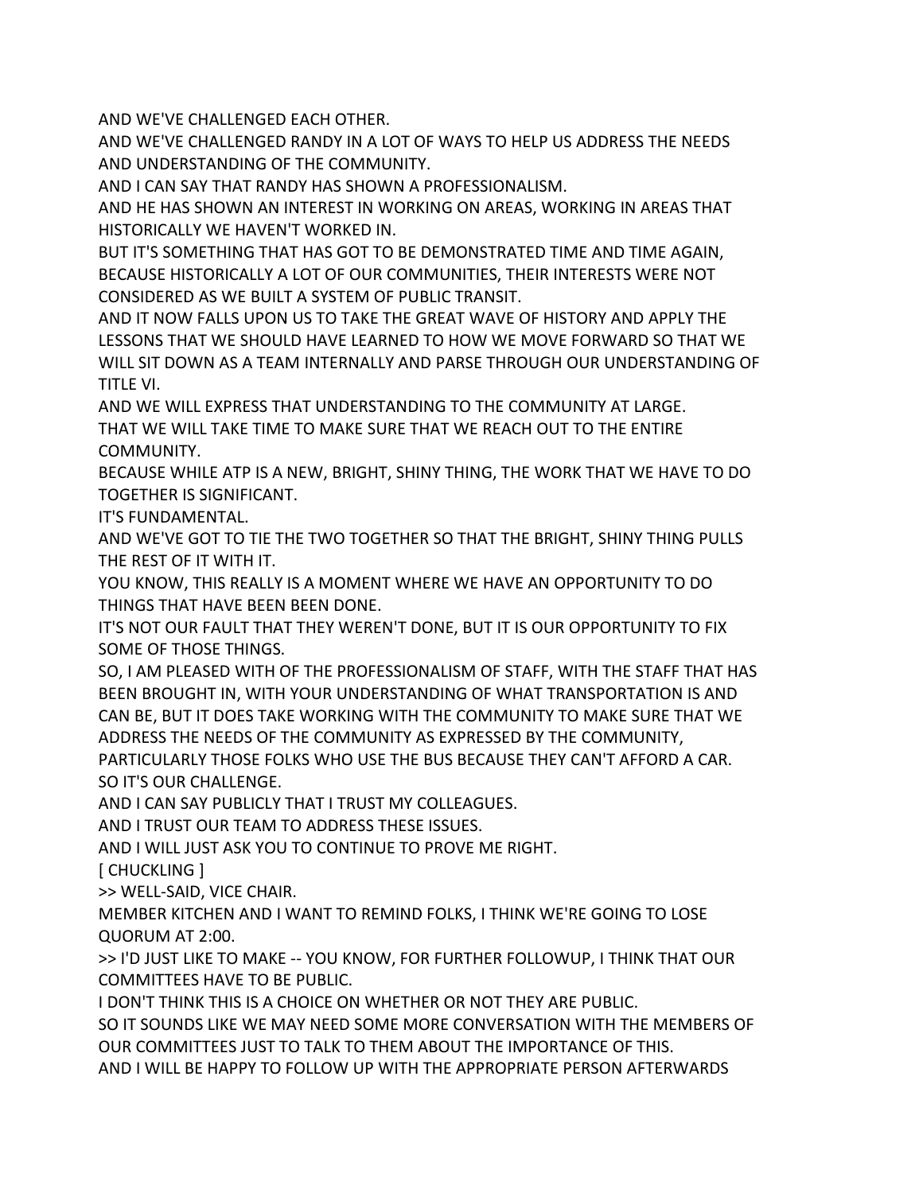AND WE'VE CHALLENGED EACH OTHER.

AND WE'VE CHALLENGED RANDY IN A LOT OF WAYS TO HELP US ADDRESS THE NEEDS AND UNDERSTANDING OF THE COMMUNITY.

AND I CAN SAY THAT RANDY HAS SHOWN A PROFESSIONALISM.

AND HE HAS SHOWN AN INTEREST IN WORKING ON AREAS, WORKING IN AREAS THAT HISTORICALLY WE HAVEN'T WORKED IN.

BUT IT'S SOMETHING THAT HAS GOT TO BE DEMONSTRATED TIME AND TIME AGAIN, BECAUSE HISTORICALLY A LOT OF OUR COMMUNITIES, THEIR INTERESTS WERE NOT CONSIDERED AS WE BUILT A SYSTEM OF PUBLIC TRANSIT.

AND IT NOW FALLS UPON US TO TAKE THE GREAT WAVE OF HISTORY AND APPLY THE LESSONS THAT WE SHOULD HAVE LEARNED TO HOW WE MOVE FORWARD SO THAT WE WILL SIT DOWN AS A TEAM INTERNALLY AND PARSE THROUGH OUR UNDERSTANDING OF TITLE VI.

AND WE WILL EXPRESS THAT UNDERSTANDING TO THE COMMUNITY AT LARGE.

THAT WE WILL TAKE TIME TO MAKE SURE THAT WE REACH OUT TO THE ENTIRE COMMUNITY.

BECAUSE WHILE ATP IS A NEW, BRIGHT, SHINY THING, THE WORK THAT WE HAVE TO DO TOGETHER IS SIGNIFICANT.

IT'S FUNDAMENTAL.

AND WE'VE GOT TO TIE THE TWO TOGETHER SO THAT THE BRIGHT, SHINY THING PULLS THE REST OF IT WITH IT.

YOU KNOW, THIS REALLY IS A MOMENT WHERE WE HAVE AN OPPORTUNITY TO DO THINGS THAT HAVE BEEN BEEN DONE.

IT'S NOT OUR FAULT THAT THEY WEREN'T DONE, BUT IT IS OUR OPPORTUNITY TO FIX SOME OF THOSE THINGS.

SO, I AM PLEASED WITH OF THE PROFESSIONALISM OF STAFF, WITH THE STAFF THAT HAS BEEN BROUGHT IN, WITH YOUR UNDERSTANDING OF WHAT TRANSPORTATION IS AND CAN BE, BUT IT DOES TAKE WORKING WITH THE COMMUNITY TO MAKE SURE THAT WE ADDRESS THE NEEDS OF THE COMMUNITY AS EXPRESSED BY THE COMMUNITY, PARTICULARLY THOSE FOLKS WHO USE THE BUS BECAUSE THEY CAN'T AFFORD A CAR.

SO IT'S OUR CHALLENGE.

AND I CAN SAY PUBLICLY THAT I TRUST MY COLLEAGUES.

AND I TRUST OUR TEAM TO ADDRESS THESE ISSUES.

AND I WILL JUST ASK YOU TO CONTINUE TO PROVE ME RIGHT.

[ CHUCKLING ]

>> WELL-SAID, VICE CHAIR.

MEMBER KITCHEN AND I WANT TO REMIND FOLKS, I THINK WE'RE GOING TO LOSE QUORUM AT 2:00.

>> I'D JUST LIKE TO MAKE -- YOU KNOW, FOR FURTHER FOLLOWUP, I THINK THAT OUR COMMITTEES HAVE TO BE PUBLIC.

I DON'T THINK THIS IS A CHOICE ON WHETHER OR NOT THEY ARE PUBLIC.

SO IT SOUNDS LIKE WE MAY NEED SOME MORE CONVERSATION WITH THE MEMBERS OF OUR COMMITTEES JUST TO TALK TO THEM ABOUT THE IMPORTANCE OF THIS.

AND I WILL BE HAPPY TO FOLLOW UP WITH THE APPROPRIATE PERSON AFTERWARDS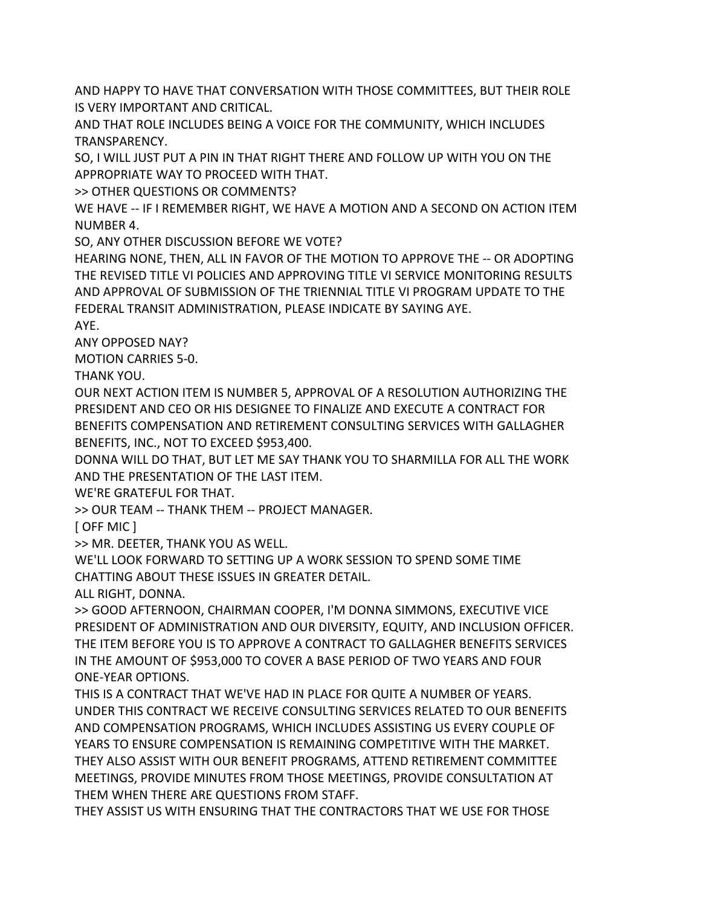AND HAPPY TO HAVE THAT CONVERSATION WITH THOSE COMMITTEES, BUT THEIR ROLE IS VERY IMPORTANT AND CRITICAL.

AND THAT ROLE INCLUDES BEING A VOICE FOR THE COMMUNITY, WHICH INCLUDES TRANSPARENCY.

SO, I WILL JUST PUT A PIN IN THAT RIGHT THERE AND FOLLOW UP WITH YOU ON THE APPROPRIATE WAY TO PROCEED WITH THAT.

>> OTHER QUESTIONS OR COMMENTS?

WE HAVE -- IF I REMEMBER RIGHT, WE HAVE A MOTION AND A SECOND ON ACTION ITEM NUMBER 4.

SO, ANY OTHER DISCUSSION BEFORE WE VOTE?

HEARING NONE, THEN, ALL IN FAVOR OF THE MOTION TO APPROVE THE -- OR ADOPTING THE REVISED TITLE VI POLICIES AND APPROVING TITLE VI SERVICE MONITORING RESULTS AND APPROVAL OF SUBMISSION OF THE TRIENNIAL TITLE VI PROGRAM UPDATE TO THE FEDERAL TRANSIT ADMINISTRATION, PLEASE INDICATE BY SAYING AYE.

AYE.

ANY OPPOSED NAY?

MOTION CARRIES 5-0.

THANK YOU.

OUR NEXT ACTION ITEM IS NUMBER 5, APPROVAL OF A RESOLUTION AUTHORIZING THE PRESIDENT AND CEO OR HIS DESIGNEE TO FINALIZE AND EXECUTE A CONTRACT FOR BENEFITS COMPENSATION AND RETIREMENT CONSULTING SERVICES WITH GALLAGHER BENEFITS, INC., NOT TO EXCEED $953,400.

DONNA WILL DO THAT, BUT LET ME SAY THANK YOU TO SHARMILLA FOR ALL THE WORK AND THE PRESENTATION OF THE LAST ITEM.

WE'RE GRATEFUL FOR THAT.

>> OUR TEAM -- THANK THEM -- PROJECT MANAGER.

[ OFF MIC ]

>> MR. DEETER, THANK YOU AS WELL.

WE'LL LOOK FORWARD TO SETTING UP A WORK SESSION TO SPEND SOME TIME CHATTING ABOUT THESE ISSUES IN GREATER DETAIL.

ALL RIGHT, DONNA.

>> GOOD AFTERNOON, CHAIRMAN COOPER, I'M DONNA SIMMONS, EXECUTIVE VICE PRESIDENT OF ADMINISTRATION AND OUR DIVERSITY, EQUITY, AND INCLUSION OFFICER.

THE ITEM BEFORE YOU IS TO APPROVE A CONTRACT TO GALLAGHER BENEFITS SERVICES IN THE AMOUNT OF $953,000 TO COVER A BASE PERIOD OF TWO YEARS AND FOUR ONE-YEAR OPTIONS.

THIS IS A CONTRACT THAT WE'VE HAD IN PLACE FOR QUITE A NUMBER OF YEARS.

UNDER THIS CONTRACT WE RECEIVE CONSULTING SERVICES RELATED TO OUR BENEFITS AND COMPENSATION PROGRAMS, WHICH INCLUDES ASSISTING US EVERY COUPLE OF YEARS TO ENSURE COMPENSATION IS REMAINING COMPETITIVE WITH THE MARKET.

THEY ALSO ASSIST WITH OUR BENEFIT PROGRAMS, ATTEND RETIREMENT COMMITTEE MEETINGS, PROVIDE MINUTES FROM THOSE MEETINGS, PROVIDE CONSULTATION AT THEM WHEN THERE ARE QUESTIONS FROM STAFF.

THEY ASSIST US WITH ENSURING THAT THE CONTRACTORS THAT WE USE FOR THOSE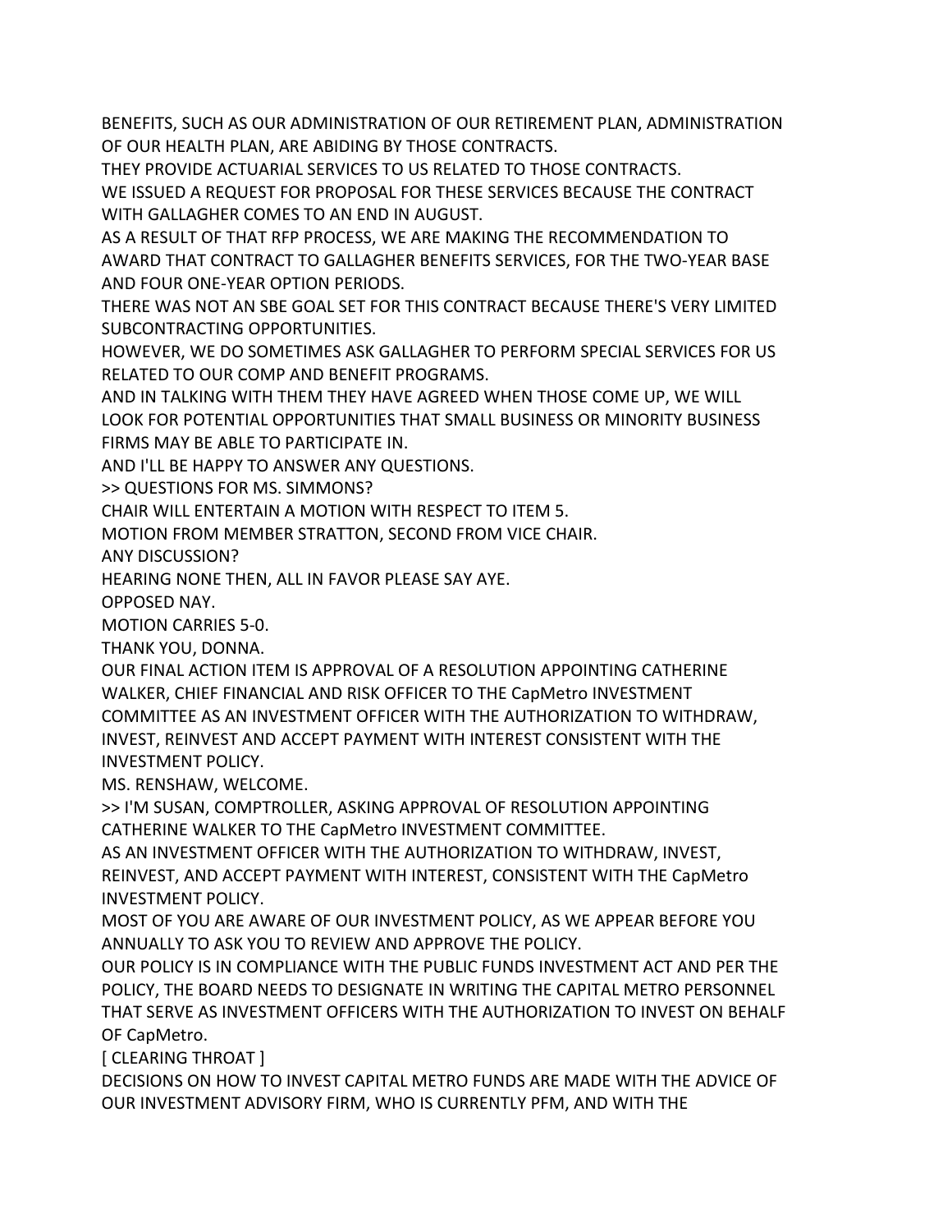BENEFITS, SUCH AS OUR ADMINISTRATION OF OUR RETIREMENT PLAN, ADMINISTRATION OF OUR HEALTH PLAN, ARE ABIDING BY THOSE CONTRACTS.

THEY PROVIDE ACTUARIAL SERVICES TO US RELATED TO THOSE CONTRACTS.

WE ISSUED A REQUEST FOR PROPOSAL FOR THESE SERVICES BECAUSE THE CONTRACT WITH GALLAGHER COMES TO AN END IN AUGUST.

AS A RESULT OF THAT RFP PROCESS, WE ARE MAKING THE RECOMMENDATION TO AWARD THAT CONTRACT TO GALLAGHER BENEFITS SERVICES, FOR THE TWO-YEAR BASE AND FOUR ONE-YEAR OPTION PERIODS.

THERE WAS NOT AN SBE GOAL SET FOR THIS CONTRACT BECAUSE THERE'S VERY LIMITED SUBCONTRACTING OPPORTUNITIES.

HOWEVER, WE DO SOMETIMES ASK GALLAGHER TO PERFORM SPECIAL SERVICES FOR US RELATED TO OUR COMP AND BENEFIT PROGRAMS.

AND IN TALKING WITH THEM THEY HAVE AGREED WHEN THOSE COME UP, WE WILL LOOK FOR POTENTIAL OPPORTUNITIES THAT SMALL BUSINESS OR MINORITY BUSINESS FIRMS MAY BE ABLE TO PARTICIPATE IN.

AND I'LL BE HAPPY TO ANSWER ANY QUESTIONS.

>> QUESTIONS FOR MS. SIMMONS?

CHAIR WILL ENTERTAIN A MOTION WITH RESPECT TO ITEM 5.

MOTION FROM MEMBER STRATTON, SECOND FROM VICE CHAIR.

ANY DISCUSSION?

HEARING NONE THEN, ALL IN FAVOR PLEASE SAY AYE.

OPPOSED NAY.

MOTION CARRIES 5-0.

THANK YOU, DONNA.

OUR FINAL ACTION ITEM IS APPROVAL OF A RESOLUTION APPOINTING CATHERINE WALKER, CHIEF FINANCIAL AND RISK OFFICER TO THE CapMetro INVESTMENT COMMITTEE AS AN INVESTMENT OFFICER WITH THE AUTHORIZATION TO WITHDRAW, INVEST, REINVEST AND ACCEPT PAYMENT WITH INTEREST CONSISTENT WITH THE INVESTMENT POLICY.

MS. RENSHAW, WELCOME.

>> I'M SUSAN, COMPTROLLER, ASKING APPROVAL OF RESOLUTION APPOINTING CATHERINE WALKER TO THE CapMetro INVESTMENT COMMITTEE.

AS AN INVESTMENT OFFICER WITH THE AUTHORIZATION TO WITHDRAW, INVEST, REINVEST, AND ACCEPT PAYMENT WITH INTEREST, CONSISTENT WITH THE CapMetro INVESTMENT POLICY.

MOST OF YOU ARE AWARE OF OUR INVESTMENT POLICY, AS WE APPEAR BEFORE YOU ANNUALLY TO ASK YOU TO REVIEW AND APPROVE THE POLICY.

OUR POLICY IS IN COMPLIANCE WITH THE PUBLIC FUNDS INVESTMENT ACT AND PER THE POLICY, THE BOARD NEEDS TO DESIGNATE IN WRITING THE CAPITAL METRO PERSONNEL THAT SERVE AS INVESTMENT OFFICERS WITH THE AUTHORIZATION TO INVEST ON BEHALF OF CapMetro.

[ CLEARING THROAT ]

DECISIONS ON HOW TO INVEST CAPITAL METRO FUNDS ARE MADE WITH THE ADVICE OF OUR INVESTMENT ADVISORY FIRM, WHO IS CURRENTLY PFM, AND WITH THE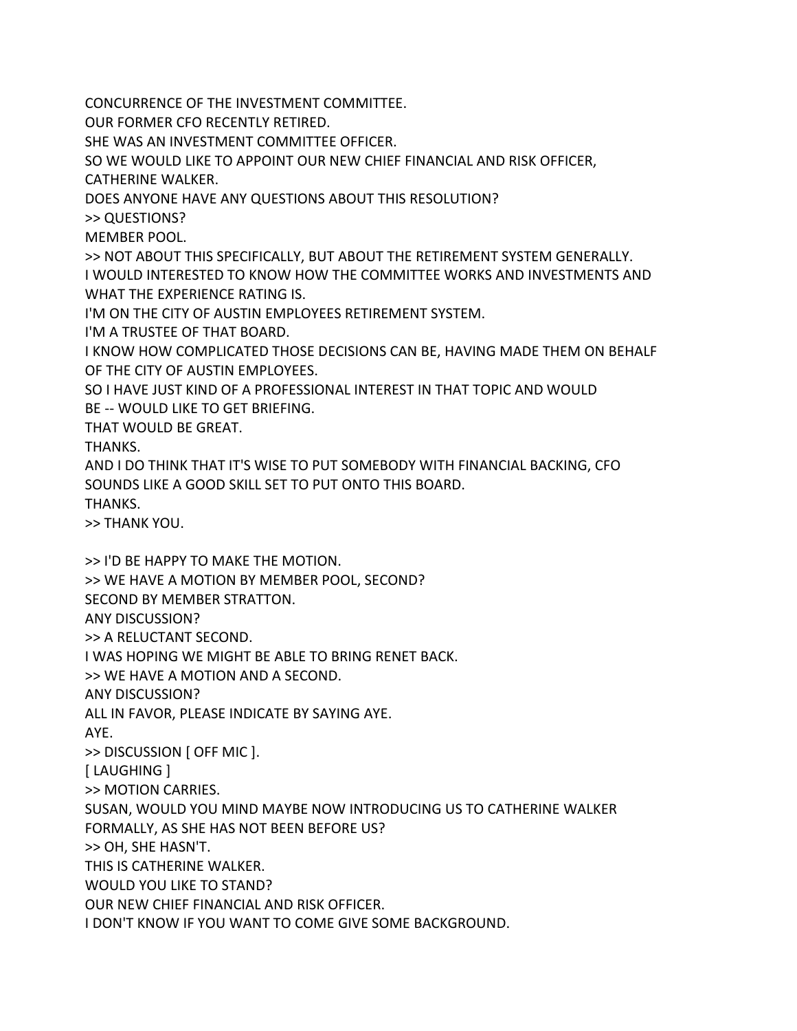CONCURRENCE OF THE INVESTMENT COMMITTEE.
OUR FORMER CFO RECENTLY RETIRED.
SHE WAS AN INVESTMENT COMMITTEE OFFICER.
SO WE WOULD LIKE TO APPOINT OUR NEW CHIEF FINANCIAL AND RISK OFFICER, CATHERINE WALKER.
DOES ANYONE HAVE ANY QUESTIONS ABOUT THIS RESOLUTION?
>> QUESTIONS?
MEMBER POOL.
>> NOT ABOUT THIS SPECIFICALLY, BUT ABOUT THE RETIREMENT SYSTEM GENERALLY.
I WOULD INTERESTED TO KNOW HOW THE COMMITTEE WORKS AND INVESTMENTS AND WHAT THE EXPERIENCE RATING IS.
I'M ON THE CITY OF AUSTIN EMPLOYEES RETIREMENT SYSTEM.
I'M A TRUSTEE OF THAT BOARD.
I KNOW HOW COMPLICATED THOSE DECISIONS CAN BE, HAVING MADE THEM ON BEHALF OF THE CITY OF AUSTIN EMPLOYEES.
SO I HAVE JUST KIND OF A PROFESSIONAL INTEREST IN THAT TOPIC AND WOULD BE -- WOULD LIKE TO GET BRIEFING.
THAT WOULD BE GREAT.
THANKS.
AND I DO THINK THAT IT'S WISE TO PUT SOMEBODY WITH FINANCIAL BACKING, CFO SOUNDS LIKE A GOOD SKILL SET TO PUT ONTO THIS BOARD.
THANKS.
>> THANK YOU.

>> I'D BE HAPPY TO MAKE THE MOTION.
>> WE HAVE A MOTION BY MEMBER POOL, SECOND?
SECOND BY MEMBER STRATTON.
ANY DISCUSSION?
>> A RELUCTANT SECOND.
I WAS HOPING WE MIGHT BE ABLE TO BRING RENET BACK.
>> WE HAVE A MOTION AND A SECOND.
ANY DISCUSSION?
ALL IN FAVOR, PLEASE INDICATE BY SAYING AYE.
AYE.
>> DISCUSSION [ OFF MIC ].
[ LAUGHING ]
>> MOTION CARRIES.
SUSAN, WOULD YOU MIND MAYBE NOW INTRODUCING US TO CATHERINE WALKER FORMALLY, AS SHE HAS NOT BEEN BEFORE US?
>> OH, SHE HASN'T.
THIS IS CATHERINE WALKER.
WOULD YOU LIKE TO STAND?
OUR NEW CHIEF FINANCIAL AND RISK OFFICER.
I DON'T KNOW IF YOU WANT TO COME GIVE SOME BACKGROUND.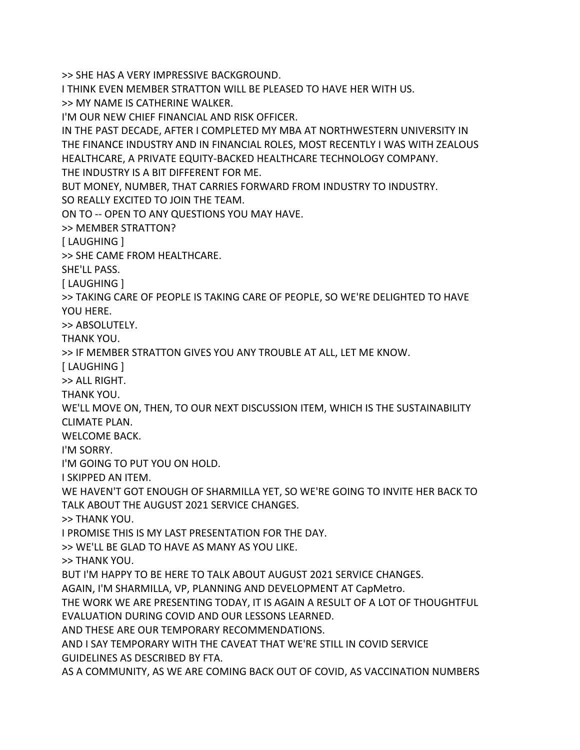>> SHE HAS A VERY IMPRESSIVE BACKGROUND.
I THINK EVEN MEMBER STRATTON WILL BE PLEASED TO HAVE HER WITH US.
>> MY NAME IS CATHERINE WALKER.
I'M OUR NEW CHIEF FINANCIAL AND RISK OFFICER.
IN THE PAST DECADE, AFTER I COMPLETED MY MBA AT NORTHWESTERN UNIVERSITY IN THE FINANCE INDUSTRY AND IN FINANCIAL ROLES, MOST RECENTLY I WAS WITH ZEALOUS HEALTHCARE, A PRIVATE EQUITY-BACKED HEALTHCARE TECHNOLOGY COMPANY.
THE INDUSTRY IS A BIT DIFFERENT FOR ME.
BUT MONEY, NUMBER, THAT CARRIES FORWARD FROM INDUSTRY TO INDUSTRY.
SO REALLY EXCITED TO JOIN THE TEAM.
ON TO -- OPEN TO ANY QUESTIONS YOU MAY HAVE.
>> MEMBER STRATTON?
[ LAUGHING ]
>> SHE CAME FROM HEALTHCARE.
SHE'LL PASS.
[ LAUGHING ]
>> TAKING CARE OF PEOPLE IS TAKING CARE OF PEOPLE, SO WE'RE DELIGHTED TO HAVE YOU HERE.
>> ABSOLUTELY.
THANK YOU.
>> IF MEMBER STRATTON GIVES YOU ANY TROUBLE AT ALL, LET ME KNOW.
[ LAUGHING ]
>> ALL RIGHT.
THANK YOU.
WE'LL MOVE ON, THEN, TO OUR NEXT DISCUSSION ITEM, WHICH IS THE SUSTAINABILITY CLIMATE PLAN.
WELCOME BACK.
I'M SORRY.
I'M GOING TO PUT YOU ON HOLD.
I SKIPPED AN ITEM.
WE HAVEN'T GOT ENOUGH OF SHARMILLA YET, SO WE'RE GOING TO INVITE HER BACK TO TALK ABOUT THE AUGUST 2021 SERVICE CHANGES.
>> THANK YOU.
I PROMISE THIS IS MY LAST PRESENTATION FOR THE DAY.
>> WE'LL BE GLAD TO HAVE AS MANY AS YOU LIKE.
>> THANK YOU.
BUT I'M HAPPY TO BE HERE TO TALK ABOUT AUGUST 2021 SERVICE CHANGES.
AGAIN, I'M SHARMILLA, VP, PLANNING AND DEVELOPMENT AT CapMetro.
THE WORK WE ARE PRESENTING TODAY, IT IS AGAIN A RESULT OF A LOT OF THOUGHTFUL EVALUATION DURING COVID AND OUR LESSONS LEARNED.
AND THESE ARE OUR TEMPORARY RECOMMENDATIONS.
AND I SAY TEMPORARY WITH THE CAVEAT THAT WE'RE STILL IN COVID SERVICE GUIDELINES AS DESCRIBED BY FTA.
AS A COMMUNITY, AS WE ARE COMING BACK OUT OF COVID, AS VACCINATION NUMBERS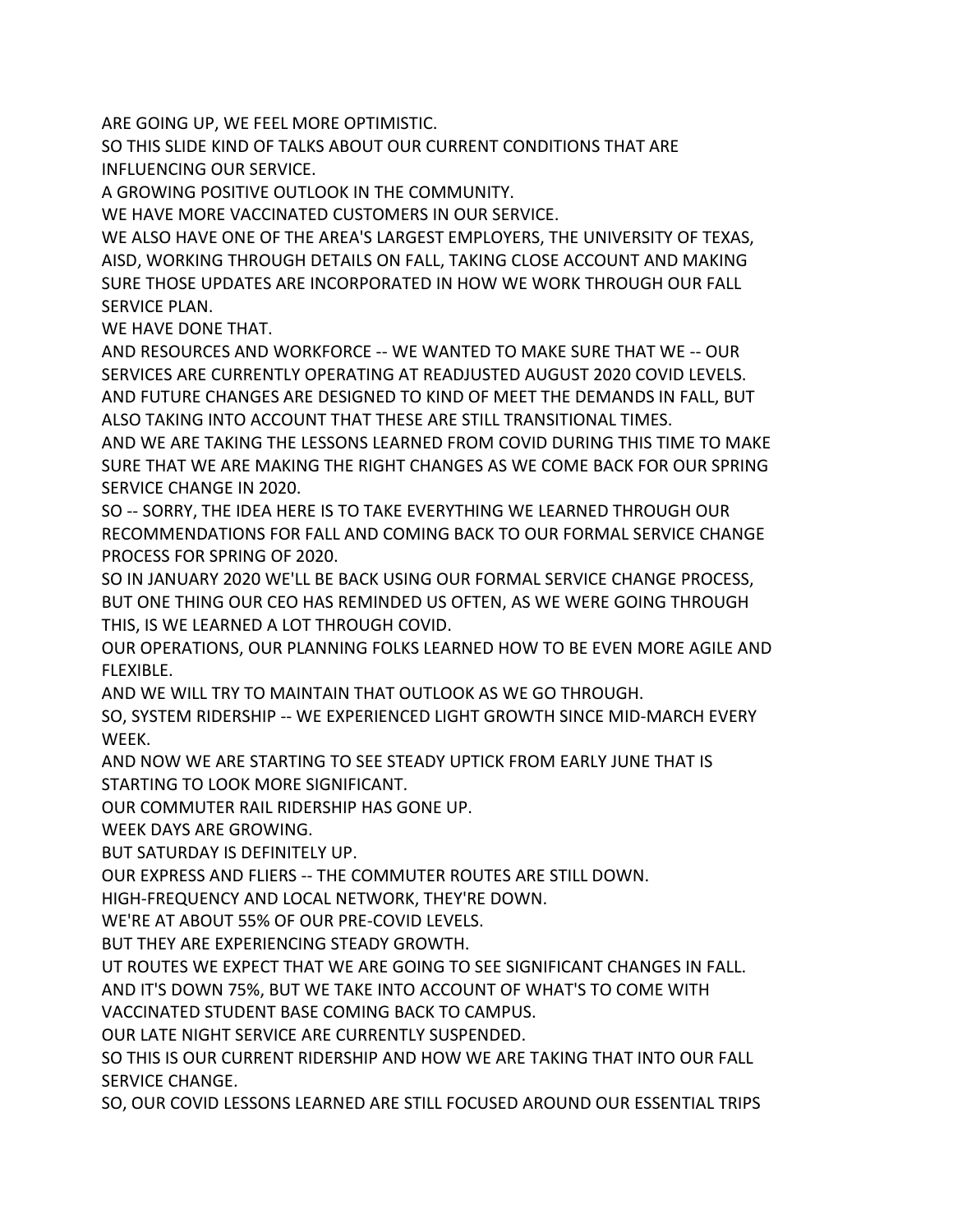ARE GOING UP, WE FEEL MORE OPTIMISTIC.

SO THIS SLIDE KIND OF TALKS ABOUT OUR CURRENT CONDITIONS THAT ARE INFLUENCING OUR SERVICE.

A GROWING POSITIVE OUTLOOK IN THE COMMUNITY.

WE HAVE MORE VACCINATED CUSTOMERS IN OUR SERVICE.

WE ALSO HAVE ONE OF THE AREA'S LARGEST EMPLOYERS, THE UNIVERSITY OF TEXAS, AISD, WORKING THROUGH DETAILS ON FALL, TAKING CLOSE ACCOUNT AND MAKING SURE THOSE UPDATES ARE INCORPORATED IN HOW WE WORK THROUGH OUR FALL SERVICE PLAN.

WE HAVE DONE THAT.

AND RESOURCES AND WORKFORCE -- WE WANTED TO MAKE SURE THAT WE -- OUR SERVICES ARE CURRENTLY OPERATING AT READJUSTED AUGUST 2020 COVID LEVELS.

AND FUTURE CHANGES ARE DESIGNED TO KIND OF MEET THE DEMANDS IN FALL, BUT ALSO TAKING INTO ACCOUNT THAT THESE ARE STILL TRANSITIONAL TIMES.

AND WE ARE TAKING THE LESSONS LEARNED FROM COVID DURING THIS TIME TO MAKE SURE THAT WE ARE MAKING THE RIGHT CHANGES AS WE COME BACK FOR OUR SPRING SERVICE CHANGE IN 2020.

SO -- SORRY, THE IDEA HERE IS TO TAKE EVERYTHING WE LEARNED THROUGH OUR RECOMMENDATIONS FOR FALL AND COMING BACK TO OUR FORMAL SERVICE CHANGE PROCESS FOR SPRING OF 2020.

SO IN JANUARY 2020 WE'LL BE BACK USING OUR FORMAL SERVICE CHANGE PROCESS, BUT ONE THING OUR CEO HAS REMINDED US OFTEN, AS WE WERE GOING THROUGH THIS, IS WE LEARNED A LOT THROUGH COVID.

OUR OPERATIONS, OUR PLANNING FOLKS LEARNED HOW TO BE EVEN MORE AGILE AND FLEXIBLE.

AND WE WILL TRY TO MAINTAIN THAT OUTLOOK AS WE GO THROUGH.

SO, SYSTEM RIDERSHIP -- WE EXPERIENCED LIGHT GROWTH SINCE MID-MARCH EVERY WEEK.

AND NOW WE ARE STARTING TO SEE STEADY UPTICK FROM EARLY JUNE THAT IS STARTING TO LOOK MORE SIGNIFICANT.

OUR COMMUTER RAIL RIDERSHIP HAS GONE UP.

WEEK DAYS ARE GROWING.

BUT SATURDAY IS DEFINITELY UP.

OUR EXPRESS AND FLIERS -- THE COMMUTER ROUTES ARE STILL DOWN.

HIGH-FREQUENCY AND LOCAL NETWORK, THEY'RE DOWN.

WE'RE AT ABOUT 55% OF OUR PRE-COVID LEVELS.

BUT THEY ARE EXPERIENCING STEADY GROWTH.

UT ROUTES WE EXPECT THAT WE ARE GOING TO SEE SIGNIFICANT CHANGES IN FALL.

AND IT'S DOWN 75%, BUT WE TAKE INTO ACCOUNT OF WHAT'S TO COME WITH VACCINATED STUDENT BASE COMING BACK TO CAMPUS.

OUR LATE NIGHT SERVICE ARE CURRENTLY SUSPENDED.

SO THIS IS OUR CURRENT RIDERSHIP AND HOW WE ARE TAKING THAT INTO OUR FALL SERVICE CHANGE.

SO, OUR COVID LESSONS LEARNED ARE STILL FOCUSED AROUND OUR ESSENTIAL TRIPS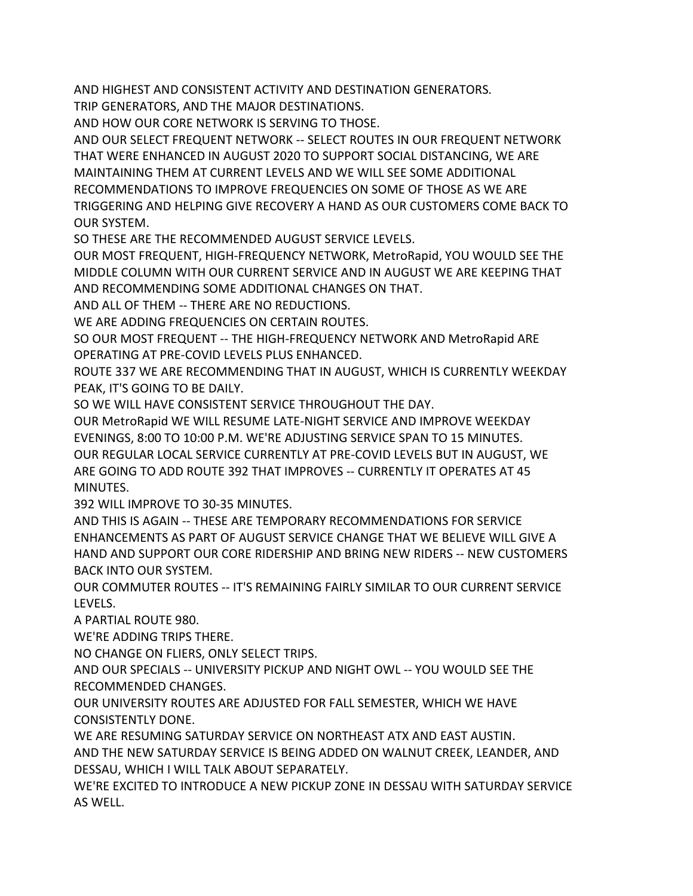AND HIGHEST AND CONSISTENT ACTIVITY AND DESTINATION GENERATORS.
TRIP GENERATORS, AND THE MAJOR DESTINATIONS.
AND HOW OUR CORE NETWORK IS SERVING TO THOSE.
AND OUR SELECT FREQUENT NETWORK -- SELECT ROUTES IN OUR FREQUENT NETWORK THAT WERE ENHANCED IN AUGUST 2020 TO SUPPORT SOCIAL DISTANCING, WE ARE MAINTAINING THEM AT CURRENT LEVELS AND WE WILL SEE SOME ADDITIONAL RECOMMENDATIONS TO IMPROVE FREQUENCIES ON SOME OF THOSE AS WE ARE TRIGGERING AND HELPING GIVE RECOVERY A HAND AS OUR CUSTOMERS COME BACK TO OUR SYSTEM.
SO THESE ARE THE RECOMMENDED AUGUST SERVICE LEVELS.
OUR MOST FREQUENT, HIGH-FREQUENCY NETWORK, MetroRapid, YOU WOULD SEE THE MIDDLE COLUMN WITH OUR CURRENT SERVICE AND IN AUGUST WE ARE KEEPING THAT AND RECOMMENDING SOME ADDITIONAL CHANGES ON THAT.
AND ALL OF THEM -- THERE ARE NO REDUCTIONS.
WE ARE ADDING FREQUENCIES ON CERTAIN ROUTES.
SO OUR MOST FREQUENT -- THE HIGH-FREQUENCY NETWORK AND MetroRapid ARE OPERATING AT PRE-COVID LEVELS PLUS ENHANCED.
ROUTE 337 WE ARE RECOMMENDING THAT IN AUGUST, WHICH IS CURRENTLY WEEKDAY PEAK, IT'S GOING TO BE DAILY.
SO WE WILL HAVE CONSISTENT SERVICE THROUGHOUT THE DAY.
OUR MetroRapid WE WILL RESUME LATE-NIGHT SERVICE AND IMPROVE WEEKDAY EVENINGS, 8:00 TO 10:00 P.M. WE'RE ADJUSTING SERVICE SPAN TO 15 MINUTES.
OUR REGULAR LOCAL SERVICE CURRENTLY AT PRE-COVID LEVELS BUT IN AUGUST, WE ARE GOING TO ADD ROUTE 392 THAT IMPROVES -- CURRENTLY IT OPERATES AT 45 MINUTES.
392 WILL IMPROVE TO 30-35 MINUTES.
AND THIS IS AGAIN -- THESE ARE TEMPORARY RECOMMENDATIONS FOR SERVICE ENHANCEMENTS AS PART OF AUGUST SERVICE CHANGE THAT WE BELIEVE WILL GIVE A HAND AND SUPPORT OUR CORE RIDERSHIP AND BRING NEW RIDERS -- NEW CUSTOMERS BACK INTO OUR SYSTEM.
OUR COMMUTER ROUTES -- IT'S REMAINING FAIRLY SIMILAR TO OUR CURRENT SERVICE LEVELS.
A PARTIAL ROUTE 980.
WE'RE ADDING TRIPS THERE.
NO CHANGE ON FLIERS, ONLY SELECT TRIPS.
AND OUR SPECIALS -- UNIVERSITY PICKUP AND NIGHT OWL -- YOU WOULD SEE THE RECOMMENDED CHANGES.
OUR UNIVERSITY ROUTES ARE ADJUSTED FOR FALL SEMESTER, WHICH WE HAVE CONSISTENTLY DONE.
WE ARE RESUMING SATURDAY SERVICE ON NORTHEAST ATX AND EAST AUSTIN.
AND THE NEW SATURDAY SERVICE IS BEING ADDED ON WALNUT CREEK, LEANDER, AND DESSAU, WHICH I WILL TALK ABOUT SEPARATELY.
WE'RE EXCITED TO INTRODUCE A NEW PICKUP ZONE IN DESSAU WITH SATURDAY SERVICE AS WELL.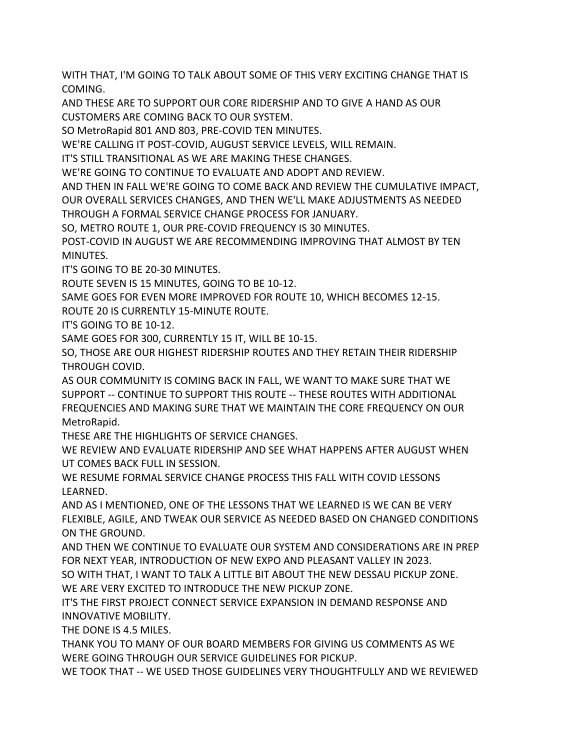WITH THAT, I'M GOING TO TALK ABOUT SOME OF THIS VERY EXCITING CHANGE THAT IS COMING.

AND THESE ARE TO SUPPORT OUR CORE RIDERSHIP AND TO GIVE A HAND AS OUR CUSTOMERS ARE COMING BACK TO OUR SYSTEM.

SO MetroRapid 801 AND 803, PRE-COVID TEN MINUTES.

WE'RE CALLING IT POST-COVID, AUGUST SERVICE LEVELS, WILL REMAIN.

IT'S STILL TRANSITIONAL AS WE ARE MAKING THESE CHANGES.

WE'RE GOING TO CONTINUE TO EVALUATE AND ADOPT AND REVIEW.

AND THEN IN FALL WE'RE GOING TO COME BACK AND REVIEW THE CUMULATIVE IMPACT, OUR OVERALL SERVICES CHANGES, AND THEN WE'LL MAKE ADJUSTMENTS AS NEEDED THROUGH A FORMAL SERVICE CHANGE PROCESS FOR JANUARY.

SO, METRO ROUTE 1, OUR PRE-COVID FREQUENCY IS 30 MINUTES.

POST-COVID IN AUGUST WE ARE RECOMMENDING IMPROVING THAT ALMOST BY TEN MINUTES.

IT'S GOING TO BE 20-30 MINUTES.

ROUTE SEVEN IS 15 MINUTES, GOING TO BE 10-12.

SAME GOES FOR EVEN MORE IMPROVED FOR ROUTE 10, WHICH BECOMES 12-15.

ROUTE 20 IS CURRENTLY 15-MINUTE ROUTE.

IT'S GOING TO BE 10-12.

SAME GOES FOR 300, CURRENTLY 15 IT, WILL BE 10-15.

SO, THOSE ARE OUR HIGHEST RIDERSHIP ROUTES AND THEY RETAIN THEIR RIDERSHIP THROUGH COVID.

AS OUR COMMUNITY IS COMING BACK IN FALL, WE WANT TO MAKE SURE THAT WE SUPPORT -- CONTINUE TO SUPPORT THIS ROUTE -- THESE ROUTES WITH ADDITIONAL FREQUENCIES AND MAKING SURE THAT WE MAINTAIN THE CORE FREQUENCY ON OUR MetroRapid.

THESE ARE THE HIGHLIGHTS OF SERVICE CHANGES.

WE REVIEW AND EVALUATE RIDERSHIP AND SEE WHAT HAPPENS AFTER AUGUST WHEN UT COMES BACK FULL IN SESSION.

WE RESUME FORMAL SERVICE CHANGE PROCESS THIS FALL WITH COVID LESSONS LEARNED.

AND AS I MENTIONED, ONE OF THE LESSONS THAT WE LEARNED IS WE CAN BE VERY FLEXIBLE, AGILE, AND TWEAK OUR SERVICE AS NEEDED BASED ON CHANGED CONDITIONS ON THE GROUND.

AND THEN WE CONTINUE TO EVALUATE OUR SYSTEM AND CONSIDERATIONS ARE IN PREP FOR NEXT YEAR, INTRODUCTION OF NEW EXPO AND PLEASANT VALLEY IN 2023.

SO WITH THAT, I WANT TO TALK A LITTLE BIT ABOUT THE NEW DESSAU PICKUP ZONE.

WE ARE VERY EXCITED TO INTRODUCE THE NEW PICKUP ZONE.

IT'S THE FIRST PROJECT CONNECT SERVICE EXPANSION IN DEMAND RESPONSE AND INNOVATIVE MOBILITY.

THE DONE IS 4.5 MILES.

THANK YOU TO MANY OF OUR BOARD MEMBERS FOR GIVING US COMMENTS AS WE WERE GOING THROUGH OUR SERVICE GUIDELINES FOR PICKUP.

WE TOOK THAT -- WE USED THOSE GUIDELINES VERY THOUGHTFULLY AND WE REVIEWED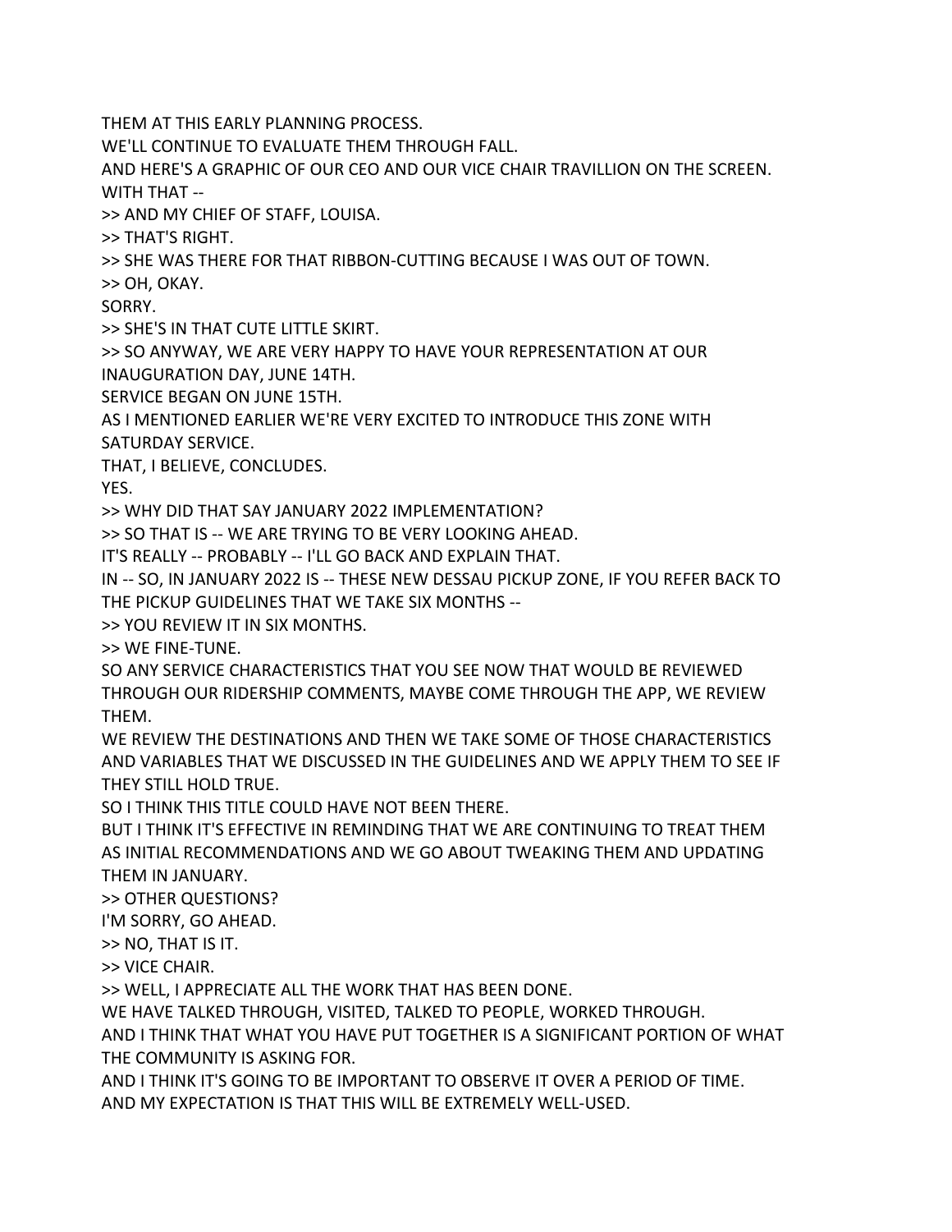THEM AT THIS EARLY PLANNING PROCESS.

WE'LL CONTINUE TO EVALUATE THEM THROUGH FALL.

AND HERE'S A GRAPHIC OF OUR CEO AND OUR VICE CHAIR TRAVILLION ON THE SCREEN.

WITH THAT --

>> AND MY CHIEF OF STAFF, LOUISA.

>> THAT'S RIGHT.

>> SHE WAS THERE FOR THAT RIBBON-CUTTING BECAUSE I WAS OUT OF TOWN.

>> OH, OKAY.

SORRY.

>> SHE'S IN THAT CUTE LITTLE SKIRT.

>> SO ANYWAY, WE ARE VERY HAPPY TO HAVE YOUR REPRESENTATION AT OUR INAUGURATION DAY, JUNE 14TH.

SERVICE BEGAN ON JUNE 15TH.

AS I MENTIONED EARLIER WE'RE VERY EXCITED TO INTRODUCE THIS ZONE WITH SATURDAY SERVICE.

THAT, I BELIEVE, CONCLUDES.

YES.

>> WHY DID THAT SAY JANUARY 2022 IMPLEMENTATION?

>> SO THAT IS -- WE ARE TRYING TO BE VERY LOOKING AHEAD.

IT'S REALLY -- PROBABLY -- I'LL GO BACK AND EXPLAIN THAT.

IN -- SO, IN JANUARY 2022 IS -- THESE NEW DESSAU PICKUP ZONE, IF YOU REFER BACK TO THE PICKUP GUIDELINES THAT WE TAKE SIX MONTHS --

>> YOU REVIEW IT IN SIX MONTHS.

>> WE FINE-TUNE.

SO ANY SERVICE CHARACTERISTICS THAT YOU SEE NOW THAT WOULD BE REVIEWED THROUGH OUR RIDERSHIP COMMENTS, MAYBE COME THROUGH THE APP, WE REVIEW THEM.

WE REVIEW THE DESTINATIONS AND THEN WE TAKE SOME OF THOSE CHARACTERISTICS AND VARIABLES THAT WE DISCUSSED IN THE GUIDELINES AND WE APPLY THEM TO SEE IF THEY STILL HOLD TRUE.

SO I THINK THIS TITLE COULD HAVE NOT BEEN THERE.

BUT I THINK IT'S EFFECTIVE IN REMINDING THAT WE ARE CONTINUING TO TREAT THEM AS INITIAL RECOMMENDATIONS AND WE GO ABOUT TWEAKING THEM AND UPDATING THEM IN JANUARY.

>> OTHER QUESTIONS?

I'M SORRY, GO AHEAD.

>> NO, THAT IS IT.

>> VICE CHAIR.

>> WELL, I APPRECIATE ALL THE WORK THAT HAS BEEN DONE.

WE HAVE TALKED THROUGH, VISITED, TALKED TO PEOPLE, WORKED THROUGH.

AND I THINK THAT WHAT YOU HAVE PUT TOGETHER IS A SIGNIFICANT PORTION OF WHAT THE COMMUNITY IS ASKING FOR.

AND I THINK IT'S GOING TO BE IMPORTANT TO OBSERVE IT OVER A PERIOD OF TIME.

AND MY EXPECTATION IS THAT THIS WILL BE EXTREMELY WELL-USED.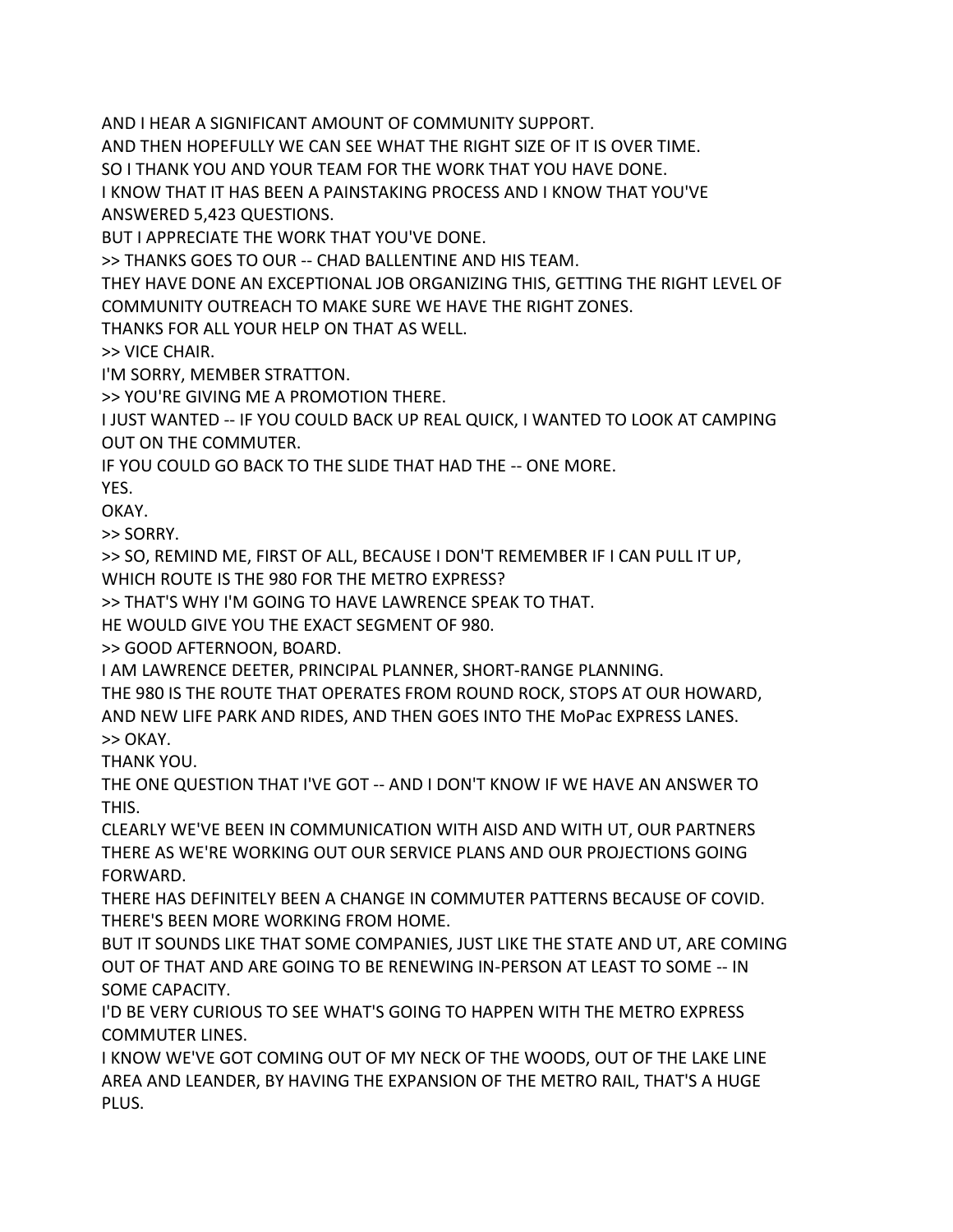AND I HEAR A SIGNIFICANT AMOUNT OF COMMUNITY SUPPORT.
AND THEN HOPEFULLY WE CAN SEE WHAT THE RIGHT SIZE OF IT IS OVER TIME.
SO I THANK YOU AND YOUR TEAM FOR THE WORK THAT YOU HAVE DONE.
I KNOW THAT IT HAS BEEN A PAINSTAKING PROCESS AND I KNOW THAT YOU'VE ANSWERED 5,423 QUESTIONS.
BUT I APPRECIATE THE WORK THAT YOU'VE DONE.
>> THANKS GOES TO OUR -- CHAD BALLENTINE AND HIS TEAM.
THEY HAVE DONE AN EXCEPTIONAL JOB ORGANIZING THIS, GETTING THE RIGHT LEVEL OF COMMUNITY OUTREACH TO MAKE SURE WE HAVE THE RIGHT ZONES.
THANKS FOR ALL YOUR HELP ON THAT AS WELL.
>> VICE CHAIR.
I'M SORRY, MEMBER STRATTON.
>> YOU'RE GIVING ME A PROMOTION THERE.
I JUST WANTED -- IF YOU COULD BACK UP REAL QUICK, I WANTED TO LOOK AT CAMPING OUT ON THE COMMUTER.
IF YOU COULD GO BACK TO THE SLIDE THAT HAD THE -- ONE MORE.
YES.
OKAY.
>> SORRY.
>> SO, REMIND ME, FIRST OF ALL, BECAUSE I DON'T REMEMBER IF I CAN PULL IT UP, WHICH ROUTE IS THE 980 FOR THE METRO EXPRESS?
>> THAT'S WHY I'M GOING TO HAVE LAWRENCE SPEAK TO THAT.
HE WOULD GIVE YOU THE EXACT SEGMENT OF 980.
>> GOOD AFTERNOON, BOARD.
I AM LAWRENCE DEETER, PRINCIPAL PLANNER, SHORT-RANGE PLANNING.
THE 980 IS THE ROUTE THAT OPERATES FROM ROUND ROCK, STOPS AT OUR HOWARD, AND NEW LIFE PARK AND RIDES, AND THEN GOES INTO THE MoPac EXPRESS LANES.
>> OKAY.
THANK YOU.
THE ONE QUESTION THAT I'VE GOT -- AND I DON'T KNOW IF WE HAVE AN ANSWER TO THIS.
CLEARLY WE'VE BEEN IN COMMUNICATION WITH AISD AND WITH UT, OUR PARTNERS THERE AS WE'RE WORKING OUT OUR SERVICE PLANS AND OUR PROJECTIONS GOING FORWARD.
THERE HAS DEFINITELY BEEN A CHANGE IN COMMUTER PATTERNS BECAUSE OF COVID.
THERE'S BEEN MORE WORKING FROM HOME.
BUT IT SOUNDS LIKE THAT SOME COMPANIES, JUST LIKE THE STATE AND UT, ARE COMING OUT OF THAT AND ARE GOING TO BE RENEWING IN-PERSON AT LEAST TO SOME -- IN SOME CAPACITY.
I'D BE VERY CURIOUS TO SEE WHAT'S GOING TO HAPPEN WITH THE METRO EXPRESS COMMUTER LINES.
I KNOW WE'VE GOT COMING OUT OF MY NECK OF THE WOODS, OUT OF THE LAKE LINE AREA AND LEANDER, BY HAVING THE EXPANSION OF THE METRO RAIL, THAT'S A HUGE PLUS.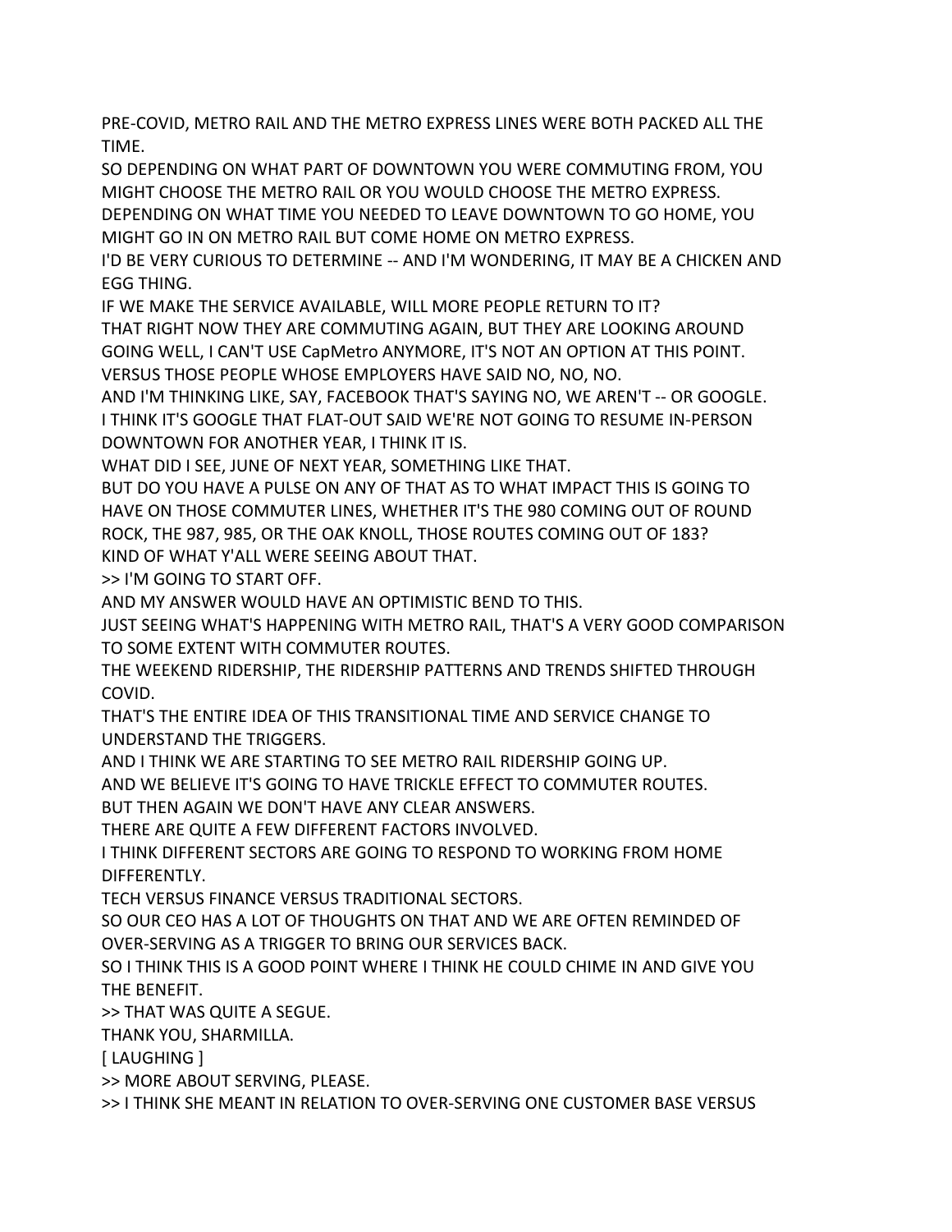PRE-COVID, METRO RAIL AND THE METRO EXPRESS LINES WERE BOTH PACKED ALL THE TIME.

SO DEPENDING ON WHAT PART OF DOWNTOWN YOU WERE COMMUTING FROM, YOU MIGHT CHOOSE THE METRO RAIL OR YOU WOULD CHOOSE THE METRO EXPRESS.

DEPENDING ON WHAT TIME YOU NEEDED TO LEAVE DOWNTOWN TO GO HOME, YOU MIGHT GO IN ON METRO RAIL BUT COME HOME ON METRO EXPRESS.

I'D BE VERY CURIOUS TO DETERMINE -- AND I'M WONDERING, IT MAY BE A CHICKEN AND EGG THING.

IF WE MAKE THE SERVICE AVAILABLE, WILL MORE PEOPLE RETURN TO IT?

THAT RIGHT NOW THEY ARE COMMUTING AGAIN, BUT THEY ARE LOOKING AROUND GOING WELL, I CAN'T USE CapMetro ANYMORE, IT'S NOT AN OPTION AT THIS POINT.

VERSUS THOSE PEOPLE WHOSE EMPLOYERS HAVE SAID NO, NO, NO.

AND I'M THINKING LIKE, SAY, FACEBOOK THAT'S SAYING NO, WE AREN'T -- OR GOOGLE.

I THINK IT'S GOOGLE THAT FLAT-OUT SAID WE'RE NOT GOING TO RESUME IN-PERSON DOWNTOWN FOR ANOTHER YEAR, I THINK IT IS.

WHAT DID I SEE, JUNE OF NEXT YEAR, SOMETHING LIKE THAT.

BUT DO YOU HAVE A PULSE ON ANY OF THAT AS TO WHAT IMPACT THIS IS GOING TO HAVE ON THOSE COMMUTER LINES, WHETHER IT'S THE 980 COMING OUT OF ROUND ROCK, THE 987, 985, OR THE OAK KNOLL, THOSE ROUTES COMING OUT OF 183?

KIND OF WHAT Y'ALL WERE SEEING ABOUT THAT.

>> I'M GOING TO START OFF.

AND MY ANSWER WOULD HAVE AN OPTIMISTIC BEND TO THIS.

JUST SEEING WHAT'S HAPPENING WITH METRO RAIL, THAT'S A VERY GOOD COMPARISON TO SOME EXTENT WITH COMMUTER ROUTES.

THE WEEKEND RIDERSHIP, THE RIDERSHIP PATTERNS AND TRENDS SHIFTED THROUGH COVID.

THAT'S THE ENTIRE IDEA OF THIS TRANSITIONAL TIME AND SERVICE CHANGE TO UNDERSTAND THE TRIGGERS.

AND I THINK WE ARE STARTING TO SEE METRO RAIL RIDERSHIP GOING UP.

AND WE BELIEVE IT'S GOING TO HAVE TRICKLE EFFECT TO COMMUTER ROUTES.

BUT THEN AGAIN WE DON'T HAVE ANY CLEAR ANSWERS.

THERE ARE QUITE A FEW DIFFERENT FACTORS INVOLVED.

I THINK DIFFERENT SECTORS ARE GOING TO RESPOND TO WORKING FROM HOME DIFFERENTLY.

TECH VERSUS FINANCE VERSUS TRADITIONAL SECTORS.

SO OUR CEO HAS A LOT OF THOUGHTS ON THAT AND WE ARE OFTEN REMINDED OF OVER-SERVING AS A TRIGGER TO BRING OUR SERVICES BACK.

SO I THINK THIS IS A GOOD POINT WHERE I THINK HE COULD CHIME IN AND GIVE YOU THE BENEFIT.

>> THAT WAS QUITE A SEGUE.

THANK YOU, SHARMILLA.

[ LAUGHING ]

>> MORE ABOUT SERVING, PLEASE.

>> I THINK SHE MEANT IN RELATION TO OVER-SERVING ONE CUSTOMER BASE VERSUS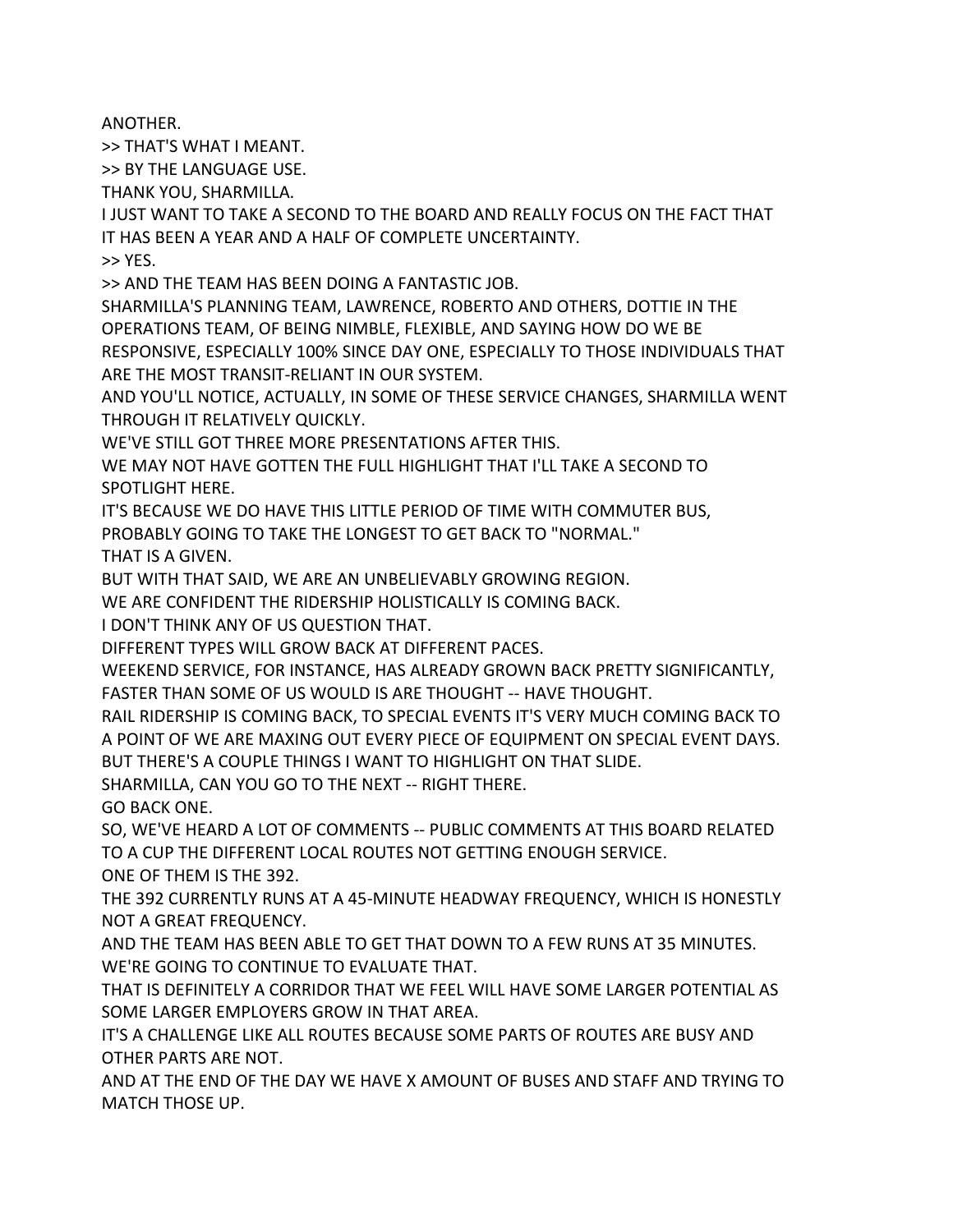ANOTHER.

>> THAT'S WHAT I MEANT.

>> BY THE LANGUAGE USE.

THANK YOU, SHARMILLA.

I JUST WANT TO TAKE A SECOND TO THE BOARD AND REALLY FOCUS ON THE FACT THAT IT HAS BEEN A YEAR AND A HALF OF COMPLETE UNCERTAINTY.

>> YES.

>> AND THE TEAM HAS BEEN DOING A FANTASTIC JOB.

SHARMILLA'S PLANNING TEAM, LAWRENCE, ROBERTO AND OTHERS, DOTTIE IN THE OPERATIONS TEAM, OF BEING NIMBLE, FLEXIBLE, AND SAYING HOW DO WE BE RESPONSIVE, ESPECIALLY 100% SINCE DAY ONE, ESPECIALLY TO THOSE INDIVIDUALS THAT ARE THE MOST TRANSIT-RELIANT IN OUR SYSTEM.

AND YOU'LL NOTICE, ACTUALLY, IN SOME OF THESE SERVICE CHANGES, SHARMILLA WENT THROUGH IT RELATIVELY QUICKLY.

WE'VE STILL GOT THREE MORE PRESENTATIONS AFTER THIS.

WE MAY NOT HAVE GOTTEN THE FULL HIGHLIGHT THAT I'LL TAKE A SECOND TO SPOTLIGHT HERE.

IT'S BECAUSE WE DO HAVE THIS LITTLE PERIOD OF TIME WITH COMMUTER BUS, PROBABLY GOING TO TAKE THE LONGEST TO GET BACK TO "NORMAL."

THAT IS A GIVEN.

BUT WITH THAT SAID, WE ARE AN UNBELIEVABLY GROWING REGION.

WE ARE CONFIDENT THE RIDERSHIP HOLISTICALLY IS COMING BACK.

I DON'T THINK ANY OF US QUESTION THAT.

DIFFERENT TYPES WILL GROW BACK AT DIFFERENT PACES.

WEEKEND SERVICE, FOR INSTANCE, HAS ALREADY GROWN BACK PRETTY SIGNIFICANTLY, FASTER THAN SOME OF US WOULD IS ARE THOUGHT -- HAVE THOUGHT.

RAIL RIDERSHIP IS COMING BACK, TO SPECIAL EVENTS IT'S VERY MUCH COMING BACK TO A POINT OF WE ARE MAXING OUT EVERY PIECE OF EQUIPMENT ON SPECIAL EVENT DAYS.

BUT THERE'S A COUPLE THINGS I WANT TO HIGHLIGHT ON THAT SLIDE.

SHARMILLA, CAN YOU GO TO THE NEXT -- RIGHT THERE.

GO BACK ONE.

SO, WE'VE HEARD A LOT OF COMMENTS -- PUBLIC COMMENTS AT THIS BOARD RELATED TO A CUP THE DIFFERENT LOCAL ROUTES NOT GETTING ENOUGH SERVICE.

ONE OF THEM IS THE 392.

THE 392 CURRENTLY RUNS AT A 45-MINUTE HEADWAY FREQUENCY, WHICH IS HONESTLY NOT A GREAT FREQUENCY.

AND THE TEAM HAS BEEN ABLE TO GET THAT DOWN TO A FEW RUNS AT 35 MINUTES.

WE'RE GOING TO CONTINUE TO EVALUATE THAT.

THAT IS DEFINITELY A CORRIDOR THAT WE FEEL WILL HAVE SOME LARGER POTENTIAL AS SOME LARGER EMPLOYERS GROW IN THAT AREA.

IT'S A CHALLENGE LIKE ALL ROUTES BECAUSE SOME PARTS OF ROUTES ARE BUSY AND OTHER PARTS ARE NOT.

AND AT THE END OF THE DAY WE HAVE X AMOUNT OF BUSES AND STAFF AND TRYING TO MATCH THOSE UP.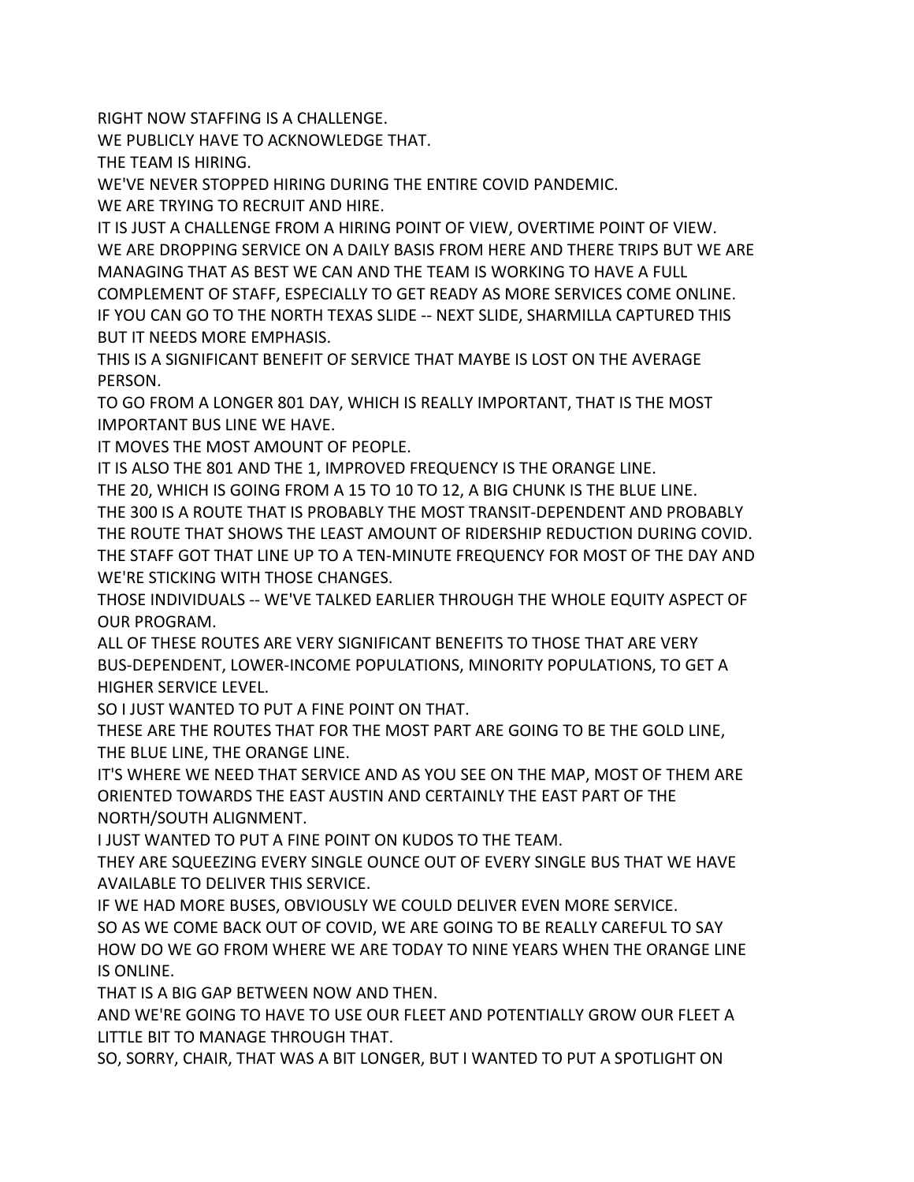RIGHT NOW STAFFING IS A CHALLENGE.

WE PUBLICLY HAVE TO ACKNOWLEDGE THAT.

THE TEAM IS HIRING.

WE'VE NEVER STOPPED HIRING DURING THE ENTIRE COVID PANDEMIC.

WE ARE TRYING TO RECRUIT AND HIRE.

IT IS JUST A CHALLENGE FROM A HIRING POINT OF VIEW, OVERTIME POINT OF VIEW.

WE ARE DROPPING SERVICE ON A DAILY BASIS FROM HERE AND THERE TRIPS BUT WE ARE MANAGING THAT AS BEST WE CAN AND THE TEAM IS WORKING TO HAVE A FULL COMPLEMENT OF STAFF, ESPECIALLY TO GET READY AS MORE SERVICES COME ONLINE.

IF YOU CAN GO TO THE NORTH TEXAS SLIDE -- NEXT SLIDE, SHARMILLA CAPTURED THIS BUT IT NEEDS MORE EMPHASIS.

THIS IS A SIGNIFICANT BENEFIT OF SERVICE THAT MAYBE IS LOST ON THE AVERAGE PERSON.

TO GO FROM A LONGER 801 DAY, WHICH IS REALLY IMPORTANT, THAT IS THE MOST IMPORTANT BUS LINE WE HAVE.

IT MOVES THE MOST AMOUNT OF PEOPLE.

IT IS ALSO THE 801 AND THE 1, IMPROVED FREQUENCY IS THE ORANGE LINE.

THE 20, WHICH IS GOING FROM A 15 TO 10 TO 12, A BIG CHUNK IS THE BLUE LINE.

THE 300 IS A ROUTE THAT IS PROBABLY THE MOST TRANSIT-DEPENDENT AND PROBABLY THE ROUTE THAT SHOWS THE LEAST AMOUNT OF RIDERSHIP REDUCTION DURING COVID.

THE STAFF GOT THAT LINE UP TO A TEN-MINUTE FREQUENCY FOR MOST OF THE DAY AND WE'RE STICKING WITH THOSE CHANGES.

THOSE INDIVIDUALS -- WE'VE TALKED EARLIER THROUGH THE WHOLE EQUITY ASPECT OF OUR PROGRAM.

ALL OF THESE ROUTES ARE VERY SIGNIFICANT BENEFITS TO THOSE THAT ARE VERY BUS-DEPENDENT, LOWER-INCOME POPULATIONS, MINORITY POPULATIONS, TO GET A HIGHER SERVICE LEVEL.

SO I JUST WANTED TO PUT A FINE POINT ON THAT.

THESE ARE THE ROUTES THAT FOR THE MOST PART ARE GOING TO BE THE GOLD LINE, THE BLUE LINE, THE ORANGE LINE.

IT'S WHERE WE NEED THAT SERVICE AND AS YOU SEE ON THE MAP, MOST OF THEM ARE ORIENTED TOWARDS THE EAST AUSTIN AND CERTAINLY THE EAST PART OF THE NORTH/SOUTH ALIGNMENT.

I JUST WANTED TO PUT A FINE POINT ON KUDOS TO THE TEAM.

THEY ARE SQUEEZING EVERY SINGLE OUNCE OUT OF EVERY SINGLE BUS THAT WE HAVE AVAILABLE TO DELIVER THIS SERVICE.

IF WE HAD MORE BUSES, OBVIOUSLY WE COULD DELIVER EVEN MORE SERVICE.

SO AS WE COME BACK OUT OF COVID, WE ARE GOING TO BE REALLY CAREFUL TO SAY HOW DO WE GO FROM WHERE WE ARE TODAY TO NINE YEARS WHEN THE ORANGE LINE IS ONLINE.

THAT IS A BIG GAP BETWEEN NOW AND THEN.

AND WE'RE GOING TO HAVE TO USE OUR FLEET AND POTENTIALLY GROW OUR FLEET A LITTLE BIT TO MANAGE THROUGH THAT.

SO, SORRY, CHAIR, THAT WAS A BIT LONGER, BUT I WANTED TO PUT A SPOTLIGHT ON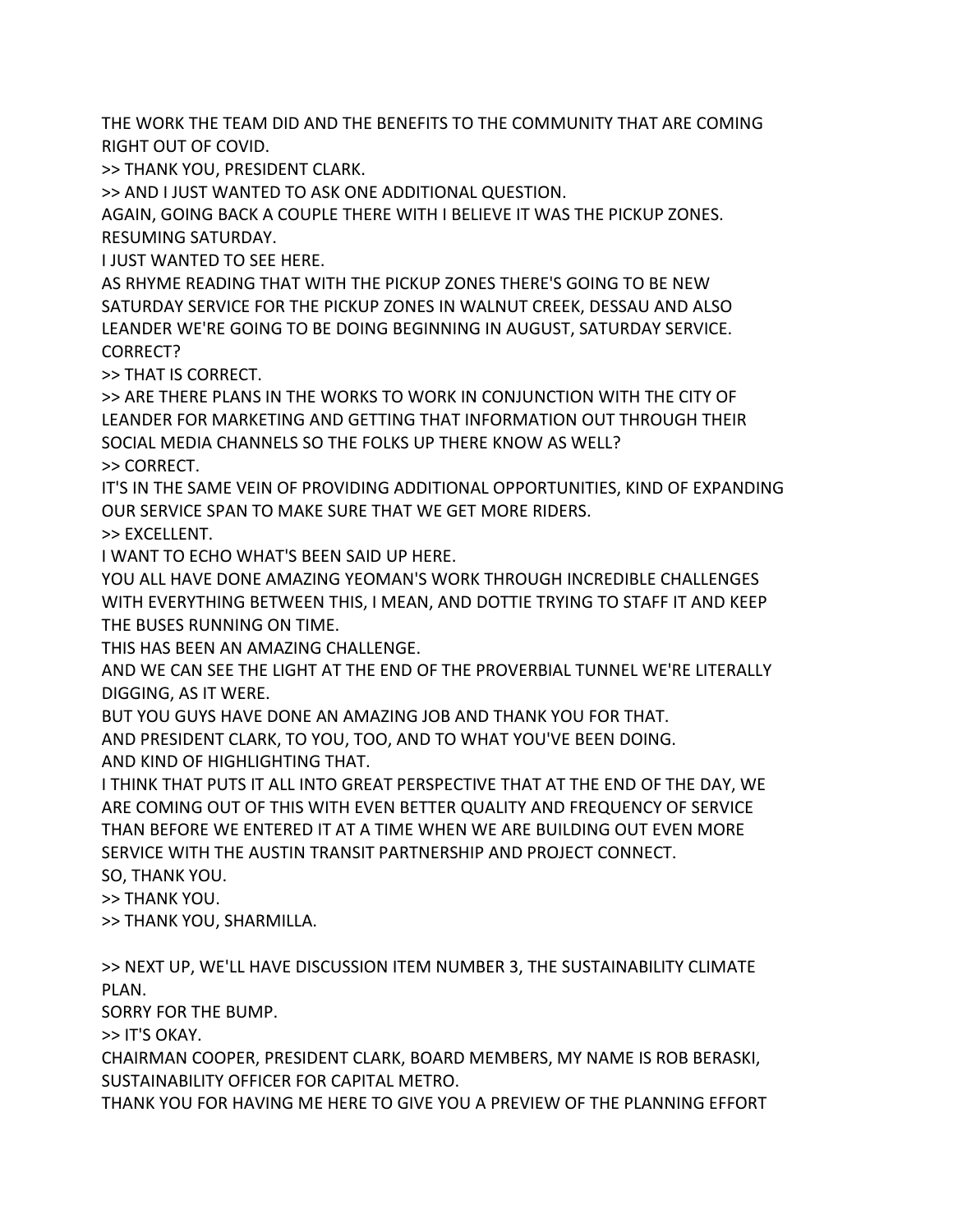THE WORK THE TEAM DID AND THE BENEFITS TO THE COMMUNITY THAT ARE COMING RIGHT OUT OF COVID.

>> THANK YOU, PRESIDENT CLARK.

>> AND I JUST WANTED TO ASK ONE ADDITIONAL QUESTION.

AGAIN, GOING BACK A COUPLE THERE WITH I BELIEVE IT WAS THE PICKUP ZONES.

RESUMING SATURDAY.

I JUST WANTED TO SEE HERE.

AS RHYME READING THAT WITH THE PICKUP ZONES THERE'S GOING TO BE NEW SATURDAY SERVICE FOR THE PICKUP ZONES IN WALNUT CREEK, DESSAU AND ALSO LEANDER WE'RE GOING TO BE DOING BEGINNING IN AUGUST, SATURDAY SERVICE.

CORRECT?

>> THAT IS CORRECT.

>> ARE THERE PLANS IN THE WORKS TO WORK IN CONJUNCTION WITH THE CITY OF LEANDER FOR MARKETING AND GETTING THAT INFORMATION OUT THROUGH THEIR SOCIAL MEDIA CHANNELS SO THE FOLKS UP THERE KNOW AS WELL?

>> CORRECT.

IT'S IN THE SAME VEIN OF PROVIDING ADDITIONAL OPPORTUNITIES, KIND OF EXPANDING OUR SERVICE SPAN TO MAKE SURE THAT WE GET MORE RIDERS.

>> EXCELLENT.

I WANT TO ECHO WHAT'S BEEN SAID UP HERE.

YOU ALL HAVE DONE AMAZING YEOMAN'S WORK THROUGH INCREDIBLE CHALLENGES WITH EVERYTHING BETWEEN THIS, I MEAN, AND DOTTIE TRYING TO STAFF IT AND KEEP THE BUSES RUNNING ON TIME.

THIS HAS BEEN AN AMAZING CHALLENGE.

AND WE CAN SEE THE LIGHT AT THE END OF THE PROVERBIAL TUNNEL WE'RE LITERALLY DIGGING, AS IT WERE.

BUT YOU GUYS HAVE DONE AN AMAZING JOB AND THANK YOU FOR THAT.

AND PRESIDENT CLARK, TO YOU, TOO, AND TO WHAT YOU'VE BEEN DOING.

AND KIND OF HIGHLIGHTING THAT.

I THINK THAT PUTS IT ALL INTO GREAT PERSPECTIVE THAT AT THE END OF THE DAY, WE ARE COMING OUT OF THIS WITH EVEN BETTER QUALITY AND FREQUENCY OF SERVICE THAN BEFORE WE ENTERED IT AT A TIME WHEN WE ARE BUILDING OUT EVEN MORE SERVICE WITH THE AUSTIN TRANSIT PARTNERSHIP AND PROJECT CONNECT.

SO, THANK YOU.

>> THANK YOU.

>> THANK YOU, SHARMILLA.

>> NEXT UP, WE'LL HAVE DISCUSSION ITEM NUMBER 3, THE SUSTAINABILITY CLIMATE PLAN.

SORRY FOR THE BUMP.

>> IT'S OKAY.

CHAIRMAN COOPER, PRESIDENT CLARK, BOARD MEMBERS, MY NAME IS ROB BERASKI, SUSTAINABILITY OFFICER FOR CAPITAL METRO.

THANK YOU FOR HAVING ME HERE TO GIVE YOU A PREVIEW OF THE PLANNING EFFORT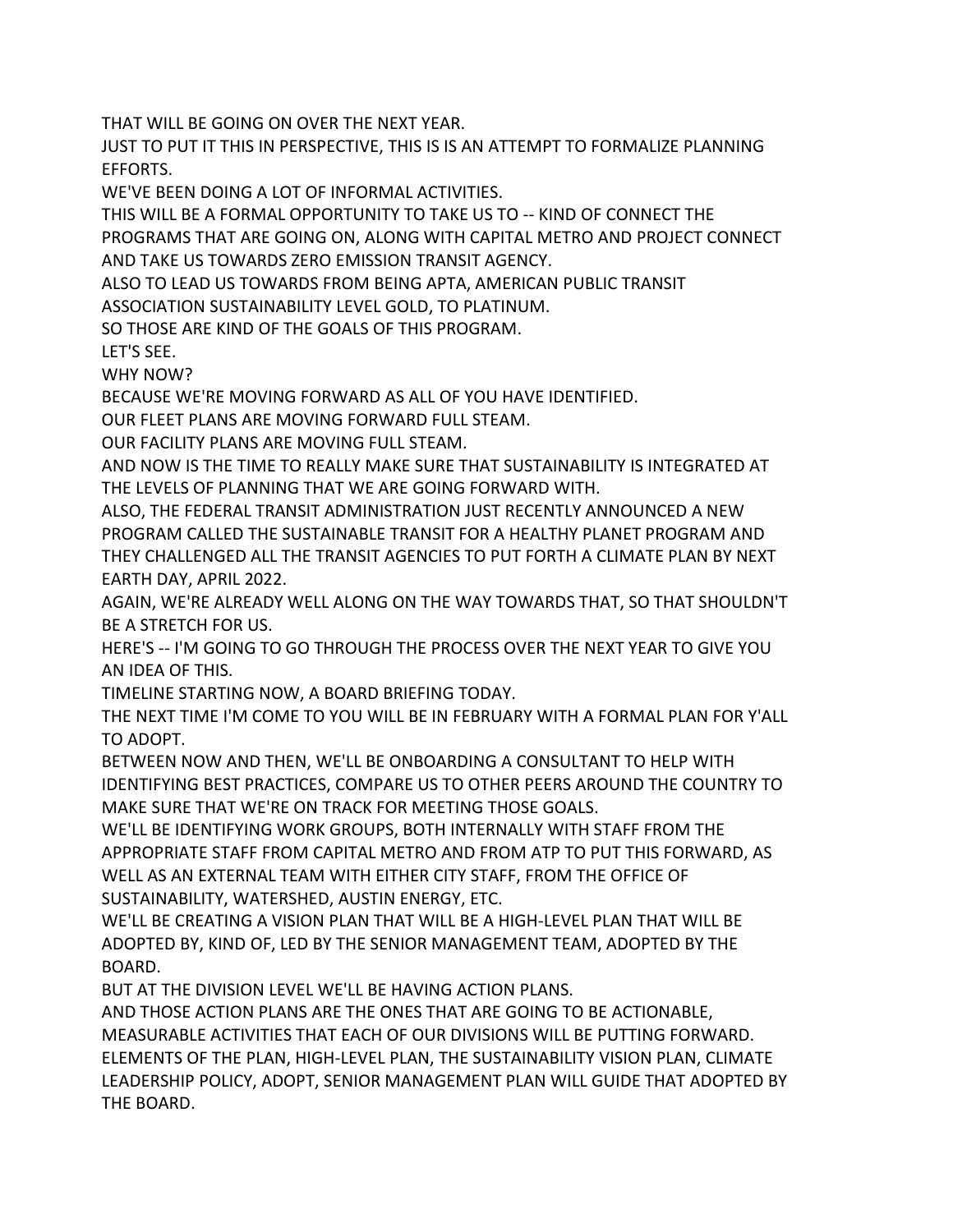THAT WILL BE GOING ON OVER THE NEXT YEAR.
JUST TO PUT IT THIS IN PERSPECTIVE, THIS IS IS AN ATTEMPT TO FORMALIZE PLANNING EFFORTS.
WE'VE BEEN DOING A LOT OF INFORMAL ACTIVITIES.
THIS WILL BE A FORMAL OPPORTUNITY TO TAKE US TO -- KIND OF CONNECT THE PROGRAMS THAT ARE GOING ON, ALONG WITH CAPITAL METRO AND PROJECT CONNECT AND TAKE US TOWARDS ZERO EMISSION TRANSIT AGENCY.
ALSO TO LEAD US TOWARDS FROM BEING APTA, AMERICAN PUBLIC TRANSIT ASSOCIATION SUSTAINABILITY LEVEL GOLD, TO PLATINUM.
SO THOSE ARE KIND OF THE GOALS OF THIS PROGRAM.
LET'S SEE.
WHY NOW?
BECAUSE WE'RE MOVING FORWARD AS ALL OF YOU HAVE IDENTIFIED.
OUR FLEET PLANS ARE MOVING FORWARD FULL STEAM.
OUR FACILITY PLANS ARE MOVING FULL STEAM.
AND NOW IS THE TIME TO REALLY MAKE SURE THAT SUSTAINABILITY IS INTEGRATED AT THE LEVELS OF PLANNING THAT WE ARE GOING FORWARD WITH.
ALSO, THE FEDERAL TRANSIT ADMINISTRATION JUST RECENTLY ANNOUNCED A NEW PROGRAM CALLED THE SUSTAINABLE TRANSIT FOR A HEALTHY PLANET PROGRAM AND THEY CHALLENGED ALL THE TRANSIT AGENCIES TO PUT FORTH A CLIMATE PLAN BY NEXT EARTH DAY, APRIL 2022.
AGAIN, WE'RE ALREADY WELL ALONG ON THE WAY TOWARDS THAT, SO THAT SHOULDN'T BE A STRETCH FOR US.
HERE'S -- I'M GOING TO GO THROUGH THE PROCESS OVER THE NEXT YEAR TO GIVE YOU AN IDEA OF THIS.
TIMELINE STARTING NOW, A BOARD BRIEFING TODAY.
THE NEXT TIME I'M COME TO YOU WILL BE IN FEBRUARY WITH A FORMAL PLAN FOR Y'ALL TO ADOPT.
BETWEEN NOW AND THEN, WE'LL BE ONBOARDING A CONSULTANT TO HELP WITH IDENTIFYING BEST PRACTICES, COMPARE US TO OTHER PEERS AROUND THE COUNTRY TO MAKE SURE THAT WE'RE ON TRACK FOR MEETING THOSE GOALS.
WE'LL BE IDENTIFYING WORK GROUPS, BOTH INTERNALLY WITH STAFF FROM THE APPROPRIATE STAFF FROM CAPITAL METRO AND FROM ATP TO PUT THIS FORWARD, AS WELL AS AN EXTERNAL TEAM WITH EITHER CITY STAFF, FROM THE OFFICE OF SUSTAINABILITY, WATERSHED, AUSTIN ENERGY, ETC.
WE'LL BE CREATING A VISION PLAN THAT WILL BE A HIGH-LEVEL PLAN THAT WILL BE ADOPTED BY, KIND OF, LED BY THE SENIOR MANAGEMENT TEAM, ADOPTED BY THE BOARD.
BUT AT THE DIVISION LEVEL WE'LL BE HAVING ACTION PLANS.
AND THOSE ACTION PLANS ARE THE ONES THAT ARE GOING TO BE ACTIONABLE, MEASURABLE ACTIVITIES THAT EACH OF OUR DIVISIONS WILL BE PUTTING FORWARD.
ELEMENTS OF THE PLAN, HIGH-LEVEL PLAN, THE SUSTAINABILITY VISION PLAN, CLIMATE LEADERSHIP POLICY, ADOPT, SENIOR MANAGEMENT PLAN WILL GUIDE THAT ADOPTED BY THE BOARD.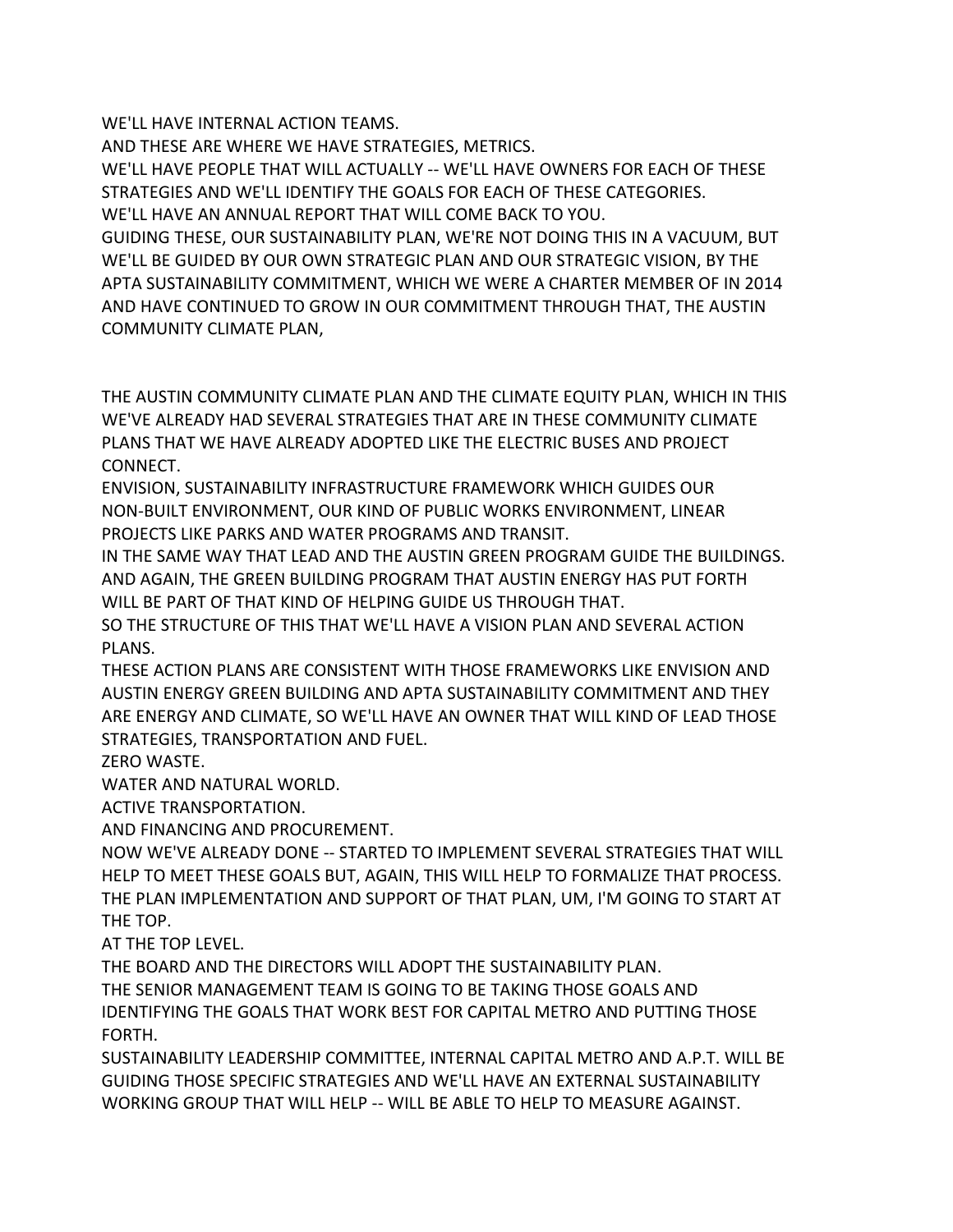WE'LL HAVE INTERNAL ACTION TEAMS.
AND THESE ARE WHERE WE HAVE STRATEGIES, METRICS.
WE'LL HAVE PEOPLE THAT WILL ACTUALLY -- WE'LL HAVE OWNERS FOR EACH OF THESE STRATEGIES AND WE'LL IDENTIFY THE GOALS FOR EACH OF THESE CATEGORIES.
WE'LL HAVE AN ANNUAL REPORT THAT WILL COME BACK TO YOU.
GUIDING THESE, OUR SUSTAINABILITY PLAN, WE'RE NOT DOING THIS IN A VACUUM, BUT WE'LL BE GUIDED BY OUR OWN STRATEGIC PLAN AND OUR STRATEGIC VISION, BY THE APTA SUSTAINABILITY COMMITMENT, WHICH WE WERE A CHARTER MEMBER OF IN 2014 AND HAVE CONTINUED TO GROW IN OUR COMMITMENT THROUGH THAT, THE AUSTIN COMMUNITY CLIMATE PLAN,

THE AUSTIN COMMUNITY CLIMATE PLAN AND THE CLIMATE EQUITY PLAN, WHICH IN THIS WE'VE ALREADY HAD SEVERAL STRATEGIES THAT ARE IN THESE COMMUNITY CLIMATE PLANS THAT WE HAVE ALREADY ADOPTED LIKE THE ELECTRIC BUSES AND PROJECT CONNECT.
ENVISION, SUSTAINABILITY INFRASTRUCTURE FRAMEWORK WHICH GUIDES OUR NON-BUILT ENVIRONMENT, OUR KIND OF PUBLIC WORKS ENVIRONMENT, LINEAR PROJECTS LIKE PARKS AND WATER PROGRAMS AND TRANSIT.
IN THE SAME WAY THAT LEAD AND THE AUSTIN GREEN PROGRAM GUIDE THE BUILDINGS.
AND AGAIN, THE GREEN BUILDING PROGRAM THAT AUSTIN ENERGY HAS PUT FORTH WILL BE PART OF THAT KIND OF HELPING GUIDE US THROUGH THAT.
SO THE STRUCTURE OF THIS THAT WE'LL HAVE A VISION PLAN AND SEVERAL ACTION PLANS.
THESE ACTION PLANS ARE CONSISTENT WITH THOSE FRAMEWORKS LIKE ENVISION AND AUSTIN ENERGY GREEN BUILDING AND APTA SUSTAINABILITY COMMITMENT AND THEY ARE ENERGY AND CLIMATE, SO WE'LL HAVE AN OWNER THAT WILL KIND OF LEAD THOSE STRATEGIES, TRANSPORTATION AND FUEL.
ZERO WASTE.
WATER AND NATURAL WORLD.
ACTIVE TRANSPORTATION.
AND FINANCING AND PROCUREMENT.
NOW WE'VE ALREADY DONE -- STARTED TO IMPLEMENT SEVERAL STRATEGIES THAT WILL HELP TO MEET THESE GOALS BUT, AGAIN, THIS WILL HELP TO FORMALIZE THAT PROCESS.
THE PLAN IMPLEMENTATION AND SUPPORT OF THAT PLAN, UM, I'M GOING TO START AT THE TOP.
AT THE TOP LEVEL.
THE BOARD AND THE DIRECTORS WILL ADOPT THE SUSTAINABILITY PLAN.
THE SENIOR MANAGEMENT TEAM IS GOING TO BE TAKING THOSE GOALS AND IDENTIFYING THE GOALS THAT WORK BEST FOR CAPITAL METRO AND PUTTING THOSE FORTH.
SUSTAINABILITY LEADERSHIP COMMITTEE, INTERNAL CAPITAL METRO AND A.P.T. WILL BE GUIDING THOSE SPECIFIC STRATEGIES AND WE'LL HAVE AN EXTERNAL SUSTAINABILITY WORKING GROUP THAT WILL HELP -- WILL BE ABLE TO HELP TO MEASURE AGAINST.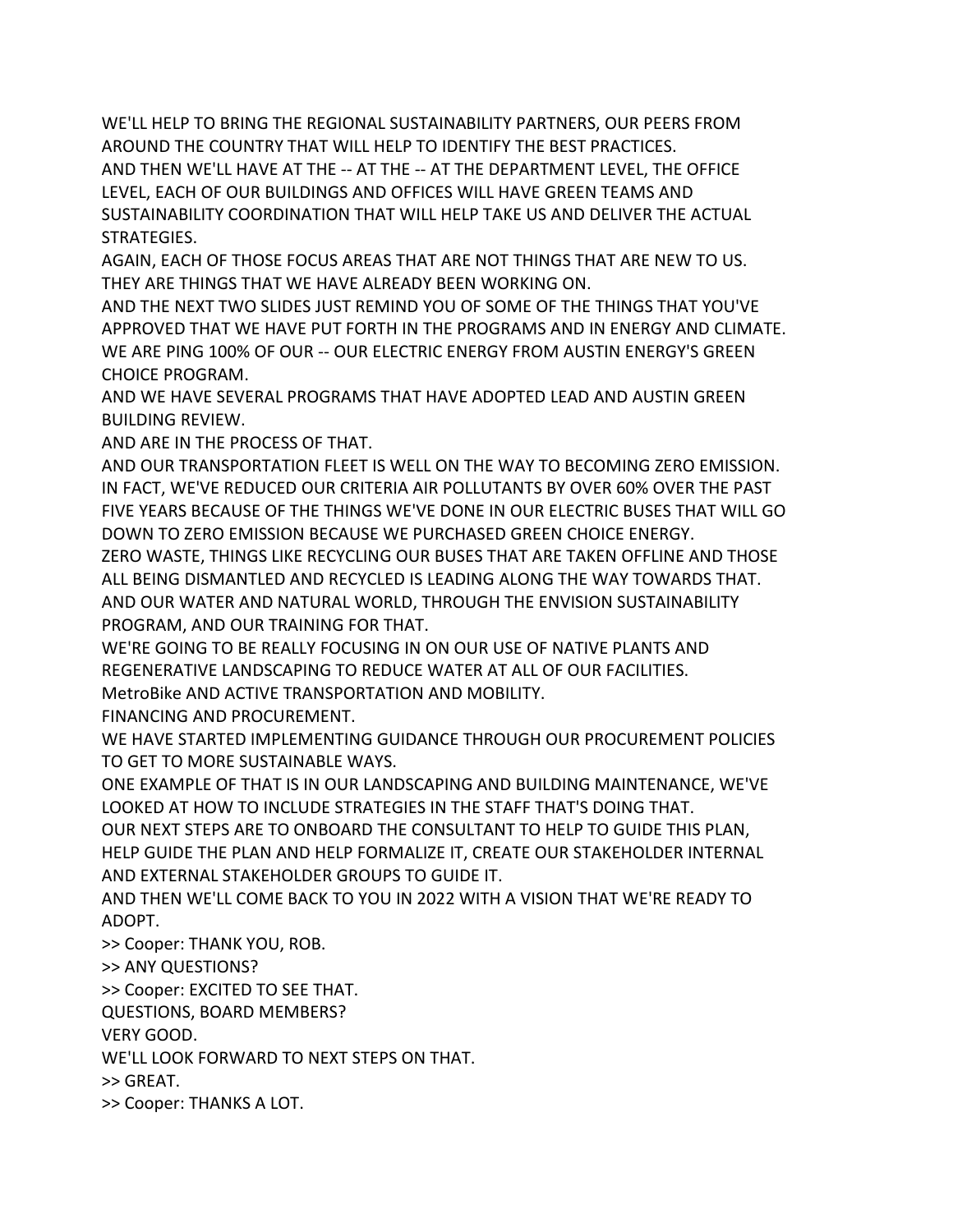WE'LL HELP TO BRING THE REGIONAL SUSTAINABILITY PARTNERS, OUR PEERS FROM AROUND THE COUNTRY THAT WILL HELP TO IDENTIFY THE BEST PRACTICES.
AND THEN WE'LL HAVE AT THE -- AT THE -- AT THE DEPARTMENT LEVEL, THE OFFICE LEVEL, EACH OF OUR BUILDINGS AND OFFICES WILL HAVE GREEN TEAMS AND SUSTAINABILITY COORDINATION THAT WILL HELP TAKE US AND DELIVER THE ACTUAL STRATEGIES.
AGAIN, EACH OF THOSE FOCUS AREAS THAT ARE NOT THINGS THAT ARE NEW TO US. THEY ARE THINGS THAT WE HAVE ALREADY BEEN WORKING ON.
AND THE NEXT TWO SLIDES JUST REMIND YOU OF SOME OF THE THINGS THAT YOU'VE APPROVED THAT WE HAVE PUT FORTH IN THE PROGRAMS AND IN ENERGY AND CLIMATE.
WE ARE PING 100% OF OUR -- OUR ELECTRIC ENERGY FROM AUSTIN ENERGY'S GREEN CHOICE PROGRAM.
AND WE HAVE SEVERAL PROGRAMS THAT HAVE ADOPTED LEAD AND AUSTIN GREEN BUILDING REVIEW.
AND ARE IN THE PROCESS OF THAT.
AND OUR TRANSPORTATION FLEET IS WELL ON THE WAY TO BECOMING ZERO EMISSION.
IN FACT, WE'VE REDUCED OUR CRITERIA AIR POLLUTANTS BY OVER 60% OVER THE PAST FIVE YEARS BECAUSE OF THE THINGS WE'VE DONE IN OUR ELECTRIC BUSES THAT WILL GO DOWN TO ZERO EMISSION BECAUSE WE PURCHASED GREEN CHOICE ENERGY.
ZERO WASTE, THINGS LIKE RECYCLING OUR BUSES THAT ARE TAKEN OFFLINE AND THOSE ALL BEING DISMANTLED AND RECYCLED IS LEADING ALONG THE WAY TOWARDS THAT.
AND OUR WATER AND NATURAL WORLD, THROUGH THE ENVISION SUSTAINABILITY PROGRAM, AND OUR TRAINING FOR THAT.
WE'RE GOING TO BE REALLY FOCUSING IN ON OUR USE OF NATIVE PLANTS AND REGENERATIVE LANDSCAPING TO REDUCE WATER AT ALL OF OUR FACILITIES.
MetroBike AND ACTIVE TRANSPORTATION AND MOBILITY.
FINANCING AND PROCUREMENT.
WE HAVE STARTED IMPLEMENTING GUIDANCE THROUGH OUR PROCUREMENT POLICIES TO GET TO MORE SUSTAINABLE WAYS.
ONE EXAMPLE OF THAT IS IN OUR LANDSCAPING AND BUILDING MAINTENANCE, WE'VE LOOKED AT HOW TO INCLUDE STRATEGIES IN THE STAFF THAT'S DOING THAT.
OUR NEXT STEPS ARE TO ONBOARD THE CONSULTANT TO HELP TO GUIDE THIS PLAN, HELP GUIDE THE PLAN AND HELP FORMALIZE IT, CREATE OUR STAKEHOLDER INTERNAL AND EXTERNAL STAKEHOLDER GROUPS TO GUIDE IT.
AND THEN WE'LL COME BACK TO YOU IN 2022 WITH A VISION THAT WE'RE READY TO ADOPT.
>> Cooper: THANK YOU, ROB.
>> ANY QUESTIONS?
>> Cooper: EXCITED TO SEE THAT.
QUESTIONS, BOARD MEMBERS?
VERY GOOD.
WE'LL LOOK FORWARD TO NEXT STEPS ON THAT.
>> GREAT.
>> Cooper: THANKS A LOT.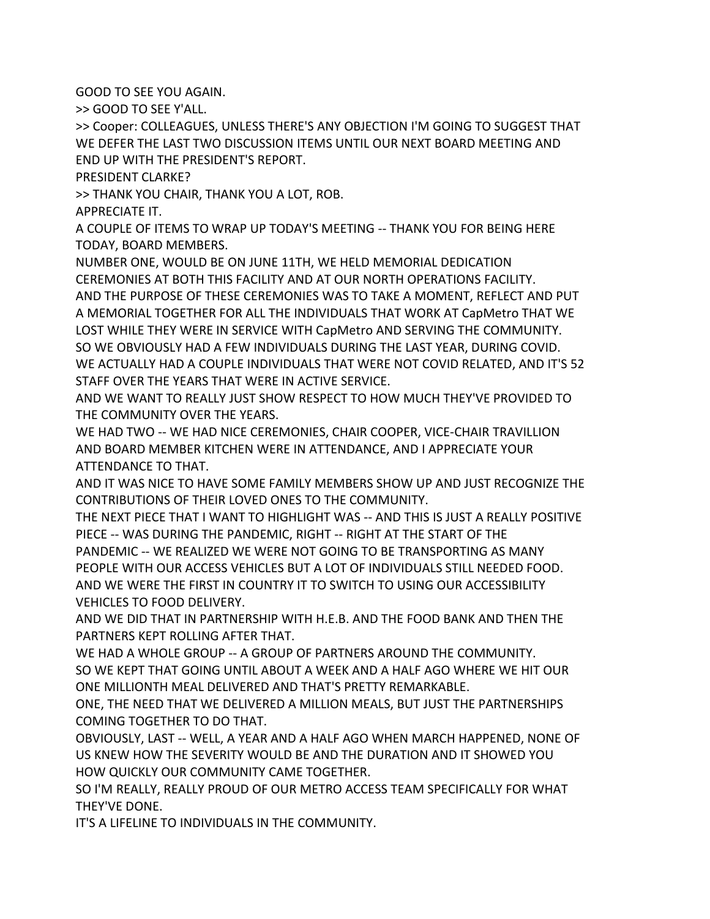GOOD TO SEE YOU AGAIN.

>> GOOD TO SEE Y'ALL.

>> Cooper: COLLEAGUES, UNLESS THERE'S ANY OBJECTION I'M GOING TO SUGGEST THAT WE DEFER THE LAST TWO DISCUSSION ITEMS UNTIL OUR NEXT BOARD MEETING AND END UP WITH THE PRESIDENT'S REPORT.

PRESIDENT CLARKE?

>> THANK YOU CHAIR, THANK YOU A LOT, ROB.

APPRECIATE IT.

A COUPLE OF ITEMS TO WRAP UP TODAY'S MEETING -- THANK YOU FOR BEING HERE TODAY, BOARD MEMBERS.

NUMBER ONE, WOULD BE ON JUNE 11TH, WE HELD MEMORIAL DEDICATION CEREMONIES AT BOTH THIS FACILITY AND AT OUR NORTH OPERATIONS FACILITY.

AND THE PURPOSE OF THESE CEREMONIES WAS TO TAKE A MOMENT, REFLECT AND PUT A MEMORIAL TOGETHER FOR ALL THE INDIVIDUALS THAT WORK AT CapMetro THAT WE LOST WHILE THEY WERE IN SERVICE WITH CapMetro AND SERVING THE COMMUNITY.

SO WE OBVIOUSLY HAD A FEW INDIVIDUALS DURING THE LAST YEAR, DURING COVID.

WE ACTUALLY HAD A COUPLE INDIVIDUALS THAT WERE NOT COVID RELATED, AND IT'S 52 STAFF OVER THE YEARS THAT WERE IN ACTIVE SERVICE.

AND WE WANT TO REALLY JUST SHOW RESPECT TO HOW MUCH THEY'VE PROVIDED TO THE COMMUNITY OVER THE YEARS.

WE HAD TWO -- WE HAD NICE CEREMONIES, CHAIR COOPER, VICE-CHAIR TRAVILLION AND BOARD MEMBER KITCHEN WERE IN ATTENDANCE, AND I APPRECIATE YOUR ATTENDANCE TO THAT.

AND IT WAS NICE TO HAVE SOME FAMILY MEMBERS SHOW UP AND JUST RECOGNIZE THE CONTRIBUTIONS OF THEIR LOVED ONES TO THE COMMUNITY.

THE NEXT PIECE THAT I WANT TO HIGHLIGHT WAS -- AND THIS IS JUST A REALLY POSITIVE PIECE -- WAS DURING THE PANDEMIC, RIGHT -- RIGHT AT THE START OF THE PANDEMIC -- WE REALIZED WE WERE NOT GOING TO BE TRANSPORTING AS MANY PEOPLE WITH OUR ACCESS VEHICLES BUT A LOT OF INDIVIDUALS STILL NEEDED FOOD.

AND WE WERE THE FIRST IN COUNTRY IT TO SWITCH TO USING OUR ACCESSIBILITY VEHICLES TO FOOD DELIVERY.

AND WE DID THAT IN PARTNERSHIP WITH H.E.B. AND THE FOOD BANK AND THEN THE PARTNERS KEPT ROLLING AFTER THAT.

WE HAD A WHOLE GROUP -- A GROUP OF PARTNERS AROUND THE COMMUNITY.

SO WE KEPT THAT GOING UNTIL ABOUT A WEEK AND A HALF AGO WHERE WE HIT OUR ONE MILLIONTH MEAL DELIVERED AND THAT'S PRETTY REMARKABLE.

ONE, THE NEED THAT WE DELIVERED A MILLION MEALS, BUT JUST THE PARTNERSHIPS COMING TOGETHER TO DO THAT.

OBVIOUSLY, LAST -- WELL, A YEAR AND A HALF AGO WHEN MARCH HAPPENED, NONE OF US KNEW HOW THE SEVERITY WOULD BE AND THE DURATION AND IT SHOWED YOU HOW QUICKLY OUR COMMUNITY CAME TOGETHER.

SO I'M REALLY, REALLY PROUD OF OUR METRO ACCESS TEAM SPECIFICALLY FOR WHAT THEY'VE DONE.

IT'S A LIFELINE TO INDIVIDUALS IN THE COMMUNITY.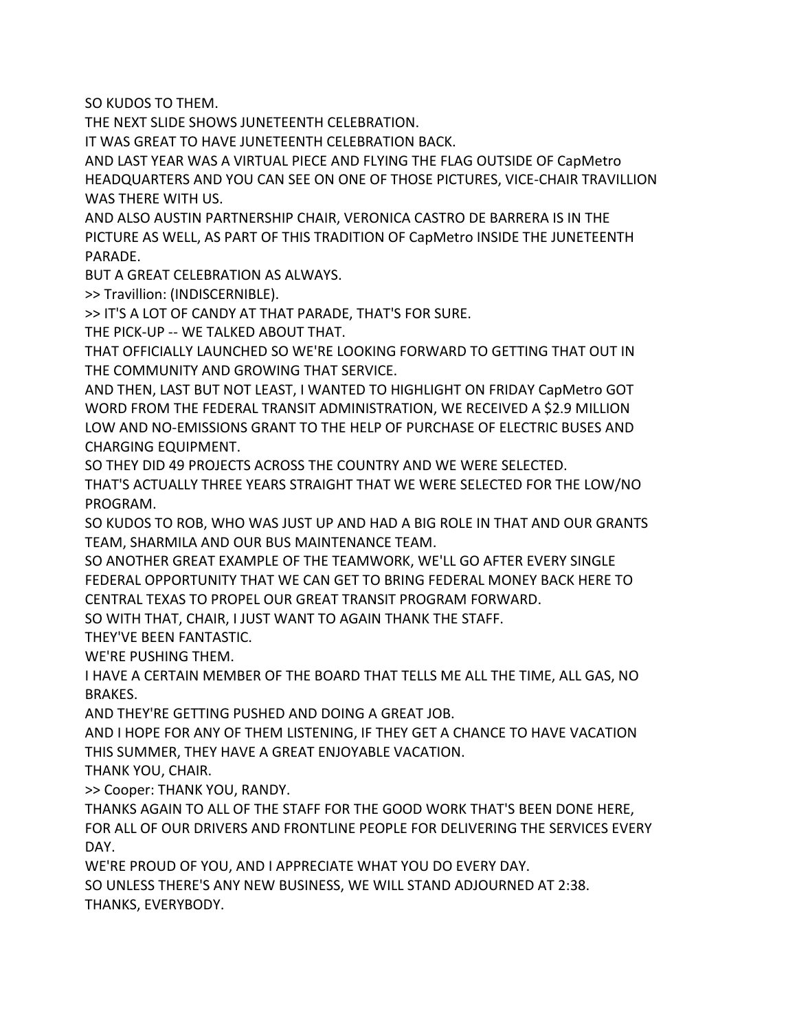SO KUDOS TO THEM.

THE NEXT SLIDE SHOWS JUNETEENTH CELEBRATION.

IT WAS GREAT TO HAVE JUNETEENTH CELEBRATION BACK.

AND LAST YEAR WAS A VIRTUAL PIECE AND FLYING THE FLAG OUTSIDE OF CapMetro HEADQUARTERS AND YOU CAN SEE ON ONE OF THOSE PICTURES, VICE-CHAIR TRAVILLION WAS THERE WITH US.

AND ALSO AUSTIN PARTNERSHIP CHAIR, VERONICA CASTRO DE BARRERA IS IN THE PICTURE AS WELL, AS PART OF THIS TRADITION OF CapMetro INSIDE THE JUNETEENTH PARADE.

BUT A GREAT CELEBRATION AS ALWAYS.

>> Travillion: (INDISCERNIBLE).

>> IT'S A LOT OF CANDY AT THAT PARADE, THAT'S FOR SURE.

THE PICK-UP -- WE TALKED ABOUT THAT.

THAT OFFICIALLY LAUNCHED SO WE'RE LOOKING FORWARD TO GETTING THAT OUT IN THE COMMUNITY AND GROWING THAT SERVICE.

AND THEN, LAST BUT NOT LEAST, I WANTED TO HIGHLIGHT ON FRIDAY CapMetro GOT WORD FROM THE FEDERAL TRANSIT ADMINISTRATION, WE RECEIVED A $2.9 MILLION LOW AND NO-EMISSIONS GRANT TO THE HELP OF PURCHASE OF ELECTRIC BUSES AND CHARGING EQUIPMENT.

SO THEY DID 49 PROJECTS ACROSS THE COUNTRY AND WE WERE SELECTED.

THAT'S ACTUALLY THREE YEARS STRAIGHT THAT WE WERE SELECTED FOR THE LOW/NO PROGRAM.

SO KUDOS TO ROB, WHO WAS JUST UP AND HAD A BIG ROLE IN THAT AND OUR GRANTS TEAM, SHARMILA AND OUR BUS MAINTENANCE TEAM.

SO ANOTHER GREAT EXAMPLE OF THE TEAMWORK, WE'LL GO AFTER EVERY SINGLE FEDERAL OPPORTUNITY THAT WE CAN GET TO BRING FEDERAL MONEY BACK HERE TO CENTRAL TEXAS TO PROPEL OUR GREAT TRANSIT PROGRAM FORWARD.

SO WITH THAT, CHAIR, I JUST WANT TO AGAIN THANK THE STAFF.

THEY'VE BEEN FANTASTIC.

WE'RE PUSHING THEM.

I HAVE A CERTAIN MEMBER OF THE BOARD THAT TELLS ME ALL THE TIME, ALL GAS, NO BRAKES.

AND THEY'RE GETTING PUSHED AND DOING A GREAT JOB.

AND I HOPE FOR ANY OF THEM LISTENING, IF THEY GET A CHANCE TO HAVE VACATION THIS SUMMER, THEY HAVE A GREAT ENJOYABLE VACATION.

THANK YOU, CHAIR.

>> Cooper: THANK YOU, RANDY.

THANKS AGAIN TO ALL OF THE STAFF FOR THE GOOD WORK THAT'S BEEN DONE HERE, FOR ALL OF OUR DRIVERS AND FRONTLINE PEOPLE FOR DELIVERING THE SERVICES EVERY DAY.

WE'RE PROUD OF YOU, AND I APPRECIATE WHAT YOU DO EVERY DAY.

SO UNLESS THERE'S ANY NEW BUSINESS, WE WILL STAND ADJOURNED AT 2:38.

THANKS, EVERYBODY.